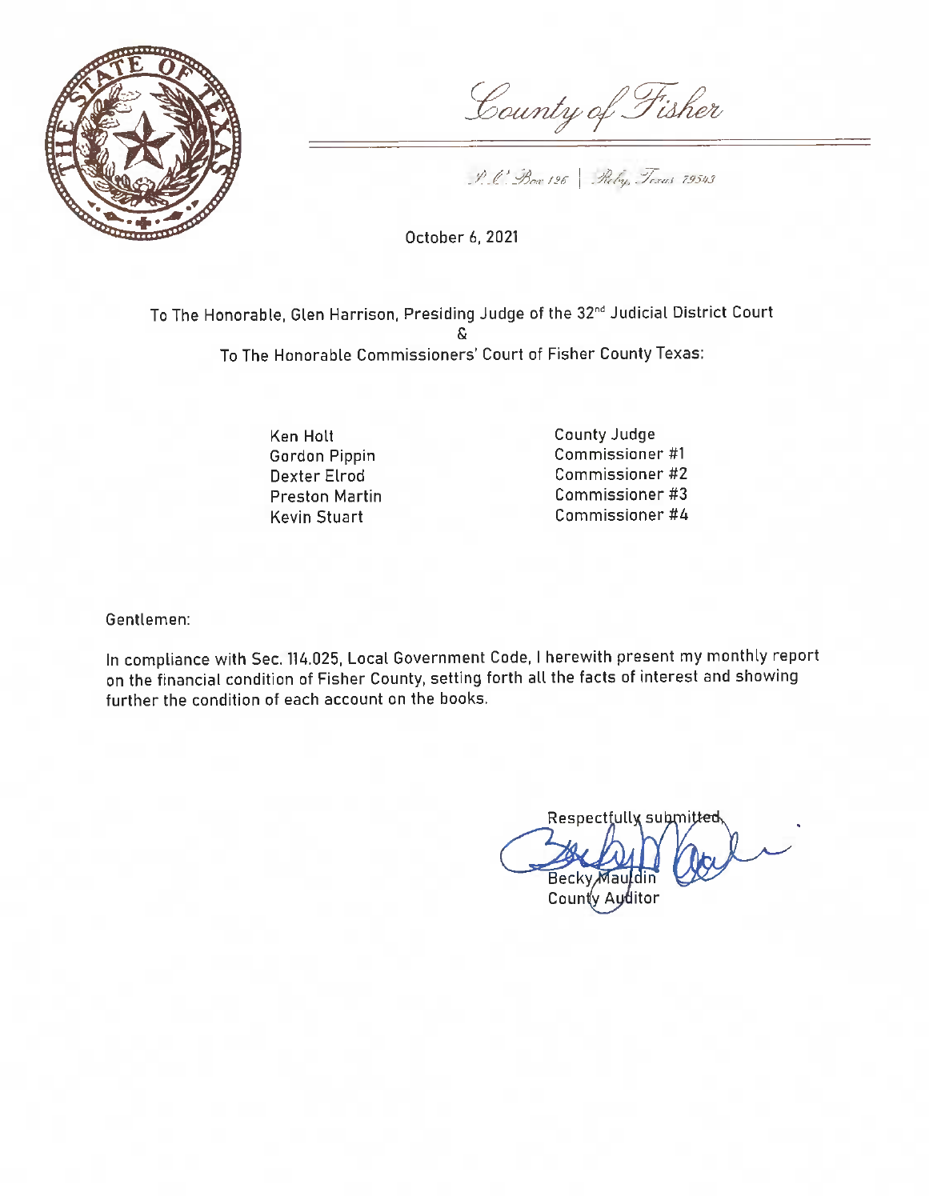# County of Fisher

P.O. Box 126 | Roby, Texas 79543

October 6, 2021

To The Honorable, Glen Harrison, Presiding Judge of the 32[nd] Judicial District Court

&

To The Honorable Commissioners' Court of Fisher County Texas:

| | |
|---|---|
| Ken Holt | County Judge |
| Gordon Pippin | Commissioner #1 |
| Dexter Elrod | Commissioner #2 |
| Preston Martin | Commissioner #3 |
| Kevin Stuart | Commissioner #4 |

Gentlemen:

In compliance with Sec. 114.025, Local Government Code, I herewith present my monthly report on the financial condition of Fisher County, setting forth all the facts of interest and showing further the condition of each account on the books.

Respectfully submitted,

Becky Mauldin
County Auditor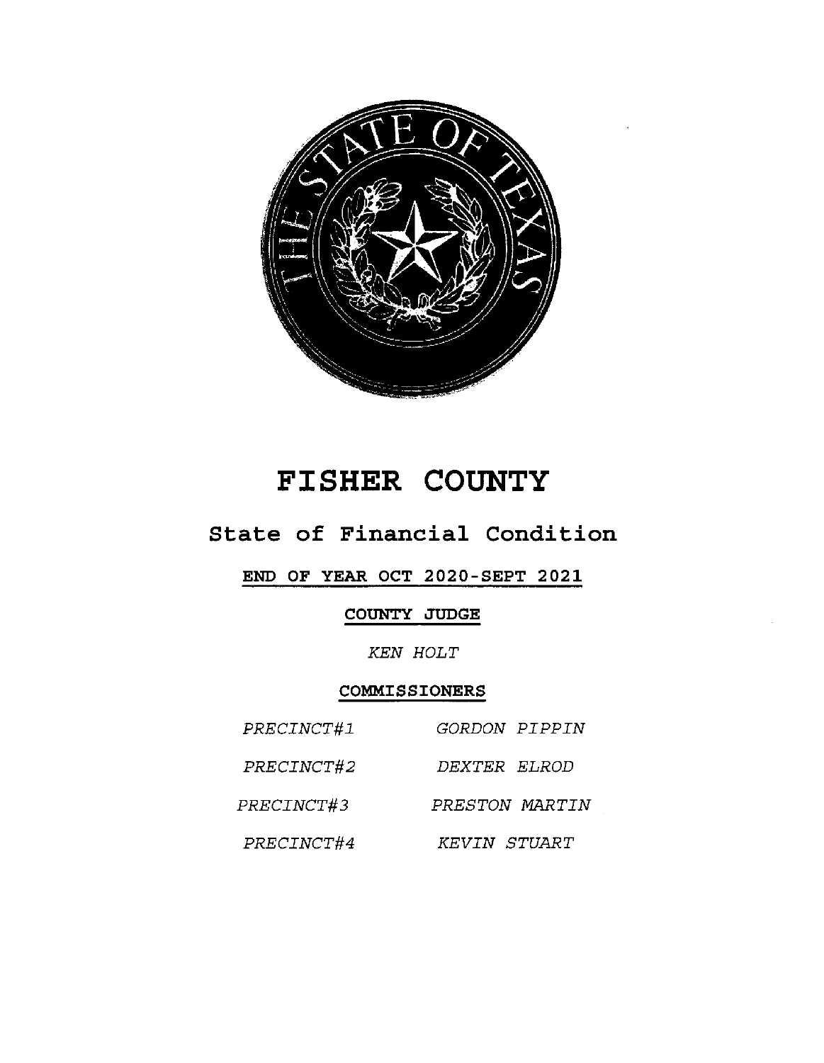# FISHER COUNTY

## State of Financial Condition

**END OF YEAR OCT 2020-SEPT 2021**

**COUNTY JUDGE**

*KEN HOLT*

**COMMISSIONERS**

| | |
|---|---|
| *PRECINCT#1* | *GORDON PIPPIN* |
| *PRECINCT#2* | *DEXTER ELROD* |
| *PRECINCT#3* | *PRESTON MARTIN* |
| *PRECINCT#4* | *KEVIN STUART* |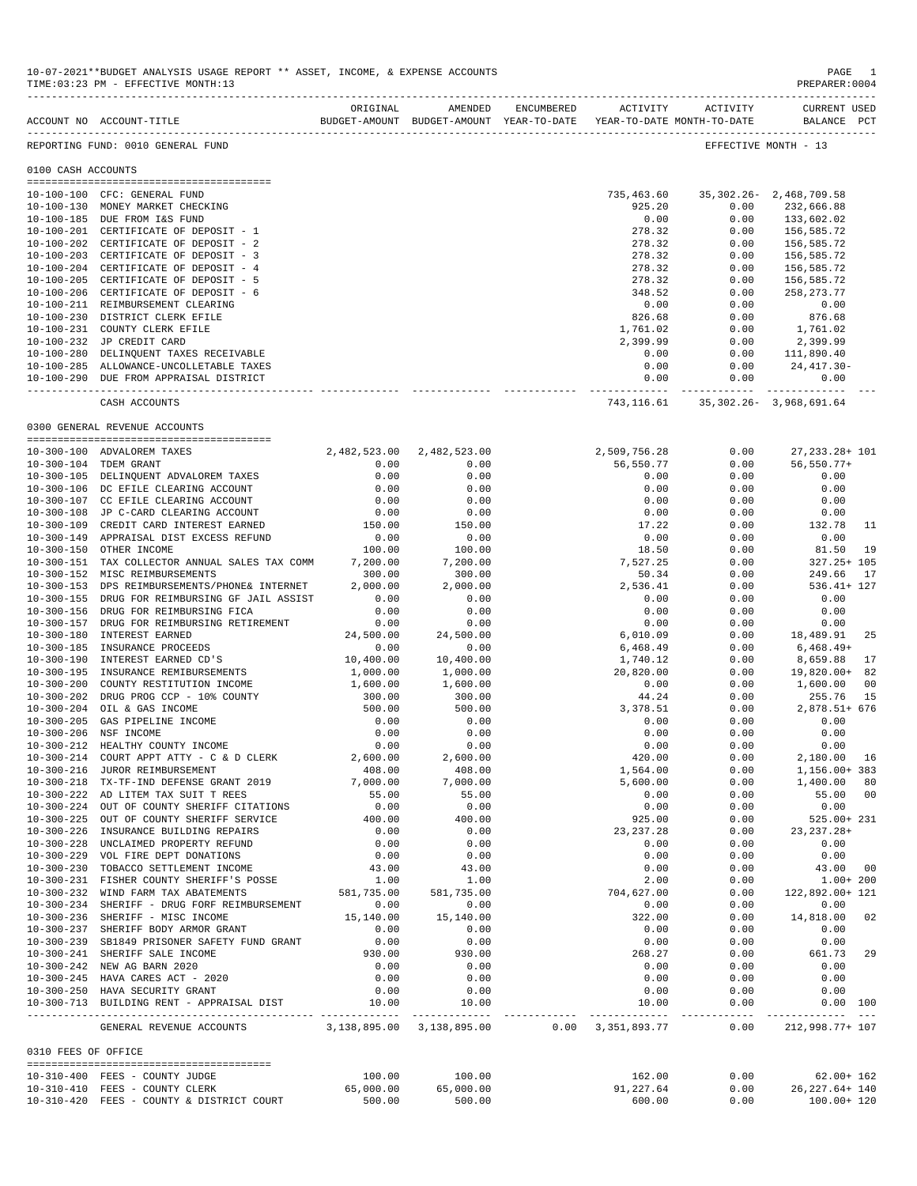10-07-2021**BUDGET ANALYSIS USAGE REPORT ** ASSET, INCOME, & EXPENSE ACCOUNTS

TIME:03:23 PM - EFFECTIVE MONTH:13

PREPARER:0004

| ACCOUNT NO | ACCOUNT-TITLE | ORIGINAL BUDGET-AMOUNT | AMENDED BUDGET-AMOUNT | ENCUMBERED YEAR-TO-DATE | ACTIVITY YEAR-TO-DATE | ACTIVITY MONTH-TO-DATE | CURRENT USED BALANCE | PCT |
|---|---|---|---|---|---|---|---|---|
| REPORTING FUND: 0010 GENERAL FUND | | | | | | EFFECTIVE MONTH - 13 | | |
| **0100 CASH ACCOUNTS** | | | | | | | | |
| 10-100-100 | CFC: GENERAL FUND | | | | 735,463.60 | 35,302.26- | 2,468,709.58 | |
| 10-100-130 | MONEY MARKET CHECKING | | | | 925.20 | 0.00 | 232,666.88 | |
| 10-100-185 | DUE FROM I&S FUND | | | | 0.00 | 0.00 | 133,602.02 | |
| 10-100-201 | CERTIFICATE OF DEPOSIT - 1 | | | | 278.32 | 0.00 | 156,585.72 | |
| 10-100-202 | CERTIFICATE OF DEPOSIT - 2 | | | | 278.32 | 0.00 | 156,585.72 | |
| 10-100-203 | CERTIFICATE OF DEPOSIT - 3 | | | | 278.32 | 0.00 | 156,585.72 | |
| 10-100-204 | CERTIFICATE OF DEPOSIT - 4 | | | | 278.32 | 0.00 | 156,585.72 | |
| 10-100-205 | CERTIFICATE OF DEPOSIT - 5 | | | | 278.32 | 0.00 | 156,585.72 | |
| 10-100-206 | CERTIFICATE OF DEPOSIT - 6 | | | | 348.52 | 0.00 | 258,273.77 | |
| 10-100-211 | REIMBURSEMENT CLEARING | | | | 0.00 | 0.00 | 0.00 | |
| 10-100-230 | DISTRICT CLERK EFILE | | | | 826.68 | 0.00 | 876.68 | |
| 10-100-231 | COUNTY CLERK EFILE | | | | 1,761.02 | 0.00 | 1,761.02 | |
| 10-100-232 | JP CREDIT CARD | | | | 2,399.99 | 0.00 | 2,399.99 | |
| 10-100-280 | DELINQUENT TAXES RECEIVABLE | | | | 0.00 | 0.00 | 111,890.40 | |
| 10-100-285 | ALLOWANCE-UNCOLLETABLE TAXES | | | | 0.00 | 0.00 | 24,417.30- | |
| 10-100-290 | DUE FROM APPRAISAL DISTRICT | | | | 0.00 | 0.00 | 0.00 | |
| | CASH ACCOUNTS | | | | 743,116.61 | 35,302.26- | 3,968,691.64 | |
| **0300 GENERAL REVENUE ACCOUNTS** | | | | | | | | |
| 10-300-100 | ADVALOREM TAXES | 2,482,523.00 | 2,482,523.00 | | 2,509,756.28 | 0.00 | 27,233.28+ | 101 |
| 10-300-104 | TDEM GRANT | 0.00 | 0.00 | | 56,550.77 | 0.00 | 56,550.77+ | |
| 10-300-105 | DELINQUENT ADVALOREM TAXES | 0.00 | 0.00 | | 0.00 | 0.00 | 0.00 | |
| 10-300-106 | DC EFILE CLEARING ACCOUNT | 0.00 | 0.00 | | 0.00 | 0.00 | 0.00 | |
| 10-300-107 | CC EFILE CLEARING ACCOUNT | 0.00 | 0.00 | | 0.00 | 0.00 | 0.00 | |
| 10-300-108 | JP C-CARD CLEARING ACCOUNT | 0.00 | 0.00 | | 0.00 | 0.00 | 0.00 | |
| 10-300-109 | CREDIT CARD INTEREST EARNED | 150.00 | 150.00 | | 17.22 | 0.00 | 132.78 | 11 |
| 10-300-149 | APPRAISAL DIST EXCESS REFUND | 0.00 | 0.00 | | 0.00 | 0.00 | 0.00 | |
| 10-300-150 | OTHER INCOME | 100.00 | 100.00 | | 18.50 | 0.00 | 81.50 | 19 |
| 10-300-151 | TAX COLLECTOR ANNUAL SALES TAX COMM | 7,200.00 | 7,200.00 | | 7,527.25 | 0.00 | 327.25+ | 105 |
| 10-300-152 | MISC REIMBURSEMENTS | 300.00 | 300.00 | | 50.34 | 0.00 | 249.66 | 17 |
| 10-300-153 | DPS REIMBURSEMENTS/PHONE& INTERNET | 2,000.00 | 2,000.00 | | 2,536.41 | 0.00 | 536.41+ | 127 |
| 10-300-155 | DRUG FOR REIMBURSING GF JAIL ASSIST | 0.00 | 0.00 | | 0.00 | 0.00 | 0.00 | |
| 10-300-156 | DRUG FOR REIMBURSING FICA | 0.00 | 0.00 | | 0.00 | 0.00 | 0.00 | |
| 10-300-157 | DRUG FOR REIMBURSING RETIREMENT | 0.00 | 0.00 | | 0.00 | 0.00 | 0.00 | |
| 10-300-180 | INTEREST EARNED | 24,500.00 | 24,500.00 | | 6,010.09 | 0.00 | 18,489.91 | 25 |
| 10-300-185 | INSURANCE PROCEEDS | 0.00 | 0.00 | | 6,468.49 | 0.00 | 6,468.49+ | |
| 10-300-190 | INTEREST EARNED CD'S | 10,400.00 | 10,400.00 | | 1,740.12 | 0.00 | 8,659.88 | 17 |
| 10-300-195 | INSURANCE REMIBURSEMENTS | 1,000.00 | 1,000.00 | | 20,820.00 | 0.00 | 19,820.00+ | 82 |
| 10-300-200 | COUNTY RESTITUTION INCOME | 1,600.00 | 1,600.00 | | 0.00 | 0.00 | 1,600.00 | 00 |
| 10-300-202 | DRUG PROG CCP - 10% COUNTY | 300.00 | 300.00 | | 44.24 | 0.00 | 255.76 | 15 |
| 10-300-204 | OIL & GAS INCOME | 500.00 | 500.00 | | 3,378.51 | 0.00 | 2,878.51+ | 676 |
| 10-300-205 | GAS PIPELINE INCOME | 0.00 | 0.00 | | 0.00 | 0.00 | 0.00 | |
| 10-300-206 | NSF INCOME | 0.00 | 0.00 | | 0.00 | 0.00 | 0.00 | |
| 10-300-212 | HEALTHY COUNTY INCOME | 0.00 | 0.00 | | 0.00 | 0.00 | 0.00 | |
| 10-300-214 | COURT APPT ATTY - C & D CLERK | 2,600.00 | 2,600.00 | | 420.00 | 0.00 | 2,180.00 | 16 |
| 10-300-216 | JUROR REIMBURSEMENT | 408.00 | 408.00 | | 1,564.00 | 0.00 | 1,156.00+ | 383 |
| 10-300-218 | TX-TF-IND DEFENSE GRANT 2019 | 7,000.00 | 7,000.00 | | 5,600.00 | 0.00 | 1,400.00 | 80 |
| 10-300-222 | AD LITEM TAX SUIT T REES | 55.00 | 55.00 | | 0.00 | 0.00 | 55.00 | 00 |
| 10-300-224 | OUT OF COUNTY SHERIFF CITATIONS | 0.00 | 0.00 | | 0.00 | 0.00 | 0.00 | |
| 10-300-225 | OUT OF COUNTY SHERIFF SERVICE | 400.00 | 400.00 | | 925.00 | 0.00 | 525.00+ | 231 |
| 10-300-226 | INSURANCE BUILDING REPAIRS | 0.00 | 0.00 | | 23,237.28 | 0.00 | 23,237.28+ | |
| 10-300-228 | UNCLAIMED PROPERTY REFUND | 0.00 | 0.00 | | 0.00 | 0.00 | 0.00 | |
| 10-300-229 | VOL FIRE DEPT DONATIONS | 0.00 | 0.00 | | 0.00 | 0.00 | 0.00 | |
| 10-300-230 | TOBACCO SETTLEMENT INCOME | 43.00 | 43.00 | | 0.00 | 0.00 | 43.00 | 00 |
| 10-300-231 | FISHER COUNTY SHERIFF'S POSSE | 1.00 | 1.00 | | 2.00 | 0.00 | 1.00+ | 200 |
| 10-300-232 | WIND FARM TAX ABATEMENTS | 581,735.00 | 581,735.00 | | 704,627.00 | 0.00 | 122,892.00+ | 121 |
| 10-300-234 | SHERIFF - DRUG FORF REIMBURSEMENT | 0.00 | 0.00 | | 0.00 | 0.00 | 0.00 | |
| 10-300-236 | SHERIFF - MISC INCOME | 15,140.00 | 15,140.00 | | 322.00 | 0.00 | 14,818.00 | 02 |
| 10-300-237 | SHERIFF BODY ARMOR GRANT | 0.00 | 0.00 | | 0.00 | 0.00 | 0.00 | |
| 10-300-239 | SB1849 PRISONER SAFETY FUND GRANT | 0.00 | 0.00 | | 0.00 | 0.00 | 0.00 | |
| 10-300-241 | SHERIFF SALE INCOME | 930.00 | 930.00 | | 268.27 | 0.00 | 661.73 | 29 |
| 10-300-242 | NEW AG BARN 2020 | 0.00 | 0.00 | | 0.00 | 0.00 | 0.00 | |
| 10-300-245 | HAVA CARES ACT - 2020 | 0.00 | 0.00 | | 0.00 | 0.00 | 0.00 | |
| 10-300-250 | HAVA SECURITY GRANT | 0.00 | 0.00 | | 0.00 | 0.00 | 0.00 | |
| 10-300-713 | BUILDING RENT - APPRAISAL DIST | 10.00 | 10.00 | | 10.00 | 0.00 | 0.00 | 100 |
| | GENERAL REVENUE ACCOUNTS | 3,138,895.00 | 3,138,895.00 | 0.00 | 3,351,893.77 | 0.00 | 212,998.77+ | 107 |
| **0310 FEES OF OFFICE** | | | | | | | | |
| 10-310-400 | FEES - COUNTY JUDGE | 100.00 | 100.00 | | 162.00 | 0.00 | 62.00+ | 162 |
| 10-310-410 | FEES - COUNTY CLERK | 65,000.00 | 65,000.00 | | 91,227.64 | 0.00 | 26,227.64+ | 140 |
| 10-310-420 | FEES - COUNTY & DISTRICT COURT | 500.00 | 500.00 | | 600.00 | 0.00 | 100.00+ | 120 |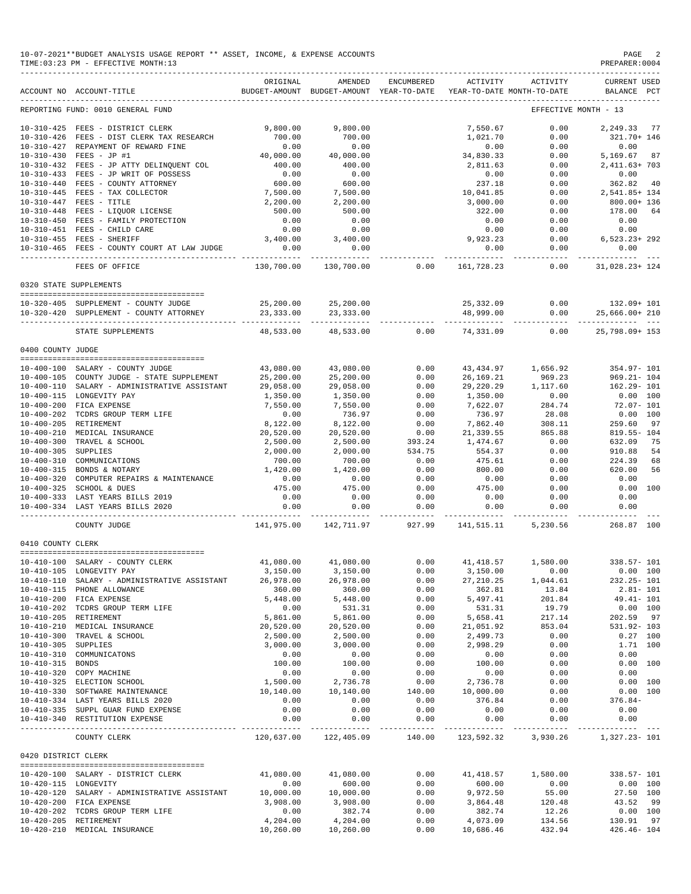10-07-2021**BUDGET ANALYSIS USAGE REPORT ** ASSET, INCOME, & EXPENSE ACCOUNTS
TIME:03:23 PM - EFFECTIVE MONTH:13

REPORTING FUND: 0010 GENERAL FUND — EFFECTIVE MONTH - 13

| ACCOUNT NO | ACCOUNT-TITLE | ORIGINAL BUDGET-AMOUNT | AMENDED BUDGET-AMOUNT | ENCUMBERED YEAR-TO-DATE | ACTIVITY YEAR-TO-DATE | ACTIVITY MONTH-TO-DATE | CURRENT USED BALANCE | PCT |
|---|---|---|---|---|---|---|---|---|
| 10-310-425 | FEES - DISTRICT CLERK | 9,800.00 | 9,800.00 | | 7,550.67 | 0.00 | 2,249.33 | 77 |
| 10-310-426 | FEES - DIST CLERK TAX RESEARCH | 700.00 | 700.00 | | 1,021.70 | 0.00 | 321.70+ | 146 |
| 10-310-427 | REPAYMENT OF REWARD FINE | 0.00 | 0.00 | | 0.00 | 0.00 | 0.00 | |
| 10-310-430 | FEES - JP #1 | 40,000.00 | 40,000.00 | | 34,830.33 | 0.00 | 5,169.67 | 87 |
| 10-310-432 | FEES - JP ATTY DELINQUENT COL | 400.00 | 400.00 | | 2,811.63 | 0.00 | 2,411.63+ | 703 |
| 10-310-433 | FEES - JP WRIT OF POSSESS | 0.00 | 0.00 | | 0.00 | 0.00 | 0.00 | |
| 10-310-440 | FEES - COUNTY ATTORNEY | 600.00 | 600.00 | | 237.18 | 0.00 | 362.82 | 40 |
| 10-310-445 | FEES - TAX COLLECTOR | 7,500.00 | 7,500.00 | | 10,041.85 | 0.00 | 2,541.85+ | 134 |
| 10-310-447 | FEES - TITLE | 2,200.00 | 2,200.00 | | 3,000.00 | 0.00 | 800.00+ | 136 |
| 10-310-448 | FEES - LIQUOR LICENSE | 500.00 | 500.00 | | 322.00 | 0.00 | 178.00 | 64 |
| 10-310-450 | FEES - FAMILY PROTECTION | 0.00 | 0.00 | | 0.00 | 0.00 | 0.00 | |
| 10-310-451 | FEES - CHILD CARE | 0.00 | 0.00 | | 0.00 | 0.00 | 0.00 | |
| 10-310-455 | FEES - SHERIFF | 3,400.00 | 3,400.00 | | 9,923.23 | 0.00 | 6,523.23+ | 292 |
| 10-310-465 | FEES - COUNTY COURT AT LAW JUDGE | 0.00 | 0.00 | | 0.00 | 0.00 | 0.00 | |
| | FEES OF OFFICE | 130,700.00 | 130,700.00 | 0.00 | 161,728.23 | 0.00 | 31,028.23+ | 124 |
| **0320 STATE SUPPLEMENTS** | | | | | | | | |
| 10-320-405 | SUPPLEMENT - COUNTY JUDGE | 25,200.00 | 25,200.00 | | 25,332.09 | 0.00 | 132.09+ | 101 |
| 10-320-420 | SUPPLEMENT - COUNTY ATTORNEY | 23,333.00 | 23,333.00 | | 48,999.00 | 0.00 | 25,666.00+ | 210 |
| | STATE SUPPLEMENTS | 48,533.00 | 48,533.00 | 0.00 | 74,331.09 | 0.00 | 25,798.09+ | 153 |
| **0400 COUNTY JUDGE** | | | | | | | | |
| 10-400-100 | SALARY - COUNTY JUDGE | 43,080.00 | 43,080.00 | 0.00 | 43,434.97 | 1,656.92 | 354.97- | 101 |
| 10-400-105 | COUNTY JUDGE - STATE SUPPLEMENT | 25,200.00 | 25,200.00 | 0.00 | 26,169.21 | 969.23 | 969.21- | 104 |
| 10-400-110 | SALARY - ADMINISTRATIVE ASSISTANT | 29,058.00 | 29,058.00 | 0.00 | 29,220.29 | 1,117.60 | 162.29- | 101 |
| 10-400-115 | LONGEVITY PAY | 1,350.00 | 1,350.00 | 0.00 | 1,350.00 | 0.00 | 0.00 | 100 |
| 10-400-200 | FICA EXPENSE | 7,550.00 | 7,550.00 | 0.00 | 7,622.07 | 284.74 | 72.07- | 101 |
| 10-400-202 | TCDRS GROUP TERM LIFE | 0.00 | 736.97 | 0.00 | 736.97 | 28.08 | 0.00 | 100 |
| 10-400-205 | RETIREMENT | 8,122.00 | 8,122.00 | 0.00 | 7,862.40 | 308.11 | 259.60 | 97 |
| 10-400-210 | MEDICAL INSURANCE | 20,520.00 | 20,520.00 | 0.00 | 21,339.55 | 865.88 | 819.55- | 104 |
| 10-400-300 | TRAVEL & SCHOOL | 2,500.00 | 2,500.00 | 393.24 | 1,474.67 | 0.00 | 632.09 | 75 |
| 10-400-305 | SUPPLIES | 2,000.00 | 2,000.00 | 534.75 | 554.37 | 0.00 | 910.88 | 54 |
| 10-400-310 | COMMUNICATIONS | 700.00 | 700.00 | 0.00 | 475.61 | 0.00 | 224.39 | 68 |
| 10-400-315 | BONDS & NOTARY | 1,420.00 | 1,420.00 | 0.00 | 800.00 | 0.00 | 620.00 | 56 |
| 10-400-320 | COMPUTER REPAIRS & MAINTENANCE | 0.00 | 0.00 | 0.00 | 0.00 | 0.00 | 0.00 | |
| 10-400-325 | SCHOOL & DUES | 475.00 | 475.00 | 0.00 | 475.00 | 0.00 | 0.00 | 100 |
| 10-400-333 | LAST YEARS BILLS 2019 | 0.00 | 0.00 | 0.00 | 0.00 | 0.00 | 0.00 | |
| 10-400-334 | LAST YEARS BILLS 2020 | 0.00 | 0.00 | 0.00 | 0.00 | 0.00 | 0.00 | |
| | COUNTY JUDGE | 141,975.00 | 142,711.97 | 927.99 | 141,515.11 | 5,230.56 | 268.87 | 100 |
| **0410 COUNTY CLERK** | | | | | | | | |
| 10-410-100 | SALARY - COUNTY CLERK | 41,080.00 | 41,080.00 | 0.00 | 41,418.57 | 1,580.00 | 338.57- | 101 |
| 10-410-105 | LONGEVITY PAY | 3,150.00 | 3,150.00 | 0.00 | 3,150.00 | 0.00 | 0.00 | 100 |
| 10-410-110 | SALARY - ADMINISTRATIVE ASSISTANT | 26,978.00 | 26,978.00 | 0.00 | 27,210.25 | 1,044.61 | 232.25- | 101 |
| 10-410-115 | PHONE ALLOWANCE | 360.00 | 360.00 | 0.00 | 362.81 | 13.84 | 2.81- | 101 |
| 10-410-200 | FICA EXPENSE | 5,448.00 | 5,448.00 | 0.00 | 5,497.41 | 201.84 | 49.41- | 101 |
| 10-410-202 | TCDRS GROUP TERM LIFE | 0.00 | 531.31 | 0.00 | 531.31 | 19.79 | 0.00 | 100 |
| 10-410-205 | RETIREMENT | 5,861.00 | 5,861.00 | 0.00 | 5,658.41 | 217.14 | 202.59 | 97 |
| 10-410-210 | MEDICAL INSURANCE | 20,520.00 | 20,520.00 | 0.00 | 21,051.92 | 853.04 | 531.92- | 103 |
| 10-410-300 | TRAVEL & SCHOOL | 2,500.00 | 2,500.00 | 0.00 | 2,499.73 | 0.00 | 0.27 | 100 |
| 10-410-305 | SUPPLIES | 3,000.00 | 3,000.00 | 0.00 | 2,998.29 | 0.00 | 1.71 | 100 |
| 10-410-310 | COMMUNICATONS | 0.00 | 0.00 | 0.00 | 0.00 | 0.00 | 0.00 | |
| 10-410-315 | BONDS | 100.00 | 100.00 | 0.00 | 100.00 | 0.00 | 0.00 | 100 |
| 10-410-320 | COPY MACHINE | 0.00 | 0.00 | 0.00 | 0.00 | 0.00 | 0.00 | |
| 10-410-325 | ELECTION SCHOOL | 1,500.00 | 2,736.78 | 0.00 | 2,736.78 | 0.00 | 0.00 | 100 |
| 10-410-330 | SOFTWARE MAINTENANCE | 10,140.00 | 10,140.00 | 140.00 | 10,000.00 | 0.00 | 0.00 | 100 |
| 10-410-334 | LAST YEARS BILLS 2020 | 0.00 | 0.00 | 0.00 | 376.84 | 0.00 | 376.84- | |
| 10-410-335 | SUPPL GUAR FUND EXPENSE | 0.00 | 0.00 | 0.00 | 0.00 | 0.00 | 0.00 | |
| 10-410-340 | RESTITUTION EXPENSE | 0.00 | 0.00 | 0.00 | 0.00 | 0.00 | 0.00 | |
| | COUNTY CLERK | 120,637.00 | 122,405.09 | 140.00 | 123,592.32 | 3,930.26 | 1,327.23- | 101 |
| **0420 DISTRICT CLERK** | | | | | | | | |
| 10-420-100 | SALARY - DISTRICT CLERK | 41,080.00 | 41,080.00 | 0.00 | 41,418.57 | 1,580.00 | 338.57- | 101 |
| 10-420-115 | LONGEVITY | 0.00 | 600.00 | 0.00 | 600.00 | 0.00 | 0.00 | 100 |
| 10-420-120 | SALARY - ADMINISTRATIVE ASSISTANT | 10,000.00 | 10,000.00 | 0.00 | 9,972.50 | 55.00 | 27.50 | 100 |
| 10-420-200 | FICA EXPENSE | 3,908.00 | 3,908.00 | 0.00 | 3,864.48 | 120.48 | 43.52 | 99 |
| 10-420-202 | TCDRS GROUP TERM LIFE | 0.00 | 382.74 | 0.00 | 382.74 | 12.26 | 0.00 | 100 |
| 10-420-205 | RETIREMENT | 4,204.00 | 4,204.00 | 0.00 | 4,073.09 | 134.56 | 130.91 | 97 |
| 10-420-210 | MEDICAL INSURANCE | 10,260.00 | 10,260.00 | 0.00 | 10,686.46 | 432.94 | 426.46- | 104 |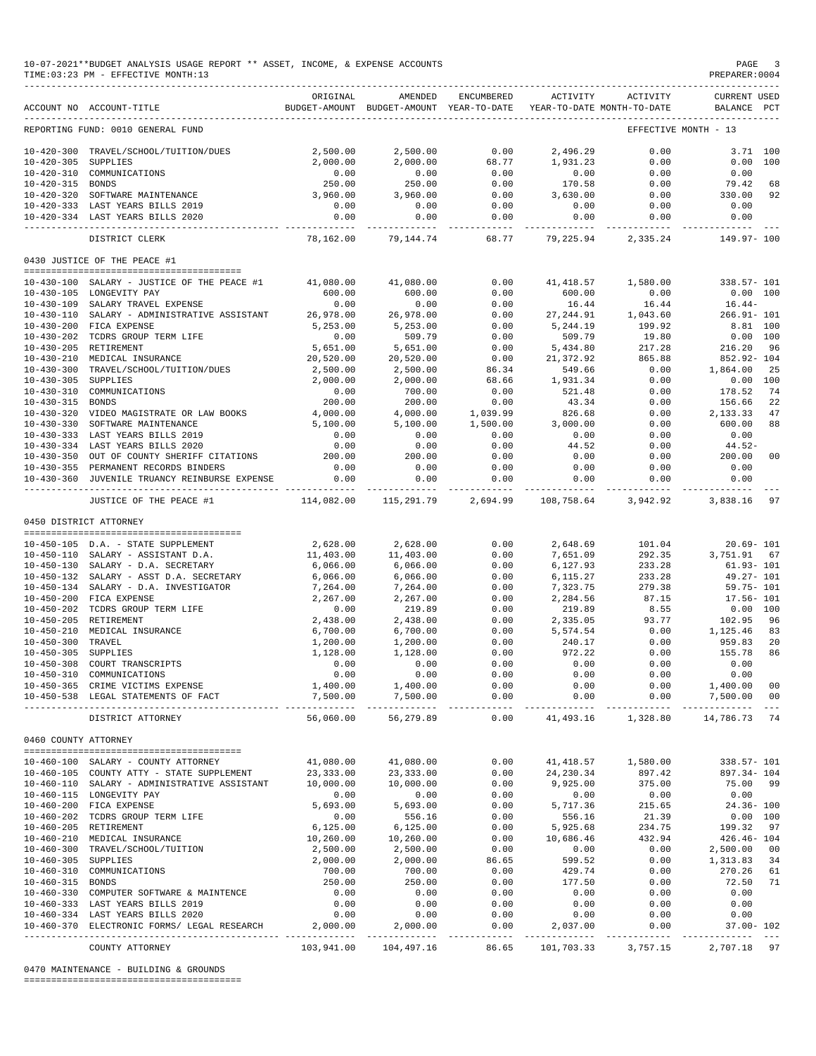10-07-2021**BUDGET ANALYSIS USAGE REPORT ** ASSET, INCOME, & EXPENSE ACCOUNTS
TIME:03:23 PM - EFFECTIVE MONTH:13
PREPARER:0004

| ACCOUNT NO | ACCOUNT-TITLE | ORIGINAL BUDGET-AMOUNT | AMENDED BUDGET-AMOUNT | ENCUMBERED YEAR-TO-DATE | ACTIVITY YEAR-TO-DATE | ACTIVITY MONTH-TO-DATE | CURRENT USED BALANCE | PCT |
|---|---|---|---|---|---|---|---|---|
| REPORTING FUND: 0010 GENERAL FUND | | | | | | EFFECTIVE MONTH - 13 | | |
| 10-420-300 | TRAVEL/SCHOOL/TUITION/DUES | 2,500.00 | 2,500.00 | 0.00 | 2,496.29 | 0.00 | 3.71 | 100 |
| 10-420-305 | SUPPLIES | 2,000.00 | 2,000.00 | 68.77 | 1,931.23 | 0.00 | 0.00 | 100 |
| 10-420-310 | COMMUNICATIONS | 0.00 | 0.00 | 0.00 | 0.00 | 0.00 | 0.00 | |
| 10-420-315 | BONDS | 250.00 | 250.00 | 0.00 | 170.58 | 0.00 | 79.42 | 68 |
| 10-420-320 | SOFTWARE MAINTENANCE | 3,960.00 | 3,960.00 | 0.00 | 3,630.00 | 0.00 | 330.00 | 92 |
| 10-420-333 | LAST YEARS BILLS 2019 | 0.00 | 0.00 | 0.00 | 0.00 | 0.00 | 0.00 | |
| 10-420-334 | LAST YEARS BILLS 2020 | 0.00 | 0.00 | 0.00 | 0.00 | 0.00 | 0.00 | |
| | DISTRICT CLERK | 78,162.00 | 79,144.74 | 68.77 | 79,225.94 | 2,335.24 | 149.97- | 100 |
| 0430 JUSTICE OF THE PEACE #1 | | | | | | | | |
| 10-430-100 | SALARY - JUSTICE OF THE PEACE #1 | 41,080.00 | 41,080.00 | 0.00 | 41,418.57 | 1,580.00 | 338.57- | 101 |
| 10-430-105 | LONGEVITY PAY | 600.00 | 600.00 | 0.00 | 600.00 | 0.00 | 0.00 | 100 |
| 10-430-109 | SALARY TRAVEL EXPENSE | 0.00 | 0.00 | 0.00 | 16.44 | 16.44 | 16.44- | |
| 10-430-110 | SALARY - ADMINISTRATIVE ASSISTANT | 26,978.00 | 26,978.00 | 0.00 | 27,244.91 | 1,043.60 | 266.91- | 101 |
| 10-430-200 | FICA EXPENSE | 5,253.00 | 5,253.00 | 0.00 | 5,244.19 | 199.92 | 8.81 | 100 |
| 10-430-202 | TCDRS GROUP TERM LIFE | 0.00 | 509.79 | 0.00 | 509.79 | 19.80 | 0.00 | 100 |
| 10-430-205 | RETIREMENT | 5,651.00 | 5,651.00 | 0.00 | 5,434.80 | 217.28 | 216.20 | 96 |
| 10-430-210 | MEDICAL INSURANCE | 20,520.00 | 20,520.00 | 0.00 | 21,372.92 | 865.88 | 852.92- | 104 |
| 10-430-300 | TRAVEL/SCHOOL/TUITION/DUES | 2,500.00 | 2,500.00 | 86.34 | 549.66 | 0.00 | 1,864.00 | 25 |
| 10-430-305 | SUPPLIES | 2,000.00 | 2,000.00 | 68.66 | 1,931.34 | 0.00 | 0.00 | 100 |
| 10-430-310 | COMMUNICATIONS | 0.00 | 700.00 | 0.00 | 521.48 | 0.00 | 178.52 | 74 |
| 10-430-315 | BONDS | 200.00 | 200.00 | 0.00 | 43.34 | 0.00 | 156.66 | 22 |
| 10-430-320 | VIDEO MAGISTRATE OR LAW BOOKS | 4,000.00 | 4,000.00 | 1,039.99 | 826.68 | 0.00 | 2,133.33 | 47 |
| 10-430-330 | SOFTWARE MAINTENANCE | 5,100.00 | 5,100.00 | 1,500.00 | 3,000.00 | 0.00 | 600.00 | 88 |
| 10-430-333 | LAST YEARS BILLS 2019 | 0.00 | 0.00 | 0.00 | 0.00 | 0.00 | 0.00 | |
| 10-430-334 | LAST YEARS BILLS 2020 | 0.00 | 0.00 | 0.00 | 44.52 | 0.00 | 44.52- | |
| 10-430-350 | OUT OF COUNTY SHERIFF CITATIONS | 200.00 | 200.00 | 0.00 | 0.00 | 0.00 | 200.00 | 00 |
| 10-430-355 | PERMANENT RECORDS BINDERS | 0.00 | 0.00 | 0.00 | 0.00 | 0.00 | 0.00 | |
| 10-430-360 | JUVENILE TRUANCY REINBURSE EXPENSE | 0.00 | 0.00 | 0.00 | 0.00 | 0.00 | 0.00 | |
| | JUSTICE OF THE PEACE #1 | 114,082.00 | 115,291.79 | 2,694.99 | 108,758.64 | 3,942.92 | 3,838.16 | 97 |
| 0450 DISTRICT ATTORNEY | | | | | | | | |
| 10-450-105 | D.A. - STATE SUPPLEMENT | 2,628.00 | 2,628.00 | 0.00 | 2,648.69 | 101.04 | 20.69- | 101 |
| 10-450-110 | SALARY - ASSISTANT D.A. | 11,403.00 | 11,403.00 | 0.00 | 7,651.09 | 292.35 | 3,751.91 | 67 |
| 10-450-130 | SALARY - D.A. SECRETARY | 6,066.00 | 6,066.00 | 0.00 | 6,127.93 | 233.28 | 61.93- | 101 |
| 10-450-132 | SALARY - ASST D.A. SECRETARY | 6,066.00 | 6,066.00 | 0.00 | 6,115.27 | 233.28 | 49.27- | 101 |
| 10-450-134 | SALARY - D.A. INVESTIGATOR | 7,264.00 | 7,264.00 | 0.00 | 7,323.75 | 279.38 | 59.75- | 101 |
| 10-450-200 | FICA EXPENSE | 2,267.00 | 2,267.00 | 0.00 | 2,284.56 | 87.15 | 17.56- | 101 |
| 10-450-202 | TCDRS GROUP TERM LIFE | 0.00 | 219.89 | 0.00 | 219.89 | 8.55 | 0.00 | 100 |
| 10-450-205 | RETIREMENT | 2,438.00 | 2,438.00 | 0.00 | 2,335.05 | 93.77 | 102.95 | 96 |
| 10-450-210 | MEDICAL INSURANCE | 6,700.00 | 6,700.00 | 0.00 | 5,574.54 | 0.00 | 1,125.46 | 83 |
| 10-450-300 | TRAVEL | 1,200.00 | 1,200.00 | 0.00 | 240.17 | 0.00 | 959.83 | 20 |
| 10-450-305 | SUPPLIES | 1,128.00 | 1,128.00 | 0.00 | 972.22 | 0.00 | 155.78 | 86 |
| 10-450-308 | COURT TRANSCRIPTS | 0.00 | 0.00 | 0.00 | 0.00 | 0.00 | 0.00 | |
| 10-450-310 | COMMUNICATIONS | 0.00 | 0.00 | 0.00 | 0.00 | 0.00 | 0.00 | |
| 10-450-365 | CRIME VICTIMS EXPENSE | 1,400.00 | 1,400.00 | 0.00 | 0.00 | 0.00 | 1,400.00 | 00 |
| 10-450-538 | LEGAL STATEMENTS OF FACT | 7,500.00 | 7,500.00 | 0.00 | 0.00 | 0.00 | 7,500.00 | 00 |
| | DISTRICT ATTORNEY | 56,060.00 | 56,279.89 | 0.00 | 41,493.16 | 1,328.80 | 14,786.73 | 74 |
| 0460 COUNTY ATTORNEY | | | | | | | | |
| 10-460-100 | SALARY - COUNTY ATTORNEY | 41,080.00 | 41,080.00 | 0.00 | 41,418.57 | 1,580.00 | 338.57- | 101 |
| 10-460-105 | COUNTY ATTY - STATE SUPPLEMENT | 23,333.00 | 23,333.00 | 0.00 | 24,230.34 | 897.42 | 897.34- | 104 |
| 10-460-110 | SALARY - ADMINISTRATIVE ASSISTANT | 10,000.00 | 10,000.00 | 0.00 | 9,925.00 | 375.00 | 75.00 | 99 |
| 10-460-115 | LONGEVITY PAY | 0.00 | 0.00 | 0.00 | 0.00 | 0.00 | 0.00 | |
| 10-460-200 | FICA EXPENSE | 5,693.00 | 5,693.00 | 0.00 | 5,717.36 | 215.65 | 24.36- | 100 |
| 10-460-202 | TCDRS GROUP TERM LIFE | 0.00 | 556.16 | 0.00 | 556.16 | 21.39 | 0.00 | 100 |
| 10-460-205 | RETIREMENT | 6,125.00 | 6,125.00 | 0.00 | 5,925.68 | 234.75 | 199.32 | 97 |
| 10-460-210 | MEDICAL INSURANCE | 10,260.00 | 10,260.00 | 0.00 | 10,686.46 | 432.94 | 426.46- | 104 |
| 10-460-300 | TRAVEL/SCHOOL/TUITION | 2,500.00 | 2,500.00 | 0.00 | 0.00 | 0.00 | 2,500.00 | 00 |
| 10-460-305 | SUPPLIES | 2,000.00 | 2,000.00 | 86.65 | 599.52 | 0.00 | 1,313.83 | 34 |
| 10-460-310 | COMMUNICATIONS | 700.00 | 700.00 | 0.00 | 429.74 | 0.00 | 270.26 | 61 |
| 10-460-315 | BONDS | 250.00 | 250.00 | 0.00 | 177.50 | 0.00 | 72.50 | 71 |
| 10-460-330 | COMPUTER SOFTWARE & MAINTENCE | 0.00 | 0.00 | 0.00 | 0.00 | 0.00 | 0.00 | |
| 10-460-333 | LAST YEARS BILLS 2019 | 0.00 | 0.00 | 0.00 | 0.00 | 0.00 | 0.00 | |
| 10-460-334 | LAST YEARS BILLS 2020 | 0.00 | 0.00 | 0.00 | 0.00 | 0.00 | 0.00 | |
| 10-460-370 | ELECTRONIC FORMS/ LEGAL RESEARCH | 2,000.00 | 2,000.00 | 0.00 | 2,037.00 | 0.00 | 37.00- | 102 |
| | COUNTY ATTORNEY | 103,941.00 | 104,497.16 | 86.65 | 101,703.33 | 3,757.15 | 2,707.18 | 97 |

0470 MAINTENANCE - BUILDING & GROUNDS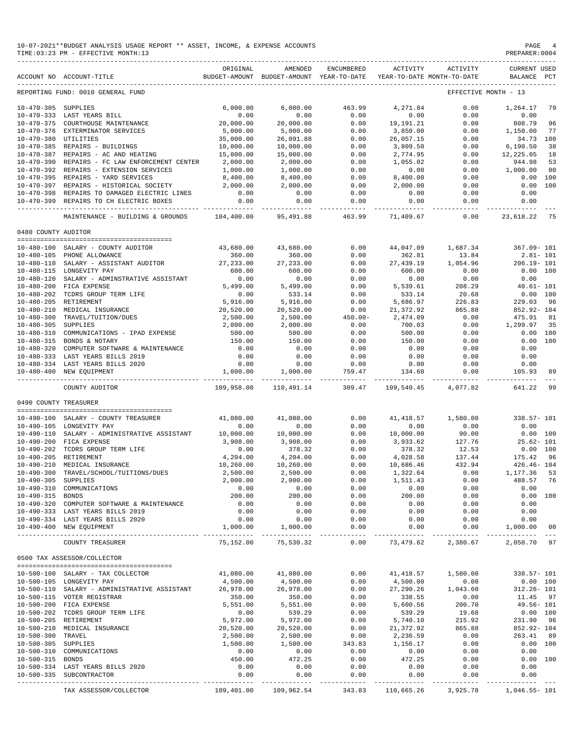10-07-2021**BUDGET ANALYSIS USAGE REPORT ** ASSET, INCOME, & EXPENSE ACCOUNTS
TIME:03:23 PM - EFFECTIVE MONTH:13
PREPARER:0004

REPORTING FUND: 0010 GENERAL FUND — EFFECTIVE MONTH - 13

| ACCOUNT NO | ACCOUNT-TITLE | ORIGINAL BUDGET-AMOUNT | AMENDED BUDGET-AMOUNT | ENCUMBERED YEAR-TO-DATE | ACTIVITY YEAR-TO-DATE | ACTIVITY MONTH-TO-DATE | CURRENT USED BALANCE | PCT |
|---|---|---|---|---|---|---|---|---|
| 10-470-305 | SUPPLIES | 6,000.00 | 6,000.00 | 463.99 | 4,271.84 | 0.00 | 1,264.17 | 79 |
| 10-470-333 | LAST YEARS BILL | 0.00 | 0.00 | 0.00 | 0.00 | 0.00 | 0.00 | |
| 10-470-375 | COURTHOUSE MAINTENANCE | 20,000.00 | 20,000.00 | 0.00 | 19,191.21 | 0.00 | 808.79 | 96 |
| 10-470-376 | EXTERMINATOR SERVICES | 5,000.00 | 5,000.00 | 0.00 | 3,850.00 | 0.00 | 1,150.00 | 77 |
| 10-470-380 | UTILITIES | 35,000.00 | 26,091.88 | 0.00 | 26,057.15 | 0.00 | 34.73 | 100 |
| 10-470-385 | REPAIRS - BUILDINGS | 10,000.00 | 10,000.00 | 0.00 | 3,809.50 | 0.00 | 6,190.50 | 38 |
| 10-470-387 | REPAIRS - AC AND HEATING | 15,000.00 | 15,000.00 | 0.00 | 2,774.95 | 0.00 | 12,225.05 | 18 |
| 10-470-390 | REPAIRS - FC LAW ENFORCEMENT CENTER | 2,000.00 | 2,000.00 | 0.00 | 1,055.02 | 0.00 | 944.98 | 53 |
| 10-470-392 | REPAIRS - EXTENSION SERVICES | 1,000.00 | 1,000.00 | 0.00 | 0.00 | 0.00 | 1,000.00 | 00 |
| 10-470-395 | REPAIRS - YARD SERVICES | 8,400.00 | 8,400.00 | 0.00 | 8,400.00 | 0.00 | 0.00 | 100 |
| 10-470-397 | REPAIRS - HISTORICAL SOCIETY | 2,000.00 | 2,000.00 | 0.00 | 2,000.00 | 0.00 | 0.00 | 100 |
| 10-470-398 | REPAIRS TO DAMAGED ELECTRIC LINES | 0.00 | 0.00 | 0.00 | 0.00 | 0.00 | 0.00 | |
| 10-470-399 | REPAIRS TO CH ELECTRIC BOXES | 0.00 | 0.00 | 0.00 | 0.00 | 0.00 | 0.00 | |
| | MAINTENANCE - BUILDING & GROUNDS | 104,400.00 | 95,491.88 | 463.99 | 71,409.67 | 0.00 | 23,618.22 | 75 |
| **0480 COUNTY AUDITOR** | | | | | | | | |
| 10-480-100 | SALARY - COUNTY AUDITOR | 43,680.00 | 43,680.00 | 0.00 | 44,047.09 | 1,687.34 | 367.09- | 101 |
| 10-480-105 | PHONE ALLOWANCE | 360.00 | 360.00 | 0.00 | 362.81 | 13.84 | 2.81- | 101 |
| 10-480-110 | SALARY - ASSISTANT AUDITOR | 27,233.00 | 27,233.00 | 0.00 | 27,439.19 | 1,054.96 | 206.19- | 101 |
| 10-480-115 | LONGEVITY PAY | 600.00 | 600.00 | 0.00 | 600.00 | 0.00 | 0.00 | 100 |
| 10-480-120 | SALARY - ADMINSTRATIVE ASSISTANT | 0.00 | 0.00 | 0.00 | 0.00 | 0.00 | 0.00 | |
| 10-480-200 | FICA EXPENSE | 5,499.00 | 5,499.00 | 0.00 | 5,539.61 | 208.29 | 40.61- | 101 |
| 10-480-202 | TCDRS GROUP TERM LIFE | 0.00 | 533.14 | 0.00 | 533.14 | 20.68 | 0.00 | 100 |
| 10-480-205 | RETIREMENT | 5,916.00 | 5,916.00 | 0.00 | 5,686.97 | 226.83 | 229.03 | 96 |
| 10-480-210 | MEDICAL INSURANCE | 20,520.00 | 20,520.00 | 0.00 | 21,372.92 | 865.88 | 852.92- | 104 |
| 10-480-300 | TRAVEL/TUITION/DUES | 2,500.00 | 2,500.00 | 450.00- | 2,474.09 | 0.00 | 475.91 | 81 |
| 10-480-305 | SUPPLIES | 2,000.00 | 2,000.00 | 0.00 | 700.03 | 0.00 | 1,299.97 | 35 |
| 10-480-310 | COMMUNICATIONS - IPAD EXPENSE | 500.00 | 500.00 | 0.00 | 500.00 | 0.00 | 0.00 | 100 |
| 10-480-315 | BONDS & NOTARY | 150.00 | 150.00 | 0.00 | 150.00 | 0.00 | 0.00 | 100 |
| 10-480-320 | COMPUTER SOFTWARE & MAINTENANCE | 0.00 | 0.00 | 0.00 | 0.00 | 0.00 | 0.00 | |
| 10-480-333 | LAST YEARS BILLS 2019 | 0.00 | 0.00 | 0.00 | 0.00 | 0.00 | 0.00 | |
| 10-480-334 | LAST YEARS BILLS 2020 | 0.00 | 0.00 | 0.00 | 0.00 | 0.00 | 0.00 | |
| 10-480-400 | NEW EQUIPMENT | 1,000.00 | 1,000.00 | 759.47 | 134.60 | 0.00 | 105.93 | 89 |
| | COUNTY AUDITOR | 109,958.00 | 110,491.14 | 309.47 | 109,540.45 | 4,077.82 | 641.22 | 99 |
| **0490 COUNTY TREASURER** | | | | | | | | |
| 10-490-100 | SALARY - COUNTY TREASURER | 41,080.00 | 41,080.00 | 0.00 | 41,418.57 | 1,580.00 | 338.57- | 101 |
| 10-490-105 | LONGEVITY PAY | 0.00 | 0.00 | 0.00 | 0.00 | 0.00 | 0.00 | |
| 10-490-110 | SALARY - ADMINISTRATIVE ASSISTANT | 10,000.00 | 10,000.00 | 0.00 | 10,000.00 | 90.00 | 0.00 | 100 |
| 10-490-200 | FICA EXPENSE | 3,908.00 | 3,908.00 | 0.00 | 3,933.62 | 127.76 | 25.62- | 101 |
| 10-490-202 | TCDRS GROUP TERM LIFE | 0.00 | 378.32 | 0.00 | 378.32 | 12.53 | 0.00 | 100 |
| 10-490-205 | RETIREMENT | 4,204.00 | 4,204.00 | 0.00 | 4,028.58 | 137.44 | 175.42 | 96 |
| 10-490-210 | MEDICAL INSURANCE | 10,260.00 | 10,260.00 | 0.00 | 10,686.46 | 432.94 | 426.46- | 104 |
| 10-490-300 | TRAVEL/SCHOOL/TUITIONS/DUES | 2,500.00 | 2,500.00 | 0.00 | 1,322.64 | 0.00 | 1,177.36 | 53 |
| 10-490-305 | SUPPLIES | 2,000.00 | 2,000.00 | 0.00 | 1,511.43 | 0.00 | 488.57 | 76 |
| 10-490-310 | COMMUNICATIONS | 0.00 | 0.00 | 0.00 | 0.00 | 0.00 | 0.00 | |
| 10-490-315 | BONDS | 200.00 | 200.00 | 0.00 | 200.00 | 0.00 | 0.00 | 100 |
| 10-490-320 | COMPUTER SOFTWARE & MAINTENANCE | 0.00 | 0.00 | 0.00 | 0.00 | 0.00 | 0.00 | |
| 10-490-333 | LAST YEARS BILLS 2019 | 0.00 | 0.00 | 0.00 | 0.00 | 0.00 | 0.00 | |
| 10-490-334 | LAST YEARS BILLS 2020 | 0.00 | 0.00 | 0.00 | 0.00 | 0.00 | 0.00 | |
| 10-490-400 | NEW EQUIPMENT | 1,000.00 | 1,000.00 | 0.00 | 0.00 | 0.00 | 1,000.00 | 00 |
| | COUNTY TREASURER | 75,152.00 | 75,530.32 | 0.00 | 73,479.62 | 2,380.67 | 2,050.70 | 97 |
| **0500 TAX ASSESSOR/COLLECTOR** | | | | | | | | |
| 10-500-100 | SALARY - TAX COLLECTOR | 41,080.00 | 41,080.00 | 0.00 | 41,418.57 | 1,580.00 | 338.57- | 101 |
| 10-500-105 | LONGEVITY PAY | 4,500.00 | 4,500.00 | 0.00 | 4,500.00 | 0.00 | 0.00 | 100 |
| 10-500-110 | SALARY - ADMINISTRATIVE ASSISTANT | 26,978.00 | 26,978.00 | 0.00 | 27,290.26 | 1,043.60 | 312.26- | 101 |
| 10-500-115 | VOTER REGISTRAR | 350.00 | 350.00 | 0.00 | 338.55 | 0.00 | 11.45 | 97 |
| 10-500-200 | FICA EXPENSE | 5,551.00 | 5,551.00 | 0.00 | 5,600.56 | 200.70 | 49.56- | 101 |
| 10-500-202 | TCDRS GROUP TERM LIFE | 0.00 | 539.29 | 0.00 | 539.29 | 19.68 | 0.00 | 100 |
| 10-500-205 | RETIREMENT | 5,972.00 | 5,972.00 | 0.00 | 5,740.10 | 215.92 | 231.90 | 96 |
| 10-500-210 | MEDICAL INSURANCE | 20,520.00 | 20,520.00 | 0.00 | 21,372.92 | 865.88 | 852.92- | 104 |
| 10-500-300 | TRAVEL | 2,500.00 | 2,500.00 | 0.00 | 2,236.59 | 0.00 | 263.41 | 89 |
| 10-500-305 | SUPPLIES | 1,500.00 | 1,500.00 | 343.83 | 1,156.17 | 0.00 | 0.00 | 100 |
| 10-500-310 | COMMUNICATIONS | 0.00 | 0.00 | 0.00 | 0.00 | 0.00 | 0.00 | |
| 10-500-315 | BONDS | 450.00 | 472.25 | 0.00 | 472.25 | 0.00 | 0.00 | 100 |
| 10-500-334 | LAST YEARS BILLS 2020 | 0.00 | 0.00 | 0.00 | 0.00 | 0.00 | 0.00 | |
| 10-500-335 | SUBCONTRACTOR | 0.00 | 0.00 | 0.00 | 0.00 | 0.00 | 0.00 | |
| | TAX ASSESSOR/COLLECTOR | 109,401.00 | 109,962.54 | 343.83 | 110,665.26 | 3,925.78 | 1,046.55- | 101 |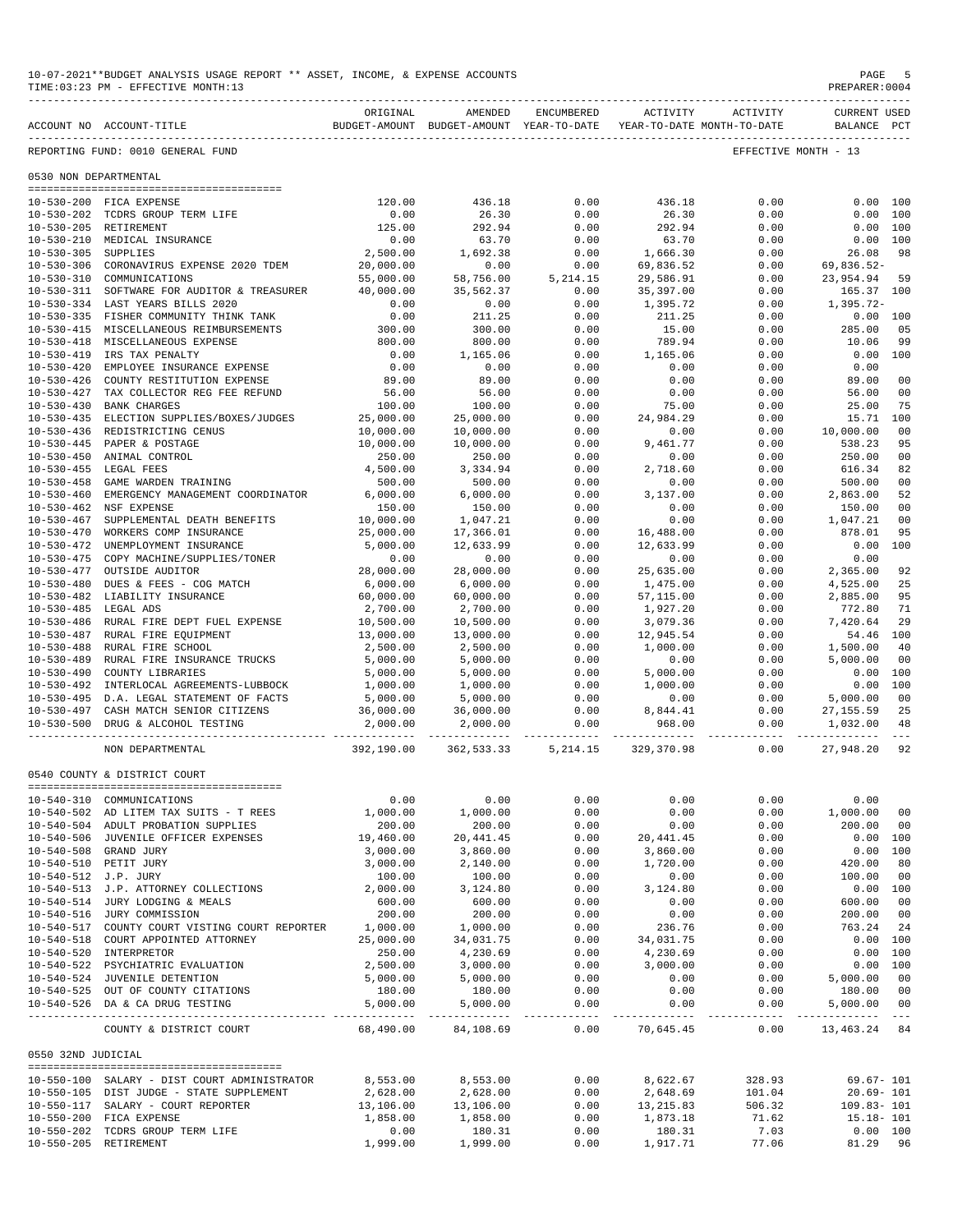10-07-2021**BUDGET ANALYSIS USAGE REPORT ** ASSET, INCOME, & EXPENSE ACCOUNTS
TIME:03:23 PM - EFFECTIVE MONTH:13
PREPARER:0004

REPORTING FUND: 0010 GENERAL FUND — EFFECTIVE MONTH - 13

## 0530 NON DEPARTMENTAL

| ACCOUNT NO | ACCOUNT-TITLE | ORIGINAL BUDGET-AMOUNT | AMENDED BUDGET-AMOUNT | ENCUMBERED YEAR-TO-DATE | ACTIVITY YEAR-TO-DATE | ACTIVITY MONTH-TO-DATE | CURRENT BALANCE | USED PCT |
|---|---|---|---|---|---|---|---|---|
| 10-530-200 | FICA EXPENSE | 120.00 | 436.18 | 0.00 | 436.18 | 0.00 | 0.00 | 100 |
| 10-530-202 | TCDRS GROUP TERM LIFE | 0.00 | 26.30 | 0.00 | 26.30 | 0.00 | 0.00 | 100 |
| 10-530-205 | RETIREMENT | 125.00 | 292.94 | 0.00 | 292.94 | 0.00 | 0.00 | 100 |
| 10-530-210 | MEDICAL INSURANCE | 0.00 | 63.70 | 0.00 | 63.70 | 0.00 | 0.00 | 100 |
| 10-530-305 | SUPPLIES | 2,500.00 | 1,692.38 | 0.00 | 1,666.30 | 0.00 | 26.08 | 98 |
| 10-530-306 | CORONAVIRUS EXPENSE 2020 TDEM | 20,000.00 | 0.00 | 0.00 | 69,836.52 | 0.00 | 69,836.52- | |
| 10-530-310 | COMMUNICATIONS | 55,000.00 | 58,756.00 | 5,214.15 | 29,586.91 | 0.00 | 23,954.94 | 59 |
| 10-530-311 | SOFTWARE FOR AUDITOR & TREASURER | 40,000.00 | 35,562.37 | 0.00 | 35,397.00 | 0.00 | 165.37 | 100 |
| 10-530-334 | LAST YEARS BILLS 2020 | 0.00 | 0.00 | 0.00 | 1,395.72 | 0.00 | 1,395.72- | |
| 10-530-335 | FISHER COMMUNITY THINK TANK | 0.00 | 211.25 | 0.00 | 211.25 | 0.00 | 0.00 | 100 |
| 10-530-415 | MISCELLANEOUS REIMBURSEMENTS | 300.00 | 300.00 | 0.00 | 15.00 | 0.00 | 285.00 | 05 |
| 10-530-418 | MISCELLANEOUS EXPENSE | 800.00 | 800.00 | 0.00 | 789.94 | 0.00 | 10.06 | 99 |
| 10-530-419 | IRS TAX PENALTY | 0.00 | 1,165.06 | 0.00 | 1,165.06 | 0.00 | 0.00 | 100 |
| 10-530-420 | EMPLOYEE INSURANCE EXPENSE | 0.00 | 0.00 | 0.00 | 0.00 | 0.00 | 0.00 | |
| 10-530-426 | COUNTY RESTITUTION EXPENSE | 89.00 | 89.00 | 0.00 | 0.00 | 0.00 | 89.00 | 00 |
| 10-530-427 | TAX COLLECTOR REG FEE REFUND | 56.00 | 56.00 | 0.00 | 0.00 | 0.00 | 56.00 | 00 |
| 10-530-430 | BANK CHARGES | 100.00 | 100.00 | 0.00 | 75.00 | 0.00 | 25.00 | 75 |
| 10-530-435 | ELECTION SUPPLIES/BOXES/JUDGES | 25,000.00 | 25,000.00 | 0.00 | 24,984.29 | 0.00 | 15.71 | 100 |
| 10-530-436 | REDISTRICTING CENUS | 10,000.00 | 10,000.00 | 0.00 | 0.00 | 0.00 | 10,000.00 | 00 |
| 10-530-445 | PAPER & POSTAGE | 10,000.00 | 10,000.00 | 0.00 | 9,461.77 | 0.00 | 538.23 | 95 |
| 10-530-450 | ANIMAL CONTROL | 250.00 | 250.00 | 0.00 | 0.00 | 0.00 | 250.00 | 00 |
| 10-530-455 | LEGAL FEES | 4,500.00 | 3,334.94 | 0.00 | 2,718.60 | 0.00 | 616.34 | 82 |
| 10-530-458 | GAME WARDEN TRAINING | 500.00 | 500.00 | 0.00 | 0.00 | 0.00 | 500.00 | 00 |
| 10-530-460 | EMERGENCY MANAGEMENT COORDINATOR | 6,000.00 | 6,000.00 | 0.00 | 3,137.00 | 0.00 | 2,863.00 | 52 |
| 10-530-462 | NSF EXPENSE | 150.00 | 150.00 | 0.00 | 0.00 | 0.00 | 150.00 | 00 |
| 10-530-467 | SUPPLEMENTAL DEATH BENEFITS | 10,000.00 | 1,047.21 | 0.00 | 0.00 | 0.00 | 1,047.21 | 00 |
| 10-530-470 | WORKERS COMP INSURANCE | 25,000.00 | 17,366.01 | 0.00 | 16,488.00 | 0.00 | 878.01 | 95 |
| 10-530-472 | UNEMPLOYMENT INSURANCE | 5,000.00 | 12,633.99 | 0.00 | 12,633.99 | 0.00 | 0.00 | 100 |
| 10-530-475 | COPY MACHINE/SUPPLIES/TONER | 0.00 | 0.00 | 0.00 | 0.00 | 0.00 | 0.00 | |
| 10-530-477 | OUTSIDE AUDITOR | 28,000.00 | 28,000.00 | 0.00 | 25,635.00 | 0.00 | 2,365.00 | 92 |
| 10-530-480 | DUES & FEES - COG MATCH | 6,000.00 | 6,000.00 | 0.00 | 1,475.00 | 0.00 | 4,525.00 | 25 |
| 10-530-482 | LIABILITY INSURANCE | 60,000.00 | 60,000.00 | 0.00 | 57,115.00 | 0.00 | 2,885.00 | 95 |
| 10-530-485 | LEGAL ADS | 2,700.00 | 2,700.00 | 0.00 | 1,927.20 | 0.00 | 772.80 | 71 |
| 10-530-486 | RURAL FIRE DEPT FUEL EXPENSE | 10,500.00 | 10,500.00 | 0.00 | 3,079.36 | 0.00 | 7,420.64 | 29 |
| 10-530-487 | RURAL FIRE EQUIPMENT | 13,000.00 | 13,000.00 | 0.00 | 12,945.54 | 0.00 | 54.46 | 100 |
| 10-530-488 | RURAL FIRE SCHOOL | 2,500.00 | 2,500.00 | 0.00 | 1,000.00 | 0.00 | 1,500.00 | 40 |
| 10-530-489 | RURAL FIRE INSURANCE TRUCKS | 5,000.00 | 5,000.00 | 0.00 | 0.00 | 0.00 | 5,000.00 | 00 |
| 10-530-490 | COUNTY LIBRARIES | 5,000.00 | 5,000.00 | 0.00 | 5,000.00 | 0.00 | 0.00 | 100 |
| 10-530-492 | INTERLOCAL AGREEMENTS-LUBBOCK | 1,000.00 | 1,000.00 | 0.00 | 1,000.00 | 0.00 | 0.00 | 100 |
| 10-530-495 | D.A. LEGAL STATEMENT OF FACTS | 5,000.00 | 5,000.00 | 0.00 | 0.00 | 0.00 | 5,000.00 | 00 |
| 10-530-497 | CASH MATCH SENIOR CITIZENS | 36,000.00 | 36,000.00 | 0.00 | 8,844.41 | 0.00 | 27,155.59 | 25 |
| 10-530-500 | DRUG & ALCOHOL TESTING | 2,000.00 | 2,000.00 | 0.00 | 968.00 | 0.00 | 1,032.00 | 48 |
| | NON DEPARTMENTAL | 392,190.00 | 362,533.33 | 5,214.15 | 329,370.98 | 0.00 | 27,948.20 | 92 |

## 0540 COUNTY & DISTRICT COURT

| ACCOUNT NO | ACCOUNT-TITLE | ORIGINAL BUDGET-AMOUNT | AMENDED BUDGET-AMOUNT | ENCUMBERED YEAR-TO-DATE | ACTIVITY YEAR-TO-DATE | ACTIVITY MONTH-TO-DATE | CURRENT BALANCE | USED PCT |
|---|---|---|---|---|---|---|---|---|
| 10-540-310 | COMMUNICATIONS | 0.00 | 0.00 | 0.00 | 0.00 | 0.00 | 0.00 | |
| 10-540-502 | AD LITEM TAX SUITS - T REES | 1,000.00 | 1,000.00 | 0.00 | 0.00 | 0.00 | 1,000.00 | 00 |
| 10-540-504 | ADULT PROBATION SUPPLIES | 200.00 | 200.00 | 0.00 | 0.00 | 0.00 | 200.00 | 00 |
| 10-540-506 | JUVENILE OFFICER EXPENSES | 19,460.00 | 20,441.45 | 0.00 | 20,441.45 | 0.00 | 0.00 | 100 |
| 10-540-508 | GRAND JURY | 3,000.00 | 3,860.00 | 0.00 | 3,860.00 | 0.00 | 0.00 | 100 |
| 10-540-510 | PETIT JURY | 3,000.00 | 2,140.00 | 0.00 | 1,720.00 | 0.00 | 420.00 | 80 |
| 10-540-512 | J.P. JURY | 100.00 | 100.00 | 0.00 | 0.00 | 0.00 | 100.00 | 00 |
| 10-540-513 | J.P. ATTORNEY COLLECTIONS | 2,000.00 | 3,124.80 | 0.00 | 3,124.80 | 0.00 | 0.00 | 100 |
| 10-540-514 | JURY LODGING & MEALS | 600.00 | 600.00 | 0.00 | 0.00 | 0.00 | 600.00 | 00 |
| 10-540-516 | JURY COMMISSION | 200.00 | 200.00 | 0.00 | 0.00 | 0.00 | 200.00 | 00 |
| 10-540-517 | COUNTY COURT VISTING COURT REPORTER | 1,000.00 | 1,000.00 | 0.00 | 236.76 | 0.00 | 763.24 | 24 |
| 10-540-518 | COURT APPOINTED ATTORNEY | 25,000.00 | 34,031.75 | 0.00 | 34,031.75 | 0.00 | 0.00 | 100 |
| 10-540-520 | INTERPRETOR | 250.00 | 4,230.69 | 0.00 | 4,230.69 | 0.00 | 0.00 | 100 |
| 10-540-522 | PSYCHIATRIC EVALUATION | 2,500.00 | 3,000.00 | 0.00 | 3,000.00 | 0.00 | 0.00 | 100 |
| 10-540-524 | JUVENILE DETENTION | 5,000.00 | 5,000.00 | 0.00 | 0.00 | 0.00 | 5,000.00 | 00 |
| 10-540-525 | OUT OF COUNTY CITATIONS | 180.00 | 180.00 | 0.00 | 0.00 | 0.00 | 180.00 | 00 |
| 10-540-526 | DA & CA DRUG TESTING | 5,000.00 | 5,000.00 | 0.00 | 0.00 | 0.00 | 5,000.00 | 00 |
| | COUNTY & DISTRICT COURT | 68,490.00 | 84,108.69 | 0.00 | 70,645.45 | 0.00 | 13,463.24 | 84 |

## 0550 32ND JUDICIAL

| ACCOUNT NO | ACCOUNT-TITLE | ORIGINAL BUDGET-AMOUNT | AMENDED BUDGET-AMOUNT | ENCUMBERED YEAR-TO-DATE | ACTIVITY YEAR-TO-DATE | ACTIVITY MONTH-TO-DATE | CURRENT BALANCE | USED PCT |
|---|---|---|---|---|---|---|---|---|
| 10-550-100 | SALARY - DIST COURT ADMINISTRATOR | 8,553.00 | 8,553.00 | 0.00 | 8,622.67 | 328.93 | 69.67- | 101 |
| 10-550-105 | DIST JUDGE - STATE SUPPLEMENT | 2,628.00 | 2,628.00 | 0.00 | 2,648.69 | 101.04 | 20.69- | 101 |
| 10-550-117 | SALARY - COURT REPORTER | 13,106.00 | 13,106.00 | 0.00 | 13,215.83 | 506.32 | 109.83- | 101 |
| 10-550-200 | FICA EXPENSE | 1,858.00 | 1,858.00 | 0.00 | 1,873.18 | 71.62 | 15.18- | 101 |
| 10-550-202 | TCDRS GROUP TERM LIFE | 0.00 | 180.31 | 0.00 | 180.31 | 7.03 | 0.00 | 100 |
| 10-550-205 | RETIREMENT | 1,999.00 | 1,999.00 | 0.00 | 1,917.71 | 77.06 | 81.29 | 96 |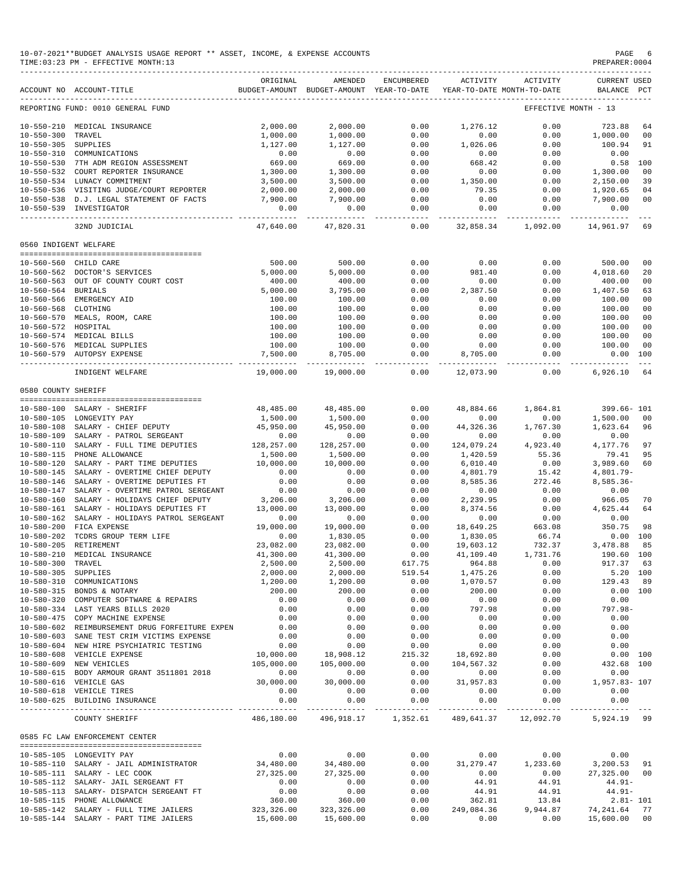10-07-2021**BUDGET ANALYSIS USAGE REPORT ** ASSET, INCOME, & EXPENSE ACCOUNTS

TIME:03:23 PM - EFFECTIVE MONTH:13

PREPARER:0004

| ACCOUNT NO | ACCOUNT-TITLE | ORIGINAL BUDGET-AMOUNT | AMENDED BUDGET-AMOUNT | ENCUMBERED YEAR-TO-DATE | ACTIVITY YEAR-TO-DATE | ACTIVITY MONTH-TO-DATE | CURRENT BALANCE | USED PCT |
|---|---|---|---|---|---|---|---|---|
| REPORTING FUND: 0010 GENERAL FUND | | | | | | | EFFECTIVE MONTH - 13 | |
| 10-550-210 | MEDICAL INSURANCE | 2,000.00 | 2,000.00 | 0.00 | 1,276.12 | 0.00 | 723.88 | 64 |
| 10-550-300 | TRAVEL | 1,000.00 | 1,000.00 | 0.00 | 0.00 | 0.00 | 1,000.00 | 00 |
| 10-550-305 | SUPPLIES | 1,127.00 | 1,127.00 | 0.00 | 1,026.06 | 0.00 | 100.94 | 91 |
| 10-550-310 | COMMUNICATIONS | 0.00 | 0.00 | 0.00 | 0.00 | 0.00 | 0.00 | |
| 10-550-530 | 7TH ADM REGION ASSESSMENT | 669.00 | 669.00 | 0.00 | 668.42 | 0.00 | 0.58 | 100 |
| 10-550-532 | COURT REPORTER INSURANCE | 1,300.00 | 1,300.00 | 0.00 | 0.00 | 0.00 | 1,300.00 | 00 |
| 10-550-534 | LUNACY COMMITMENT | 3,500.00 | 3,500.00 | 0.00 | 1,350.00 | 0.00 | 2,150.00 | 39 |
| 10-550-536 | VISITING JUDGE/COURT REPORTER | 2,000.00 | 2,000.00 | 0.00 | 79.35 | 0.00 | 1,920.65 | 04 |
| 10-550-538 | D.J. LEGAL STATEMENT OF FACTS | 7,900.00 | 7,900.00 | 0.00 | 0.00 | 0.00 | 7,900.00 | 00 |
| 10-550-539 | INVESTIGATOR | 0.00 | 0.00 | 0.00 | 0.00 | 0.00 | 0.00 | |
| | 32ND JUDICIAL | 47,640.00 | 47,820.31 | 0.00 | 32,858.34 | 1,092.00 | 14,961.97 | 69 |
| 0560 INDIGENT WELFARE | | | | | | | | |
| 10-560-560 | CHILD CARE | 500.00 | 500.00 | 0.00 | 0.00 | 0.00 | 500.00 | 00 |
| 10-560-562 | DOCTOR'S SERVICES | 5,000.00 | 5,000.00 | 0.00 | 981.40 | 0.00 | 4,018.60 | 20 |
| 10-560-563 | OUT OF COUNTY COURT COST | 400.00 | 400.00 | 0.00 | 0.00 | 0.00 | 400.00 | 00 |
| 10-560-564 | BURIALS | 5,000.00 | 3,795.00 | 0.00 | 2,387.50 | 0.00 | 1,407.50 | 63 |
| 10-560-566 | EMERGENCY AID | 100.00 | 100.00 | 0.00 | 0.00 | 0.00 | 100.00 | 00 |
| 10-560-568 | CLOTHING | 100.00 | 100.00 | 0.00 | 0.00 | 0.00 | 100.00 | 00 |
| 10-560-570 | MEALS, ROOM, CARE | 100.00 | 100.00 | 0.00 | 0.00 | 0.00 | 100.00 | 00 |
| 10-560-572 | HOSPITAL | 100.00 | 100.00 | 0.00 | 0.00 | 0.00 | 100.00 | 00 |
| 10-560-574 | MEDICAL BILLS | 100.00 | 100.00 | 0.00 | 0.00 | 0.00 | 100.00 | 00 |
| 10-560-576 | MEDICAL SUPPLIES | 100.00 | 100.00 | 0.00 | 0.00 | 0.00 | 100.00 | 00 |
| 10-560-579 | AUTOPSY EXPENSE | 7,500.00 | 8,705.00 | 0.00 | 8,705.00 | 0.00 | 0.00 | 100 |
| | INDIGENT WELFARE | 19,000.00 | 19,000.00 | 0.00 | 12,073.90 | 0.00 | 6,926.10 | 64 |
| 0580 COUNTY SHERIFF | | | | | | | | |
| 10-580-100 | SALARY - SHERIFF | 48,485.00 | 48,485.00 | 0.00 | 48,884.66 | 1,864.81 | 399.66- | 101 |
| 10-580-105 | LONGEVITY PAY | 1,500.00 | 1,500.00 | 0.00 | 0.00 | 0.00 | 1,500.00 | 00 |
| 10-580-108 | SALARY - CHIEF DEPUTY | 45,950.00 | 45,950.00 | 0.00 | 44,326.36 | 1,767.30 | 1,623.64 | 96 |
| 10-580-109 | SALARY - PATROL SERGEANT | 0.00 | 0.00 | 0.00 | 0.00 | 0.00 | 0.00 | |
| 10-580-110 | SALARY - FULL TIME DEPUTIES | 128,257.00 | 128,257.00 | 0.00 | 124,079.24 | 4,923.40 | 4,177.76 | 97 |
| 10-580-115 | PHONE ALLOWANCE | 1,500.00 | 1,500.00 | 0.00 | 1,420.59 | 55.36 | 79.41 | 95 |
| 10-580-120 | SALARY - PART TIME DEPUTIES | 10,000.00 | 10,000.00 | 0.00 | 6,010.40 | 0.00 | 3,989.60 | 60 |
| 10-580-145 | SALARY - OVERTIME CHIEF DEPUTY | 0.00 | 0.00 | 0.00 | 4,801.79 | 15.42 | 4,801.79- | |
| 10-580-146 | SALARY - OVERTIME DEPUTIES FT | 0.00 | 0.00 | 0.00 | 8,585.36 | 272.46 | 8,585.36- | |
| 10-580-147 | SALARY - OVERTIME PATROL SERGEANT | 0.00 | 0.00 | 0.00 | 0.00 | 0.00 | 0.00 | |
| 10-580-160 | SALARY - HOLIDAYS CHIEF DEPUTY | 3,206.00 | 3,206.00 | 0.00 | 2,239.95 | 0.00 | 966.05 | 70 |
| 10-580-161 | SALARY - HOLIDAYS DEPUTIES FT | 13,000.00 | 13,000.00 | 0.00 | 8,374.56 | 0.00 | 4,625.44 | 64 |
| 10-580-162 | SALARY - HOLIDAYS PATROL SERGEANT | 0.00 | 0.00 | 0.00 | 0.00 | 0.00 | 0.00 | |
| 10-580-200 | FICA EXPENSE | 19,000.00 | 19,000.00 | 0.00 | 18,649.25 | 663.08 | 350.75 | 98 |
| 10-580-202 | TCDRS GROUP TERM LIFE | 0.00 | 1,830.05 | 0.00 | 1,830.05 | 66.74 | 0.00 | 100 |
| 10-580-205 | RETIREMENT | 23,082.00 | 23,082.00 | 0.00 | 19,603.12 | 732.37 | 3,478.88 | 85 |
| 10-580-210 | MEDICAL INSURANCE | 41,300.00 | 41,300.00 | 0.00 | 41,109.40 | 1,731.76 | 190.60 | 100 |
| 10-580-300 | TRAVEL | 2,500.00 | 2,500.00 | 617.75 | 964.88 | 0.00 | 917.37 | 63 |
| 10-580-305 | SUPPLIES | 2,000.00 | 2,000.00 | 519.54 | 1,475.26 | 0.00 | 5.20 | 100 |
| 10-580-310 | COMMUNICATIONS | 1,200.00 | 1,200.00 | 0.00 | 1,070.57 | 0.00 | 129.43 | 89 |
| 10-580-315 | BONDS & NOTARY | 200.00 | 200.00 | 0.00 | 200.00 | 0.00 | 0.00 | 100 |
| 10-580-320 | COMPUTER SOFTWARE & REPAIRS | 0.00 | 0.00 | 0.00 | 0.00 | 0.00 | 0.00 | |
| 10-580-334 | LAST YEARS BILLS 2020 | 0.00 | 0.00 | 0.00 | 797.98 | 0.00 | 797.98- | |
| 10-580-475 | COPY MACHINE EXPENSE | 0.00 | 0.00 | 0.00 | 0.00 | 0.00 | 0.00 | |
| 10-580-602 | REIMBURSEMENT DRUG FORFEITURE EXPEN | 0.00 | 0.00 | 0.00 | 0.00 | 0.00 | 0.00 | |
| 10-580-603 | SANE TEST CRIM VICTIMS EXPENSE | 0.00 | 0.00 | 0.00 | 0.00 | 0.00 | 0.00 | |
| 10-580-604 | NEW HIRE PSYCHIATRIC TESTING | 0.00 | 0.00 | 0.00 | 0.00 | 0.00 | 0.00 | |
| 10-580-608 | VEHICLE EXPENSE | 10,000.00 | 18,908.12 | 215.32 | 18,692.80 | 0.00 | 0.00 | 100 |
| 10-580-609 | NEW VEHICLES | 105,000.00 | 105,000.00 | 0.00 | 104,567.32 | 0.00 | 432.68 | 100 |
| 10-580-615 | BODY ARMOUR GRANT 3511801 2018 | 0.00 | 0.00 | 0.00 | 0.00 | 0.00 | 0.00 | |
| 10-580-616 | VEHICLE GAS | 30,000.00 | 30,000.00 | 0.00 | 31,957.83 | 0.00 | 1,957.83- | 107 |
| 10-580-618 | VEHICLE TIRES | 0.00 | 0.00 | 0.00 | 0.00 | 0.00 | 0.00 | |
| 10-580-625 | BUILDING INSURANCE | 0.00 | 0.00 | 0.00 | 0.00 | 0.00 | 0.00 | |
| | COUNTY SHERIFF | 486,180.00 | 496,918.17 | 1,352.61 | 489,641.37 | 12,092.70 | 5,924.19 | 99 |
| 0585 FC LAW ENFORCEMENT CENTER | | | | | | | | |
| 10-585-105 | LONGEVITY PAY | 0.00 | 0.00 | 0.00 | 0.00 | 0.00 | 0.00 | |
| 10-585-110 | SALARY - JAIL ADMINISTRATOR | 34,480.00 | 34,480.00 | 0.00 | 31,279.47 | 1,233.60 | 3,200.53 | 91 |
| 10-585-111 | SALARY - LEC COOK | 27,325.00 | 27,325.00 | 0.00 | 0.00 | 0.00 | 27,325.00 | 00 |
| 10-585-112 | SALARY- JAIL SERGEANT FT | 0.00 | 0.00 | 0.00 | 44.91 | 44.91 | 44.91- | |
| 10-585-113 | SALARY- DISPATCH SERGEANT FT | 0.00 | 0.00 | 0.00 | 44.91 | 44.91 | 44.91- | |
| 10-585-115 | PHONE ALLOWANCE | 360.00 | 360.00 | 0.00 | 362.81 | 13.84 | 2.81- | 101 |
| 10-585-142 | SALARY - FULL TIME JAILERS | 323,326.00 | 323,326.00 | 0.00 | 249,084.36 | 9,944.87 | 74,241.64 | 77 |
| 10-585-144 | SALARY - PART TIME JAILERS | 15,600.00 | 15,600.00 | 0.00 | 0.00 | 0.00 | 15,600.00 | 00 |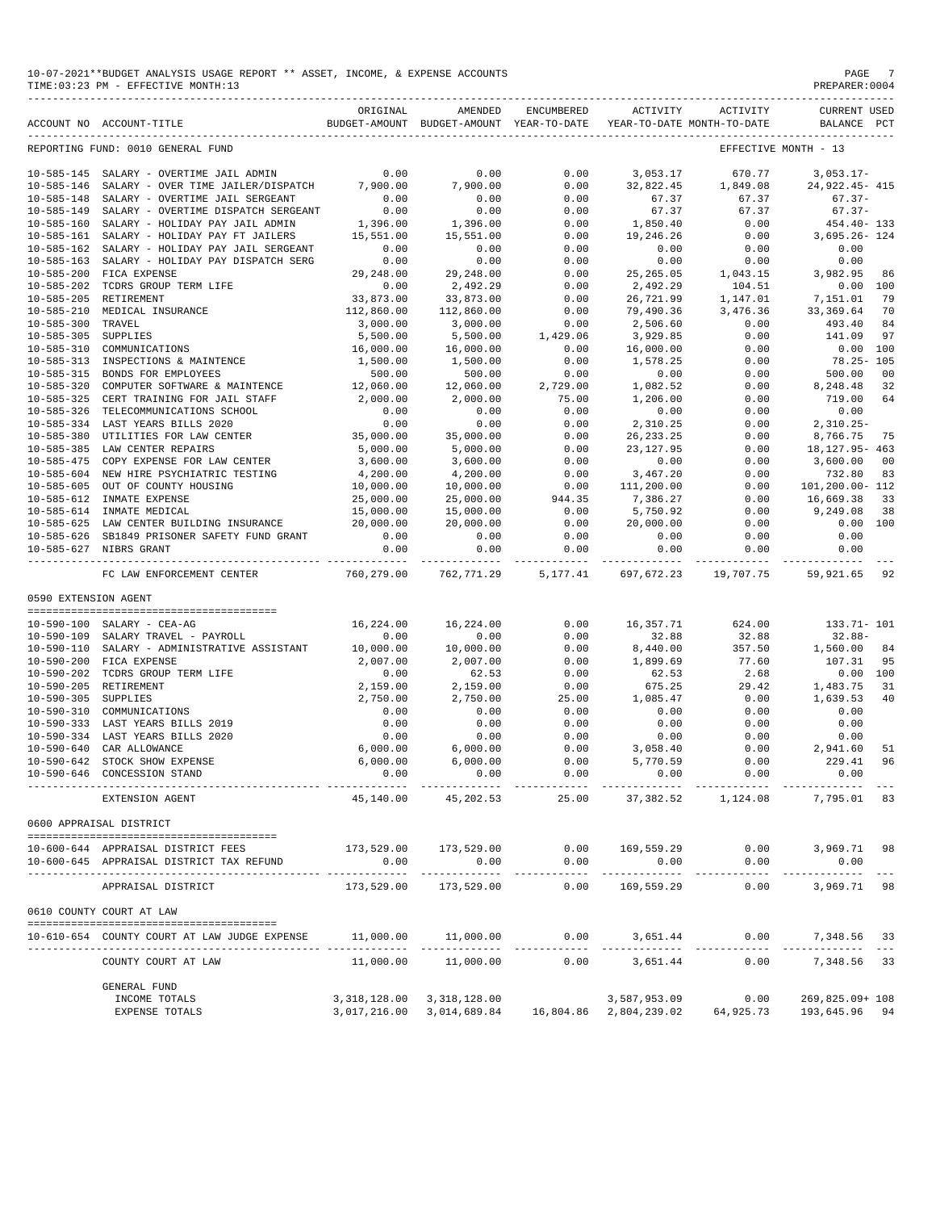10-07-2021**BUDGET ANALYSIS USAGE REPORT ** ASSET, INCOME, & EXPENSE ACCOUNTS
TIME:03:23 PM - EFFECTIVE MONTH:13

REPORTING FUND: 0010 GENERAL FUND — EFFECTIVE MONTH - 13

| ACCOUNT NO | ACCOUNT-TITLE | ORIGINAL BUDGET-AMOUNT | AMENDED BUDGET-AMOUNT | ENCUMBERED YEAR-TO-DATE | ACTIVITY YEAR-TO-DATE | ACTIVITY MONTH-TO-DATE | CURRENT BALANCE | USED PCT |
|---|---|---|---|---|---|---|---|---|
| 10-585-145 | SALARY - OVERTIME JAIL ADMIN | 0.00 | 0.00 | 0.00 | 3,053.17 | 670.77 | 3,053.17- | |
| 10-585-146 | SALARY - OVER TIME JAILER/DISPATCH | 7,900.00 | 7,900.00 | 0.00 | 32,822.45 | 1,849.08 | 24,922.45- | 415 |
| 10-585-148 | SALARY - OVERTIME JAIL SERGEANT | 0.00 | 0.00 | 0.00 | 67.37 | 67.37 | 67.37- | |
| 10-585-149 | SALARY - OVERTIME DISPATCH SERGEANT | 0.00 | 0.00 | 0.00 | 67.37 | 67.37 | 67.37- | |
| 10-585-160 | SALARY - HOLIDAY PAY JAIL ADMIN | 1,396.00 | 1,396.00 | 0.00 | 1,850.40 | 0.00 | 454.40- | 133 |
| 10-585-161 | SALARY - HOLIDAY PAY FT JAILERS | 15,551.00 | 15,551.00 | 0.00 | 19,246.26 | 0.00 | 3,695.26- | 124 |
| 10-585-162 | SALARY - HOLIDAY PAY JAIL SERGEANT | 0.00 | 0.00 | 0.00 | 0.00 | 0.00 | 0.00 | |
| 10-585-163 | SALARY - HOLIDAY PAY DISPATCH SERG | 0.00 | 0.00 | 0.00 | 0.00 | 0.00 | 0.00 | |
| 10-585-200 | FICA EXPENSE | 29,248.00 | 29,248.00 | 0.00 | 25,265.05 | 1,043.15 | 3,982.95 | 86 |
| 10-585-202 | TCDRS GROUP TERM LIFE | 0.00 | 2,492.29 | 0.00 | 2,492.29 | 104.51 | 0.00 | 100 |
| 10-585-205 | RETIREMENT | 33,873.00 | 33,873.00 | 0.00 | 26,721.99 | 1,147.01 | 7,151.01 | 79 |
| 10-585-210 | MEDICAL INSURANCE | 112,860.00 | 112,860.00 | 0.00 | 79,490.36 | 3,476.36 | 33,369.64 | 70 |
| 10-585-300 | TRAVEL | 3,000.00 | 3,000.00 | 0.00 | 2,506.60 | 0.00 | 493.40 | 84 |
| 10-585-305 | SUPPLIES | 5,500.00 | 5,500.00 | 1,429.06 | 3,929.85 | 0.00 | 141.09 | 97 |
| 10-585-310 | COMMUNICATIONS | 16,000.00 | 16,000.00 | 0.00 | 16,000.00 | 0.00 | 0.00 | 100 |
| 10-585-313 | INSPECTIONS & MAINTENCE | 1,500.00 | 1,500.00 | 0.00 | 1,578.25 | 0.00 | 78.25- | 105 |
| 10-585-315 | BONDS FOR EMPLOYEES | 500.00 | 500.00 | 0.00 | 0.00 | 0.00 | 500.00 | 00 |
| 10-585-320 | COMPUTER SOFTWARE & MAINTENCE | 12,060.00 | 12,060.00 | 2,729.00 | 1,082.52 | 0.00 | 8,248.48 | 32 |
| 10-585-325 | CERT TRAINING FOR JAIL STAFF | 2,000.00 | 2,000.00 | 75.00 | 1,206.00 | 0.00 | 719.00 | 64 |
| 10-585-326 | TELECOMMUNICATIONS SCHOOL | 0.00 | 0.00 | 0.00 | 0.00 | 0.00 | 0.00 | |
| 10-585-334 | LAST YEARS BILLS 2020 | 0.00 | 0.00 | 0.00 | 2,310.25 | 0.00 | 2,310.25- | |
| 10-585-380 | UTILITIES FOR LAW CENTER | 35,000.00 | 35,000.00 | 0.00 | 26,233.25 | 0.00 | 8,766.75 | 75 |
| 10-585-385 | LAW CENTER REPAIRS | 5,000.00 | 5,000.00 | 0.00 | 23,127.95 | 0.00 | 18,127.95- | 463 |
| 10-585-475 | COPY EXPENSE FOR LAW CENTER | 3,600.00 | 3,600.00 | 0.00 | 0.00 | 0.00 | 3,600.00 | 00 |
| 10-585-604 | NEW HIRE PSYCHIATRIC TESTING | 4,200.00 | 4,200.00 | 0.00 | 3,467.20 | 0.00 | 732.80 | 83 |
| 10-585-605 | OUT OF COUNTY HOUSING | 10,000.00 | 10,000.00 | 0.00 | 111,200.00 | 0.00 | 101,200.00- | 112 |
| 10-585-612 | INMATE EXPENSE | 25,000.00 | 25,000.00 | 944.35 | 7,386.27 | 0.00 | 16,669.38 | 33 |
| 10-585-614 | INMATE MEDICAL | 15,000.00 | 15,000.00 | 0.00 | 5,750.92 | 0.00 | 9,249.08 | 38 |
| 10-585-625 | LAW CENTER BUILDING INSURANCE | 20,000.00 | 20,000.00 | 0.00 | 20,000.00 | 0.00 | 0.00 | 100 |
| 10-585-626 | SB1849 PRISONER SAFETY FUND GRANT | 0.00 | 0.00 | 0.00 | 0.00 | 0.00 | 0.00 | |
| 10-585-627 | NIBRS GRANT | 0.00 | 0.00 | 0.00 | 0.00 | 0.00 | 0.00 | |
| | FC LAW ENFORCEMENT CENTER | 760,279.00 | 762,771.29 | 5,177.41 | 697,672.23 | 19,707.75 | 59,921.65 | 92 |

0590 EXTENSION AGENT

| ACCOUNT NO | ACCOUNT-TITLE | ORIGINAL BUDGET-AMOUNT | AMENDED BUDGET-AMOUNT | ENCUMBERED YEAR-TO-DATE | ACTIVITY YEAR-TO-DATE | ACTIVITY MONTH-TO-DATE | CURRENT BALANCE | USED PCT |
|---|---|---|---|---|---|---|---|---|
| 10-590-100 | SALARY - CEA-AG | 16,224.00 | 16,224.00 | 0.00 | 16,357.71 | 624.00 | 133.71- | 101 |
| 10-590-109 | SALARY TRAVEL - PAYROLL | 0.00 | 0.00 | 0.00 | 32.88 | 32.88 | 32.88- | |
| 10-590-110 | SALARY - ADMINISTRATIVE ASSISTANT | 10,000.00 | 10,000.00 | 0.00 | 8,440.00 | 357.50 | 1,560.00 | 84 |
| 10-590-200 | FICA EXPENSE | 2,007.00 | 2,007.00 | 0.00 | 1,899.69 | 77.60 | 107.31 | 95 |
| 10-590-202 | TCDRS GROUP TERM LIFE | 0.00 | 62.53 | 0.00 | 62.53 | 2.68 | 0.00 | 100 |
| 10-590-205 | RETIREMENT | 2,159.00 | 2,159.00 | 0.00 | 675.25 | 29.42 | 1,483.75 | 31 |
| 10-590-305 | SUPPLIES | 2,750.00 | 2,750.00 | 25.00 | 1,085.47 | 0.00 | 1,639.53 | 40 |
| 10-590-310 | COMMUNICATIONS | 0.00 | 0.00 | 0.00 | 0.00 | 0.00 | 0.00 | |
| 10-590-333 | LAST YEARS BILLS 2019 | 0.00 | 0.00 | 0.00 | 0.00 | 0.00 | 0.00 | |
| 10-590-334 | LAST YEARS BILLS 2020 | 0.00 | 0.00 | 0.00 | 0.00 | 0.00 | 0.00 | |
| 10-590-640 | CAR ALLOWANCE | 6,000.00 | 6,000.00 | 0.00 | 3,058.40 | 0.00 | 2,941.60 | 51 |
| 10-590-642 | STOCK SHOW EXPENSE | 6,000.00 | 6,000.00 | 0.00 | 5,770.59 | 0.00 | 229.41 | 96 |
| 10-590-646 | CONCESSION STAND | 0.00 | 0.00 | 0.00 | 0.00 | 0.00 | 0.00 | |
| | EXTENSION AGENT | 45,140.00 | 45,202.53 | 25.00 | 37,382.52 | 1,124.08 | 7,795.01 | 83 |

0600 APPRAISAL DISTRICT

| ACCOUNT NO | ACCOUNT-TITLE | ORIGINAL BUDGET-AMOUNT | AMENDED BUDGET-AMOUNT | ENCUMBERED YEAR-TO-DATE | ACTIVITY YEAR-TO-DATE | ACTIVITY MONTH-TO-DATE | CURRENT BALANCE | USED PCT |
|---|---|---|---|---|---|---|---|---|
| 10-600-644 | APPRAISAL DISTRICT FEES | 173,529.00 | 173,529.00 | 0.00 | 169,559.29 | 0.00 | 3,969.71 | 98 |
| 10-600-645 | APPRAISAL DISTRICT TAX REFUND | 0.00 | 0.00 | 0.00 | 0.00 | 0.00 | 0.00 | |
| | APPRAISAL DISTRICT | 173,529.00 | 173,529.00 | 0.00 | 169,559.29 | 0.00 | 3,969.71 | 98 |

0610 COUNTY COURT AT LAW

| ACCOUNT NO | ACCOUNT-TITLE | ORIGINAL BUDGET-AMOUNT | AMENDED BUDGET-AMOUNT | ENCUMBERED YEAR-TO-DATE | ACTIVITY YEAR-TO-DATE | ACTIVITY MONTH-TO-DATE | CURRENT BALANCE | USED PCT |
|---|---|---|---|---|---|---|---|---|
| 10-610-654 | COUNTY COURT AT LAW JUDGE EXPENSE | 11,000.00 | 11,000.00 | 0.00 | 3,651.44 | 0.00 | 7,348.56 | 33 |
| | COUNTY COURT AT LAW | 11,000.00 | 11,000.00 | 0.00 | 3,651.44 | 0.00 | 7,348.56 | 33 |

GENERAL FUND

| | ORIGINAL BUDGET-AMOUNT | AMENDED BUDGET-AMOUNT | ENCUMBERED YEAR-TO-DATE | ACTIVITY YEAR-TO-DATE | ACTIVITY MONTH-TO-DATE | CURRENT BALANCE | USED PCT |
|---|---|---|---|---|---|---|---|
| INCOME TOTALS | 3,318,128.00 | 3,318,128.00 | | 3,587,953.09 | 0.00 | 269,825.09+ | 108 |
| EXPENSE TOTALS | 3,017,216.00 | 3,014,689.84 | 16,804.86 | 2,804,239.02 | 64,925.73 | 193,645.96 | 94 |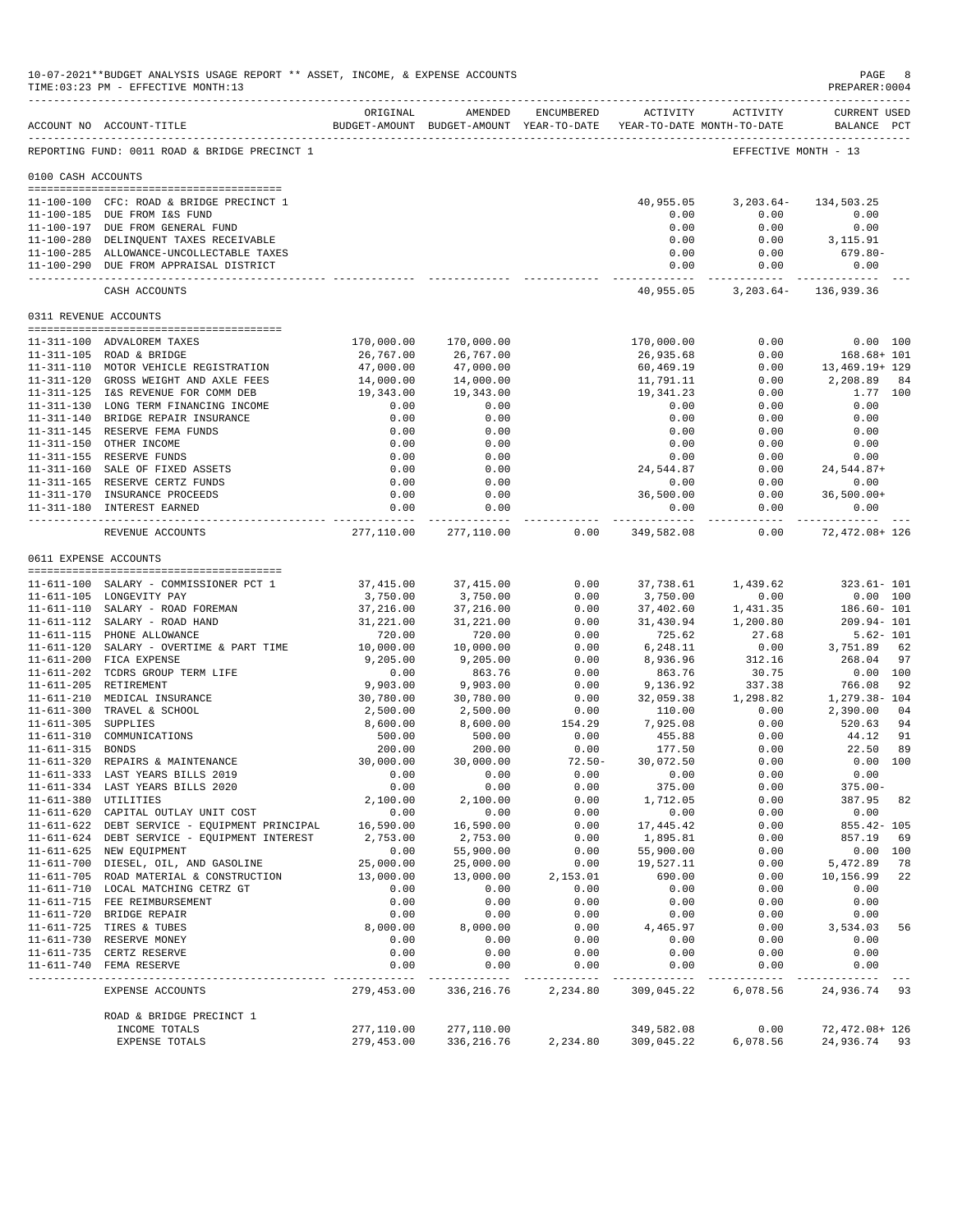10-07-2021**BUDGET ANALYSIS USAGE REPORT ** ASSET, INCOME, & EXPENSE ACCOUNTS
TIME:03:23 PM - EFFECTIVE MONTH:13

PREPARER:0004

| ACCOUNT NO | ACCOUNT-TITLE | ORIGINAL BUDGET-AMOUNT | AMENDED BUDGET-AMOUNT | ENCUMBERED YEAR-TO-DATE | ACTIVITY YEAR-TO-DATE | ACTIVITY MONTH-TO-DATE | CURRENT USED BALANCE | PCT |
|---|---|---|---|---|---|---|---|---|
| REPORTING FUND: 0011 ROAD & BRIDGE PRECINCT 1 | | | | | | EFFECTIVE MONTH - 13 | | |
| **0100 CASH ACCOUNTS** | | | | | | | | |
| 11-100-100 | CFC: ROAD & BRIDGE PRECINCT 1 | | | | 40,955.05 | 3,203.64- | 134,503.25 | |
| 11-100-185 | DUE FROM I&S FUND | | | | 0.00 | 0.00 | 0.00 | |
| 11-100-197 | DUE FROM GENERAL FUND | | | | 0.00 | 0.00 | 0.00 | |
| 11-100-280 | DELINQUENT TAXES RECEIVABLE | | | | 0.00 | 0.00 | 3,115.91 | |
| 11-100-285 | ALLOWANCE-UNCOLLECTABLE TAXES | | | | 0.00 | 0.00 | 679.80- | |
| 11-100-290 | DUE FROM APPRAISAL DISTRICT | | | | 0.00 | 0.00 | 0.00 | |
| | CASH ACCOUNTS | | | | 40,955.05 | 3,203.64- | 136,939.36 | |
| **0311 REVENUE ACCOUNTS** | | | | | | | | |
| 11-311-100 | ADVALOREM TAXES | 170,000.00 | 170,000.00 | | 170,000.00 | 0.00 | 0.00 | 100 |
| 11-311-105 | ROAD & BRIDGE | 26,767.00 | 26,767.00 | | 26,935.68 | 0.00 | 168.68+ | 101 |
| 11-311-110 | MOTOR VEHICLE REGISTRATION | 47,000.00 | 47,000.00 | | 60,469.19 | 0.00 | 13,469.19+ | 129 |
| 11-311-120 | GROSS WEIGHT AND AXLE FEES | 14,000.00 | 14,000.00 | | 11,791.11 | 0.00 | 2,208.89 | 84 |
| 11-311-125 | I&S REVENUE FOR COMM DEB | 19,343.00 | 19,343.00 | | 19,341.23 | 0.00 | 1.77 | 100 |
| 11-311-130 | LONG TERM FINANCING INCOME | 0.00 | 0.00 | | 0.00 | 0.00 | 0.00 | |
| 11-311-140 | BRIDGE REPAIR INSURANCE | 0.00 | 0.00 | | 0.00 | 0.00 | 0.00 | |
| 11-311-145 | RESERVE FEMA FUNDS | 0.00 | 0.00 | | 0.00 | 0.00 | 0.00 | |
| 11-311-150 | OTHER INCOME | 0.00 | 0.00 | | 0.00 | 0.00 | 0.00 | |
| 11-311-155 | RESERVE FUNDS | 0.00 | 0.00 | | 0.00 | 0.00 | 0.00 | |
| 11-311-160 | SALE OF FIXED ASSETS | 0.00 | 0.00 | | 24,544.87 | 0.00 | 24,544.87+ | |
| 11-311-165 | RESERVE CERTZ FUNDS | 0.00 | 0.00 | | 0.00 | 0.00 | 0.00 | |
| 11-311-170 | INSURANCE PROCEEDS | 0.00 | 0.00 | | 36,500.00 | 0.00 | 36,500.00+ | |
| 11-311-180 | INTEREST EARNED | 0.00 | 0.00 | | 0.00 | 0.00 | 0.00 | |
| | REVENUE ACCOUNTS | 277,110.00 | 277,110.00 | 0.00 | 349,582.08 | 0.00 | 72,472.08+ | 126 |
| **0611 EXPENSE ACCOUNTS** | | | | | | | | |
| 11-611-100 | SALARY - COMMISSIONER PCT 1 | 37,415.00 | 37,415.00 | 0.00 | 37,738.61 | 1,439.62 | 323.61- | 101 |
| 11-611-105 | LONGEVITY PAY | 3,750.00 | 3,750.00 | 0.00 | 3,750.00 | 0.00 | 0.00 | 100 |
| 11-611-110 | SALARY - ROAD FOREMAN | 37,216.00 | 37,216.00 | 0.00 | 37,402.60 | 1,431.35 | 186.60- | 101 |
| 11-611-112 | SALARY - ROAD HAND | 31,221.00 | 31,221.00 | 0.00 | 31,430.94 | 1,200.80 | 209.94- | 101 |
| 11-611-115 | PHONE ALLOWANCE | 720.00 | 720.00 | 0.00 | 725.62 | 27.68 | 5.62- | 101 |
| 11-611-120 | SALARY - OVERTIME & PART TIME | 10,000.00 | 10,000.00 | 0.00 | 6,248.11 | 0.00 | 3,751.89 | 62 |
| 11-611-200 | FICA EXPENSE | 9,205.00 | 9,205.00 | 0.00 | 8,936.96 | 312.16 | 268.04 | 97 |
| 11-611-202 | TCDRS GROUP TERM LIFE | 0.00 | 863.76 | 0.00 | 863.76 | 30.75 | 0.00 | 100 |
| 11-611-205 | RETIREMENT | 9,903.00 | 9,903.00 | 0.00 | 9,136.92 | 337.38 | 766.08 | 92 |
| 11-611-210 | MEDICAL INSURANCE | 30,780.00 | 30,780.00 | 0.00 | 32,059.38 | 1,298.82 | 1,279.38- | 104 |
| 11-611-300 | TRAVEL & SCHOOL | 2,500.00 | 2,500.00 | 0.00 | 110.00 | 0.00 | 2,390.00 | 04 |
| 11-611-305 | SUPPLIES | 8,600.00 | 8,600.00 | 154.29 | 7,925.08 | 0.00 | 520.63 | 94 |
| 11-611-310 | COMMUNICATIONS | 500.00 | 500.00 | 0.00 | 455.88 | 0.00 | 44.12 | 91 |
| 11-611-315 | BONDS | 200.00 | 200.00 | 0.00 | 177.50 | 0.00 | 22.50 | 89 |
| 11-611-320 | REPAIRS & MAINTENANCE | 30,000.00 | 30,000.00 | 72.50- | 30,072.50 | 0.00 | 0.00 | 100 |
| 11-611-333 | LAST YEARS BILLS 2019 | 0.00 | 0.00 | 0.00 | 0.00 | 0.00 | 0.00 | |
| 11-611-334 | LAST YEARS BILLS 2020 | 0.00 | 0.00 | 0.00 | 375.00 | 0.00 | 375.00- | |
| 11-611-380 | UTILITIES | 2,100.00 | 2,100.00 | 0.00 | 1,712.05 | 0.00 | 387.95 | 82 |
| 11-611-620 | CAPITAL OUTLAY UNIT COST | 0.00 | 0.00 | 0.00 | 0.00 | 0.00 | 0.00 | |
| 11-611-622 | DEBT SERVICE - EQUIPMENT PRINCIPAL | 16,590.00 | 16,590.00 | 0.00 | 17,445.42 | 0.00 | 855.42- | 105 |
| 11-611-624 | DEBT SERVICE - EQUIPMENT INTEREST | 2,753.00 | 2,753.00 | 0.00 | 1,895.81 | 0.00 | 857.19 | 69 |
| 11-611-625 | NEW EQUIPMENT | 0.00 | 55,900.00 | 0.00 | 55,900.00 | 0.00 | 0.00 | 100 |
| 11-611-700 | DIESEL, OIL, AND GASOLINE | 25,000.00 | 25,000.00 | 0.00 | 19,527.11 | 0.00 | 5,472.89 | 78 |
| 11-611-705 | ROAD MATERIAL & CONSTRUCTION | 13,000.00 | 13,000.00 | 2,153.01 | 690.00 | 0.00 | 10,156.99 | 22 |
| 11-611-710 | LOCAL MATCHING CETRZ GT | 0.00 | 0.00 | 0.00 | 0.00 | 0.00 | 0.00 | |
| 11-611-715 | FEE REIMBURSEMENT | 0.00 | 0.00 | 0.00 | 0.00 | 0.00 | 0.00 | |
| 11-611-720 | BRIDGE REPAIR | 0.00 | 0.00 | 0.00 | 0.00 | 0.00 | 0.00 | |
| 11-611-725 | TIRES & TUBES | 8,000.00 | 8,000.00 | 0.00 | 4,465.97 | 0.00 | 3,534.03 | 56 |
| 11-611-730 | RESERVE MONEY | 0.00 | 0.00 | 0.00 | 0.00 | 0.00 | 0.00 | |
| 11-611-735 | CERTZ RESERVE | 0.00 | 0.00 | 0.00 | 0.00 | 0.00 | 0.00 | |
| 11-611-740 | FEMA RESERVE | 0.00 | 0.00 | 0.00 | 0.00 | 0.00 | 0.00 | |
| | EXPENSE ACCOUNTS | 279,453.00 | 336,216.76 | 2,234.80 | 309,045.22 | 6,078.56 | 24,936.74 | 93 |
| | ROAD & BRIDGE PRECINCT 1 | | | | | | | |
| | INCOME TOTALS | 277,110.00 | 277,110.00 | | 349,582.08 | 0.00 | 72,472.08+ | 126 |
| | EXPENSE TOTALS | 279,453.00 | 336,216.76 | 2,234.80 | 309,045.22 | 6,078.56 | 24,936.74 | 93 |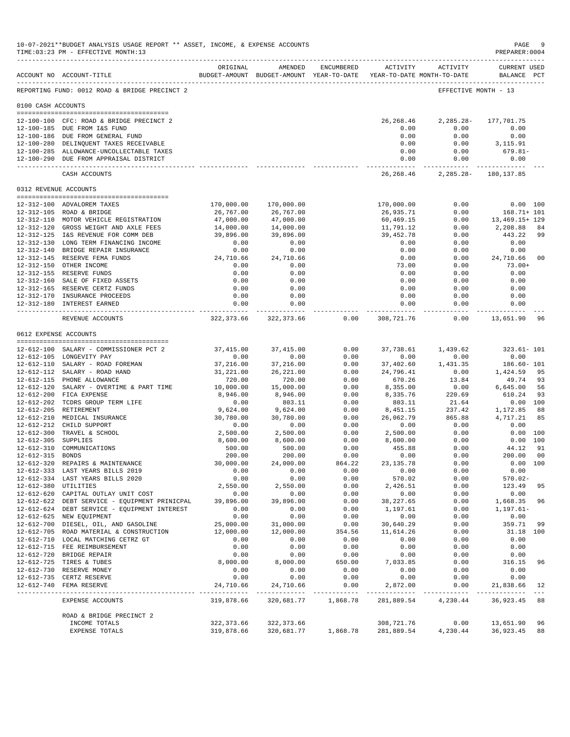10-07-2021**BUDGET ANALYSIS USAGE REPORT ** ASSET, INCOME, & EXPENSE ACCOUNTS
TIME:03:23 PM - EFFECTIVE MONTH:13
PREPARER:0004

| ACCOUNT NO | ACCOUNT-TITLE | ORIGINAL BUDGET-AMOUNT | AMENDED BUDGET-AMOUNT | ENCUMBERED YEAR-TO-DATE | ACTIVITY YEAR-TO-DATE | ACTIVITY MONTH-TO-DATE | CURRENT USED BALANCE | PCT |
|---|---|---|---|---|---|---|---|---|
| REPORTING FUND: 0012 ROAD & BRIDGE PRECINCT 2 | | | | | | | EFFECTIVE MONTH - 13 | |
| 0100 CASH ACCOUNTS | | | | | | | | |
| 12-100-100 | CFC: ROAD & BRIDGE PRECINCT 2 | | | | 26,268.46 | 2,285.28- | 177,701.75 | |
| 12-100-185 | DUE FROM I&S FUND | | | | 0.00 | 0.00 | 0.00 | |
| 12-100-186 | DUE FROM GENERAL FUND | | | | 0.00 | 0.00 | 0.00 | |
| 12-100-280 | DELINQUENT TAXES RECEIVABLE | | | | 0.00 | 0.00 | 3,115.91 | |
| 12-100-285 | ALLOWANCE-UNCOLLECTABLE TAXES | | | | 0.00 | 0.00 | 679.81- | |
| 12-100-290 | DUE FROM APPRAISAL DISTRICT | | | | 0.00 | 0.00 | 0.00 | |
| | CASH ACCOUNTS | | | | 26,268.46 | 2,285.28- | 180,137.85 | |
| 0312 REVENUE ACCOUNTS | | | | | | | | |
| 12-312-100 | ADVALOREM TAXES | 170,000.00 | 170,000.00 | | 170,000.00 | 0.00 | 0.00 | 100 |
| 12-312-105 | ROAD & BRIDGE | 26,767.00 | 26,767.00 | | 26,935.71 | 0.00 | 168.71+ | 101 |
| 12-312-110 | MOTOR VEHICLE REGISTRATION | 47,000.00 | 47,000.00 | | 60,469.15 | 0.00 | 13,469.15+ | 129 |
| 12-312-120 | GROSS WEIGHT AND AXLE FEES | 14,000.00 | 14,000.00 | | 11,791.12 | 0.00 | 2,208.88 | 84 |
| 12-312-125 | I&S REVENUE FOR COMM DEB | 39,896.00 | 39,896.00 | | 39,452.78 | 0.00 | 443.22 | 99 |
| 12-312-130 | LONG TERM FINANCING INCOME | 0.00 | 0.00 | | 0.00 | 0.00 | 0.00 | |
| 12-312-140 | BRIDGE REPAIR INSURANCE | 0.00 | 0.00 | | 0.00 | 0.00 | 0.00 | |
| 12-312-145 | RESERVE FEMA FUNDS | 24,710.66 | 24,710.66 | | 0.00 | 0.00 | 24,710.66 | 00 |
| 12-312-150 | OTHER INCOME | 0.00 | 0.00 | | 73.00 | 0.00 | 73.00+ | |
| 12-312-155 | RESERVE FUNDS | 0.00 | 0.00 | | 0.00 | 0.00 | 0.00 | |
| 12-312-160 | SALE OF FIXED ASSETS | 0.00 | 0.00 | | 0.00 | 0.00 | 0.00 | |
| 12-312-165 | RESERVE CERTZ FUNDS | 0.00 | 0.00 | | 0.00 | 0.00 | 0.00 | |
| 12-312-170 | INSURANCE PROCEEDS | 0.00 | 0.00 | | 0.00 | 0.00 | 0.00 | |
| 12-312-180 | INTEREST EARNED | 0.00 | 0.00 | | 0.00 | 0.00 | 0.00 | |
| | REVENUE ACCOUNTS | 322,373.66 | 322,373.66 | 0.00 | 308,721.76 | 0.00 | 13,651.90 | 96 |
| 0612 EXPENSE ACCOUNTS | | | | | | | | |
| 12-612-100 | SALARY - COMMISSIONER PCT 2 | 37,415.00 | 37,415.00 | 0.00 | 37,738.61 | 1,439.62 | 323.61- | 101 |
| 12-612-105 | LONGEVITY PAY | 0.00 | 0.00 | 0.00 | 0.00 | 0.00 | 0.00 | |
| 12-612-110 | SALARY - ROAD FOREMAN | 37,216.00 | 37,216.00 | 0.00 | 37,402.60 | 1,431.35 | 186.60- | 101 |
| 12-612-112 | SALARY - ROAD HAND | 31,221.00 | 26,221.00 | 0.00 | 24,796.41 | 0.00 | 1,424.59 | 95 |
| 12-612-115 | PHONE ALLOWANCE | 720.00 | 720.00 | 0.00 | 670.26 | 13.84 | 49.74 | 93 |
| 12-612-120 | SALARY - OVERTIME & PART TIME | 10,000.00 | 15,000.00 | 0.00 | 8,355.00 | 0.00 | 6,645.00 | 56 |
| 12-612-200 | FICA EXPENSE | 8,946.00 | 8,946.00 | 0.00 | 8,335.76 | 220.69 | 610.24 | 93 |
| 12-612-202 | TCDRS GROUP TERM LIFE | 0.00 | 803.11 | 0.00 | 803.11 | 21.64 | 0.00 | 100 |
| 12-612-205 | RETIREMENT | 9,624.00 | 9,624.00 | 0.00 | 8,451.15 | 237.42 | 1,172.85 | 88 |
| 12-612-210 | MEDICAL INSURANCE | 30,780.00 | 30,780.00 | 0.00 | 26,062.79 | 865.88 | 4,717.21 | 85 |
| 12-612-212 | CHILD SUPPORT | 0.00 | 0.00 | 0.00 | 0.00 | 0.00 | 0.00 | |
| 12-612-300 | TRAVEL & SCHOOL | 2,500.00 | 2,500.00 | 0.00 | 2,500.00 | 0.00 | 0.00 | 100 |
| 12-612-305 | SUPPLIES | 8,600.00 | 8,600.00 | 0.00 | 8,600.00 | 0.00 | 0.00 | 100 |
| 12-612-310 | COMMUNICATIONS | 500.00 | 500.00 | 0.00 | 455.88 | 0.00 | 44.12 | 91 |
| 12-612-315 | BONDS | 200.00 | 200.00 | 0.00 | 0.00 | 0.00 | 200.00 | 00 |
| 12-612-320 | REPAIRS & MAINTENANCE | 30,000.00 | 24,000.00 | 864.22 | 23,135.78 | 0.00 | 0.00 | 100 |
| 12-612-333 | LAST YEARS BILLS 2019 | 0.00 | 0.00 | 0.00 | 0.00 | 0.00 | 0.00 | |
| 12-612-334 | LAST YEARS BILLS 2020 | 0.00 | 0.00 | 0.00 | 570.02 | 0.00 | 570.02- | |
| 12-612-380 | UTILITIES | 2,550.00 | 2,550.00 | 0.00 | 2,426.51 | 0.00 | 123.49 | 95 |
| 12-612-620 | CAPITAL OUTLAY UNIT COST | 0.00 | 0.00 | 0.00 | 0.00 | 0.00 | 0.00 | |
| 12-612-622 | DEBT SERVICE - EQUIPMENT PRINICPAL | 39,896.00 | 39,896.00 | 0.00 | 38,227.65 | 0.00 | 1,668.35 | 96 |
| 12-612-624 | DEBT SERVICE - EQUIPMENT INTEREST | 0.00 | 0.00 | 0.00 | 1,197.61 | 0.00 | 1,197.61- | |
| 12-612-625 | NEW EQUIPMENT | 0.00 | 0.00 | 0.00 | 0.00 | 0.00 | 0.00 | |
| 12-612-700 | DIESEL, OIL, AND GASOLINE | 25,000.00 | 31,000.00 | 0.00 | 30,640.29 | 0.00 | 359.71 | 99 |
| 12-612-705 | ROAD MATERIAL & CONSTRUCTION | 12,000.00 | 12,000.00 | 354.56 | 11,614.26 | 0.00 | 31.18 | 100 |
| 12-612-710 | LOCAL MATCHING CETRZ GT | 0.00 | 0.00 | 0.00 | 0.00 | 0.00 | 0.00 | |
| 12-612-715 | FEE REIMBURSEMENT | 0.00 | 0.00 | 0.00 | 0.00 | 0.00 | 0.00 | |
| 12-612-720 | BRIDGE REPAIR | 0.00 | 0.00 | 0.00 | 0.00 | 0.00 | 0.00 | |
| 12-612-725 | TIRES & TUBES | 8,000.00 | 8,000.00 | 650.00 | 7,033.85 | 0.00 | 316.15 | 96 |
| 12-612-730 | RESERVE MONEY | 0.00 | 0.00 | 0.00 | 0.00 | 0.00 | 0.00 | |
| 12-612-735 | CERTZ RESERVE | 0.00 | 0.00 | 0.00 | 0.00 | 0.00 | 0.00 | |
| 12-612-740 | FEMA RESERVE | 24,710.66 | 24,710.66 | 0.00 | 2,872.00 | 0.00 | 21,838.66 | 12 |
| | EXPENSE ACCOUNTS | 319,878.66 | 320,681.77 | 1,868.78 | 281,889.54 | 4,230.44 | 36,923.45 | 88 |
| | ROAD & BRIDGE PRECINCT 2 | | | | | | | |
| | INCOME TOTALS | 322,373.66 | 322,373.66 | | 308,721.76 | 0.00 | 13,651.90 | 96 |
| | EXPENSE TOTALS | 319,878.66 | 320,681.77 | 1,868.78 | 281,889.54 | 4,230.44 | 36,923.45 | 88 |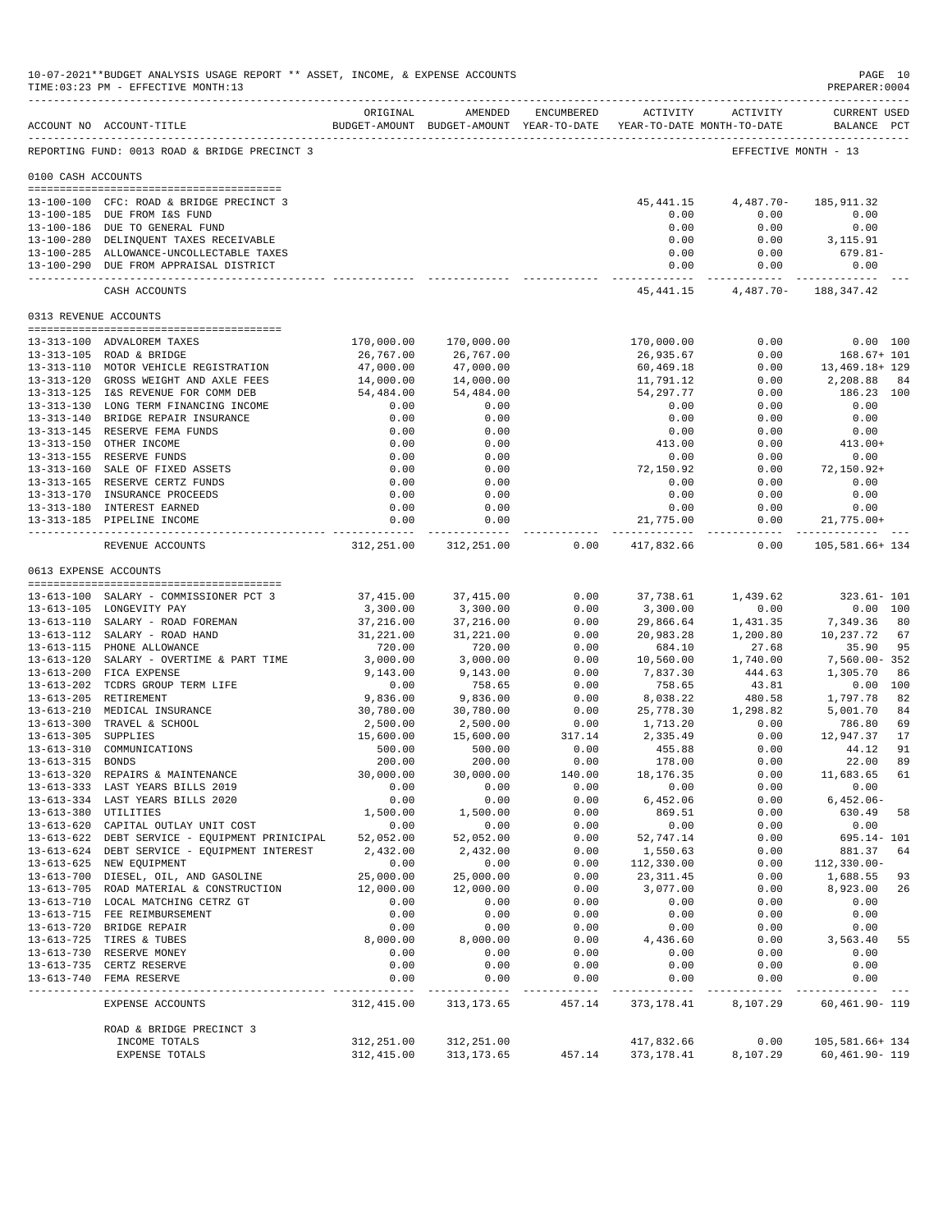10-07-2021**BUDGET ANALYSIS USAGE REPORT ** ASSET, INCOME, & EXPENSE ACCOUNTS
TIME:03:23 PM - EFFECTIVE MONTH:13
PREPARER:0004

REPORTING FUND: 0013 ROAD & BRIDGE PRECINCT 3 — EFFECTIVE MONTH - 13

## 0100 CASH ACCOUNTS

| ACCOUNT NO | ACCOUNT-TITLE | ORIGINAL BUDGET-AMOUNT | AMENDED BUDGET-AMOUNT | ENCUMBERED YEAR-TO-DATE | ACTIVITY YEAR-TO-DATE | ACTIVITY MONTH-TO-DATE | CURRENT USED BALANCE | PCT |
|---|---|---|---|---|---|---|---|---|
| 13-100-100 | CFC: ROAD & BRIDGE PRECINCT 3 | | | | 45,441.15 | 4,487.70- | 185,911.32 | |
| 13-100-185 | DUE FROM I&S FUND | | | | 0.00 | 0.00 | 0.00 | |
| 13-100-186 | DUE TO GENERAL FUND | | | | 0.00 | 0.00 | 0.00 | |
| 13-100-280 | DELINQUENT TAXES RECEIVABLE | | | | 0.00 | 0.00 | 3,115.91 | |
| 13-100-285 | ALLOWANCE-UNCOLLECTABLE TAXES | | | | 0.00 | 0.00 | 679.81- | |
| 13-100-290 | DUE FROM APPRAISAL DISTRICT | | | | 0.00 | 0.00 | 0.00 | |
| | CASH ACCOUNTS | | | | 45,441.15 | 4,487.70- | 188,347.42 | |

## 0313 REVENUE ACCOUNTS

| ACCOUNT NO | ACCOUNT-TITLE | ORIGINAL BUDGET-AMOUNT | AMENDED BUDGET-AMOUNT | ENCUMBERED YEAR-TO-DATE | ACTIVITY YEAR-TO-DATE | ACTIVITY MONTH-TO-DATE | CURRENT USED BALANCE | PCT |
|---|---|---|---|---|---|---|---|---|
| 13-313-100 | ADVALOREM TAXES | 170,000.00 | 170,000.00 | | 170,000.00 | 0.00 | 0.00 | 100 |
| 13-313-105 | ROAD & BRIDGE | 26,767.00 | 26,767.00 | | 26,935.67 | 0.00 | 168.67+ | 101 |
| 13-313-110 | MOTOR VEHICLE REGISTRATION | 47,000.00 | 47,000.00 | | 60,469.18 | 0.00 | 13,469.18+ | 129 |
| 13-313-120 | GROSS WEIGHT AND AXLE FEES | 14,000.00 | 14,000.00 | | 11,791.12 | 0.00 | 2,208.88 | 84 |
| 13-313-125 | I&S REVENUE FOR COMM DEB | 54,484.00 | 54,484.00 | | 54,297.77 | 0.00 | 186.23 | 100 |
| 13-313-130 | LONG TERM FINANCING INCOME | 0.00 | 0.00 | | 0.00 | 0.00 | 0.00 | |
| 13-313-140 | BRIDGE REPAIR INSURANCE | 0.00 | 0.00 | | 0.00 | 0.00 | 0.00 | |
| 13-313-145 | RESERVE FEMA FUNDS | 0.00 | 0.00 | | 0.00 | 0.00 | 0.00 | |
| 13-313-150 | OTHER INCOME | 0.00 | 0.00 | | 413.00 | 0.00 | 413.00+ | |
| 13-313-155 | RESERVE FUNDS | 0.00 | 0.00 | | 0.00 | 0.00 | 0.00 | |
| 13-313-160 | SALE OF FIXED ASSETS | 0.00 | 0.00 | | 72,150.92 | 0.00 | 72,150.92+ | |
| 13-313-165 | RESERVE CERTZ FUNDS | 0.00 | 0.00 | | 0.00 | 0.00 | 0.00 | |
| 13-313-170 | INSURANCE PROCEEDS | 0.00 | 0.00 | | 0.00 | 0.00 | 0.00 | |
| 13-313-180 | INTEREST EARNED | 0.00 | 0.00 | | 0.00 | 0.00 | 0.00 | |
| 13-313-185 | PIPELINE INCOME | 0.00 | 0.00 | | 21,775.00 | 0.00 | 21,775.00+ | |
| | REVENUE ACCOUNTS | 312,251.00 | 312,251.00 | 0.00 | 417,832.66 | 0.00 | 105,581.66+ | 134 |

## 0613 EXPENSE ACCOUNTS

| ACCOUNT NO | ACCOUNT-TITLE | ORIGINAL BUDGET-AMOUNT | AMENDED BUDGET-AMOUNT | ENCUMBERED YEAR-TO-DATE | ACTIVITY YEAR-TO-DATE | ACTIVITY MONTH-TO-DATE | CURRENT USED BALANCE | PCT |
|---|---|---|---|---|---|---|---|---|
| 13-613-100 | SALARY - COMMISSIONER PCT 3 | 37,415.00 | 37,415.00 | 0.00 | 37,738.61 | 1,439.62 | 323.61- | 101 |
| 13-613-105 | LONGEVITY PAY | 3,300.00 | 3,300.00 | 0.00 | 3,300.00 | 0.00 | 0.00 | 100 |
| 13-613-110 | SALARY - ROAD FOREMAN | 37,216.00 | 37,216.00 | 0.00 | 29,866.64 | 1,431.35 | 7,349.36 | 80 |
| 13-613-112 | SALARY - ROAD HAND | 31,221.00 | 31,221.00 | 0.00 | 20,983.28 | 1,200.80 | 10,237.72 | 67 |
| 13-613-115 | PHONE ALLOWANCE | 720.00 | 720.00 | 0.00 | 684.10 | 27.68 | 35.90 | 95 |
| 13-613-120 | SALARY - OVERTIME & PART TIME | 3,000.00 | 3,000.00 | 0.00 | 10,560.00 | 1,740.00 | 7,560.00- | 352 |
| 13-613-200 | FICA EXPENSE | 9,143.00 | 9,143.00 | 0.00 | 7,837.30 | 444.63 | 1,305.70 | 86 |
| 13-613-202 | TCDRS GROUP TERM LIFE | 0.00 | 758.65 | 0.00 | 758.65 | 43.81 | 0.00 | 100 |
| 13-613-205 | RETIREMENT | 9,836.00 | 9,836.00 | 0.00 | 8,038.22 | 480.58 | 1,797.78 | 82 |
| 13-613-210 | MEDICAL INSURANCE | 30,780.00 | 30,780.00 | 0.00 | 25,778.30 | 1,298.82 | 5,001.70 | 84 |
| 13-613-300 | TRAVEL & SCHOOL | 2,500.00 | 2,500.00 | 0.00 | 1,713.20 | 0.00 | 786.80 | 69 |
| 13-613-305 | SUPPLIES | 15,600.00 | 15,600.00 | 317.14 | 2,335.49 | 0.00 | 12,947.37 | 17 |
| 13-613-310 | COMMUNICATIONS | 500.00 | 500.00 | 0.00 | 455.88 | 0.00 | 44.12 | 91 |
| 13-613-315 | BONDS | 200.00 | 200.00 | 0.00 | 178.00 | 0.00 | 22.00 | 89 |
| 13-613-320 | REPAIRS & MAINTENANCE | 30,000.00 | 30,000.00 | 140.00 | 18,176.35 | 0.00 | 11,683.65 | 61 |
| 13-613-333 | LAST YEARS BILLS 2019 | 0.00 | 0.00 | 0.00 | 0.00 | 0.00 | 0.00 | |
| 13-613-334 | LAST YEARS BILLS 2020 | 0.00 | 0.00 | 0.00 | 6,452.06 | 0.00 | 6,452.06- | |
| 13-613-380 | UTILITIES | 1,500.00 | 1,500.00 | 0.00 | 869.51 | 0.00 | 630.49 | 58 |
| 13-613-620 | CAPITAL OUTLAY UNIT COST | 0.00 | 0.00 | 0.00 | 0.00 | 0.00 | 0.00 | |
| 13-613-622 | DEBT SERVICE - EQUIPMENT PRINICIPAL | 52,052.00 | 52,052.00 | 0.00 | 52,747.14 | 0.00 | 695.14- | 101 |
| 13-613-624 | DEBT SERVICE - EQUIPMENT INTEREST | 2,432.00 | 2,432.00 | 0.00 | 1,550.63 | 0.00 | 881.37 | 64 |
| 13-613-625 | NEW EQUIPMENT | 0.00 | 0.00 | 0.00 | 112,330.00 | 0.00 | 112,330.00- | |
| 13-613-700 | DIESEL, OIL, AND GASOLINE | 25,000.00 | 25,000.00 | 0.00 | 23,311.45 | 0.00 | 1,688.55 | 93 |
| 13-613-705 | ROAD MATERIAL & CONSTRUCTION | 12,000.00 | 12,000.00 | 0.00 | 3,077.00 | 0.00 | 8,923.00 | 26 |
| 13-613-710 | LOCAL MATCHING CETRZ GT | 0.00 | 0.00 | 0.00 | 0.00 | 0.00 | 0.00 | |
| 13-613-715 | FEE REIMBURSEMENT | 0.00 | 0.00 | 0.00 | 0.00 | 0.00 | 0.00 | |
| 13-613-720 | BRIDGE REPAIR | 0.00 | 0.00 | 0.00 | 0.00 | 0.00 | 0.00 | |
| 13-613-725 | TIRES & TUBES | 8,000.00 | 8,000.00 | 0.00 | 4,436.60 | 0.00 | 3,563.40 | 55 |
| 13-613-730 | RESERVE MONEY | 0.00 | 0.00 | 0.00 | 0.00 | 0.00 | 0.00 | |
| 13-613-735 | CERTZ RESERVE | 0.00 | 0.00 | 0.00 | 0.00 | 0.00 | 0.00 | |
| 13-613-740 | FEMA RESERVE | 0.00 | 0.00 | 0.00 | 0.00 | 0.00 | 0.00 | |
| | EXPENSE ACCOUNTS | 312,415.00 | 313,173.65 | 457.14 | 373,178.41 | 8,107.29 | 60,461.90- | 119 |

## ROAD & BRIDGE PRECINCT 3

| | ORIGINAL BUDGET-AMOUNT | AMENDED BUDGET-AMOUNT | ENCUMBERED YEAR-TO-DATE | ACTIVITY YEAR-TO-DATE | ACTIVITY MONTH-TO-DATE | CURRENT USED BALANCE | PCT |
|---|---|---|---|---|---|---|---|
| INCOME TOTALS | 312,251.00 | 312,251.00 | | 417,832.66 | 0.00 | 105,581.66+ | 134 |
| EXPENSE TOTALS | 312,415.00 | 313,173.65 | 457.14 | 373,178.41 | 8,107.29 | 60,461.90- | 119 |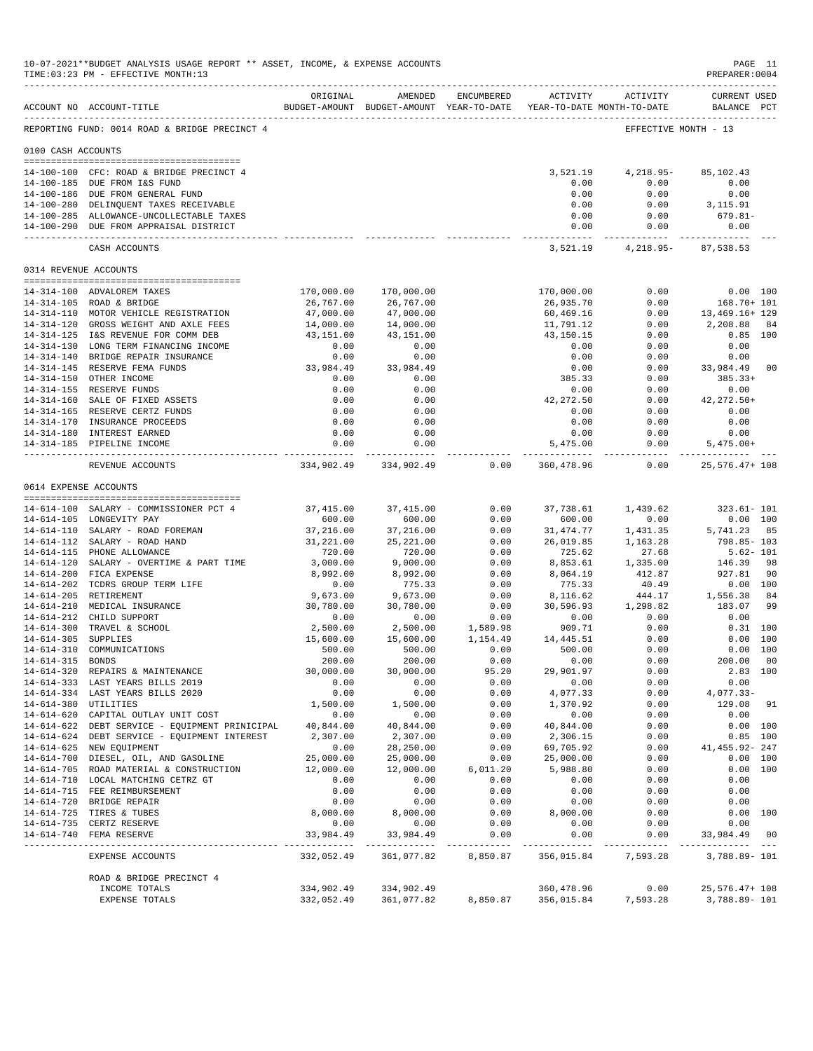10-07-2021**BUDGET ANALYSIS USAGE REPORT ** ASSET, INCOME, & EXPENSE ACCOUNTS
TIME:03:23 PM - EFFECTIVE MONTH:13
PREPARER:0004

| ACCOUNT NO | ACCOUNT-TITLE | ORIGINAL BUDGET-AMOUNT | AMENDED BUDGET-AMOUNT | ENCUMBERED YEAR-TO-DATE | ACTIVITY YEAR-TO-DATE | ACTIVITY MONTH-TO-DATE | CURRENT USED BALANCE | PCT |
|---|---|---|---|---|---|---|---|---|
| REPORTING FUND: 0014 ROAD & BRIDGE PRECINCT 4 | | | | | | | EFFECTIVE MONTH - 13 | |
| 0100 CASH ACCOUNTS | | | | | | | | |
| 14-100-100 | CFC: ROAD & BRIDGE PRECINCT 4 | | | | 3,521.19 | 4,218.95- | 85,102.43 | |
| 14-100-185 | DUE FROM I&S FUND | | | | 0.00 | 0.00 | 0.00 | |
| 14-100-186 | DUE FROM GENERAL FUND | | | | 0.00 | 0.00 | 0.00 | |
| 14-100-280 | DELINQUENT TAXES RECEIVABLE | | | | 0.00 | 0.00 | 3,115.91 | |
| 14-100-285 | ALLOWANCE-UNCOLLECTABLE TAXES | | | | 0.00 | 0.00 | 679.81- | |
| 14-100-290 | DUE FROM APPRAISAL DISTRICT | | | | 0.00 | 0.00 | 0.00 | |
| | CASH ACCOUNTS | | | | 3,521.19 | 4,218.95- | 87,538.53 | |
| 0314 REVENUE ACCOUNTS | | | | | | | | |
| 14-314-100 | ADVALOREM TAXES | 170,000.00 | 170,000.00 | | 170,000.00 | 0.00 | 0.00 | 100 |
| 14-314-105 | ROAD & BRIDGE | 26,767.00 | 26,767.00 | | 26,935.70 | 0.00 | 168.70+ | 101 |
| 14-314-110 | MOTOR VEHICLE REGISTRATION | 47,000.00 | 47,000.00 | | 60,469.16 | 0.00 | 13,469.16+ | 129 |
| 14-314-120 | GROSS WEIGHT AND AXLE FEES | 14,000.00 | 14,000.00 | | 11,791.12 | 0.00 | 2,208.88 | 84 |
| 14-314-125 | I&S REVENUE FOR COMM DEB | 43,151.00 | 43,151.00 | | 43,150.15 | 0.00 | 0.85 | 100 |
| 14-314-130 | LONG TERM FINANCING INCOME | 0.00 | 0.00 | | 0.00 | 0.00 | 0.00 | |
| 14-314-140 | BRIDGE REPAIR INSURANCE | 0.00 | 0.00 | | 0.00 | 0.00 | 0.00 | |
| 14-314-145 | RESERVE FEMA FUNDS | 33,984.49 | 33,984.49 | | 0.00 | 0.00 | 33,984.49 | 00 |
| 14-314-150 | OTHER INCOME | 0.00 | 0.00 | | 385.33 | 0.00 | 385.33+ | |
| 14-314-155 | RESERVE FUNDS | 0.00 | 0.00 | | 0.00 | 0.00 | 0.00 | |
| 14-314-160 | SALE OF FIXED ASSETS | 0.00 | 0.00 | | 42,272.50 | 0.00 | 42,272.50+ | |
| 14-314-165 | RESERVE CERTZ FUNDS | 0.00 | 0.00 | | 0.00 | 0.00 | 0.00 | |
| 14-314-170 | INSURANCE PROCEEDS | 0.00 | 0.00 | | 0.00 | 0.00 | 0.00 | |
| 14-314-180 | INTEREST EARNED | 0.00 | 0.00 | | 0.00 | 0.00 | 0.00 | |
| 14-314-185 | PIPELINE INCOME | 0.00 | 0.00 | | 5,475.00 | 0.00 | 5,475.00+ | |
| | REVENUE ACCOUNTS | 334,902.49 | 334,902.49 | 0.00 | 360,478.96 | 0.00 | 25,576.47+ | 108 |
| 0614 EXPENSE ACCOUNTS | | | | | | | | |
| 14-614-100 | SALARY - COMMISSIONER PCT 4 | 37,415.00 | 37,415.00 | 0.00 | 37,738.61 | 1,439.62 | 323.61- | 101 |
| 14-614-105 | LONGEVITY PAY | 600.00 | 600.00 | 0.00 | 600.00 | 0.00 | 0.00 | 100 |
| 14-614-110 | SALARY - ROAD FOREMAN | 37,216.00 | 37,216.00 | 0.00 | 31,474.77 | 1,431.35 | 5,741.23 | 85 |
| 14-614-112 | SALARY - ROAD HAND | 31,221.00 | 25,221.00 | 0.00 | 26,019.85 | 1,163.28 | 798.85- | 103 |
| 14-614-115 | PHONE ALLOWANCE | 720.00 | 720.00 | 0.00 | 725.62 | 27.68 | 5.62- | 101 |
| 14-614-120 | SALARY - OVERTIME & PART TIME | 3,000.00 | 9,000.00 | 0.00 | 8,853.61 | 1,335.00 | 146.39 | 98 |
| 14-614-200 | FICA EXPENSE | 8,992.00 | 8,992.00 | 0.00 | 8,064.19 | 412.87 | 927.81 | 90 |
| 14-614-202 | TCDRS GROUP TERM LIFE | 0.00 | 775.33 | 0.00 | 775.33 | 40.49 | 0.00 | 100 |
| 14-614-205 | RETIREMENT | 9,673.00 | 9,673.00 | 0.00 | 8,116.62 | 444.17 | 1,556.38 | 84 |
| 14-614-210 | MEDICAL INSURANCE | 30,780.00 | 30,780.00 | 0.00 | 30,596.93 | 1,298.82 | 183.07 | 99 |
| 14-614-212 | CHILD SUPPORT | 0.00 | 0.00 | 0.00 | 0.00 | 0.00 | 0.00 | |
| 14-614-300 | TRAVEL & SCHOOL | 2,500.00 | 2,500.00 | 1,589.98 | 909.71 | 0.00 | 0.31 | 100 |
| 14-614-305 | SUPPLIES | 15,600.00 | 15,600.00 | 1,154.49 | 14,445.51 | 0.00 | 0.00 | 100 |
| 14-614-310 | COMMUNICATIONS | 500.00 | 500.00 | 0.00 | 500.00 | 0.00 | 0.00 | 100 |
| 14-614-315 | BONDS | 200.00 | 200.00 | 0.00 | 0.00 | 0.00 | 200.00 | 00 |
| 14-614-320 | REPAIRS & MAINTENANCE | 30,000.00 | 30,000.00 | 95.20 | 29,901.97 | 0.00 | 2.83 | 100 |
| 14-614-333 | LAST YEARS BILLS 2019 | 0.00 | 0.00 | 0.00 | 0.00 | 0.00 | 0.00 | |
| 14-614-334 | LAST YEARS BILLS 2020 | 0.00 | 0.00 | 0.00 | 4,077.33 | 0.00 | 4,077.33- | |
| 14-614-380 | UTILITIES | 1,500.00 | 1,500.00 | 0.00 | 1,370.92 | 0.00 | 129.08 | 91 |
| 14-614-620 | CAPITAL OUTLAY UNIT COST | 0.00 | 0.00 | 0.00 | 0.00 | 0.00 | 0.00 | |
| 14-614-622 | DEBT SERVICE - EQUIPMENT PRINICIPAL | 40,844.00 | 40,844.00 | 0.00 | 40,844.00 | 0.00 | 0.00 | 100 |
| 14-614-624 | DEBT SERVICE - EQUIPMENT INTEREST | 2,307.00 | 2,307.00 | 0.00 | 2,306.15 | 0.00 | 0.85 | 100 |
| 14-614-625 | NEW EQUIPMENT | 0.00 | 28,250.00 | 0.00 | 69,705.92 | 0.00 | 41,455.92- | 247 |
| 14-614-700 | DIESEL, OIL, AND GASOLINE | 25,000.00 | 25,000.00 | 0.00 | 25,000.00 | 0.00 | 0.00 | 100 |
| 14-614-705 | ROAD MATERIAL & CONSTRUCTION | 12,000.00 | 12,000.00 | 6,011.20 | 5,988.80 | 0.00 | 0.00 | 100 |
| 14-614-710 | LOCAL MATCHING CETRZ GT | 0.00 | 0.00 | 0.00 | 0.00 | 0.00 | 0.00 | |
| 14-614-715 | FEE REIMBURSEMENT | 0.00 | 0.00 | 0.00 | 0.00 | 0.00 | 0.00 | |
| 14-614-720 | BRIDGE REPAIR | 0.00 | 0.00 | 0.00 | 0.00 | 0.00 | 0.00 | |
| 14-614-725 | TIRES & TUBES | 8,000.00 | 8,000.00 | 0.00 | 8,000.00 | 0.00 | 0.00 | 100 |
| 14-614-735 | CERTZ RESERVE | 0.00 | 0.00 | 0.00 | 0.00 | 0.00 | 0.00 | |
| 14-614-740 | FEMA RESERVE | 33,984.49 | 33,984.49 | 0.00 | 0.00 | 0.00 | 33,984.49 | 00 |
| | EXPENSE ACCOUNTS | 332,052.49 | 361,077.82 | 8,850.87 | 356,015.84 | 7,593.28 | 3,788.89- | 101 |
| | ROAD & BRIDGE PRECINCT 4 | | | | | | | |
| | INCOME TOTALS | 334,902.49 | 334,902.49 | | 360,478.96 | 0.00 | 25,576.47+ | 108 |
| | EXPENSE TOTALS | 332,052.49 | 361,077.82 | 8,850.87 | 356,015.84 | 7,593.28 | 3,788.89- | 101 |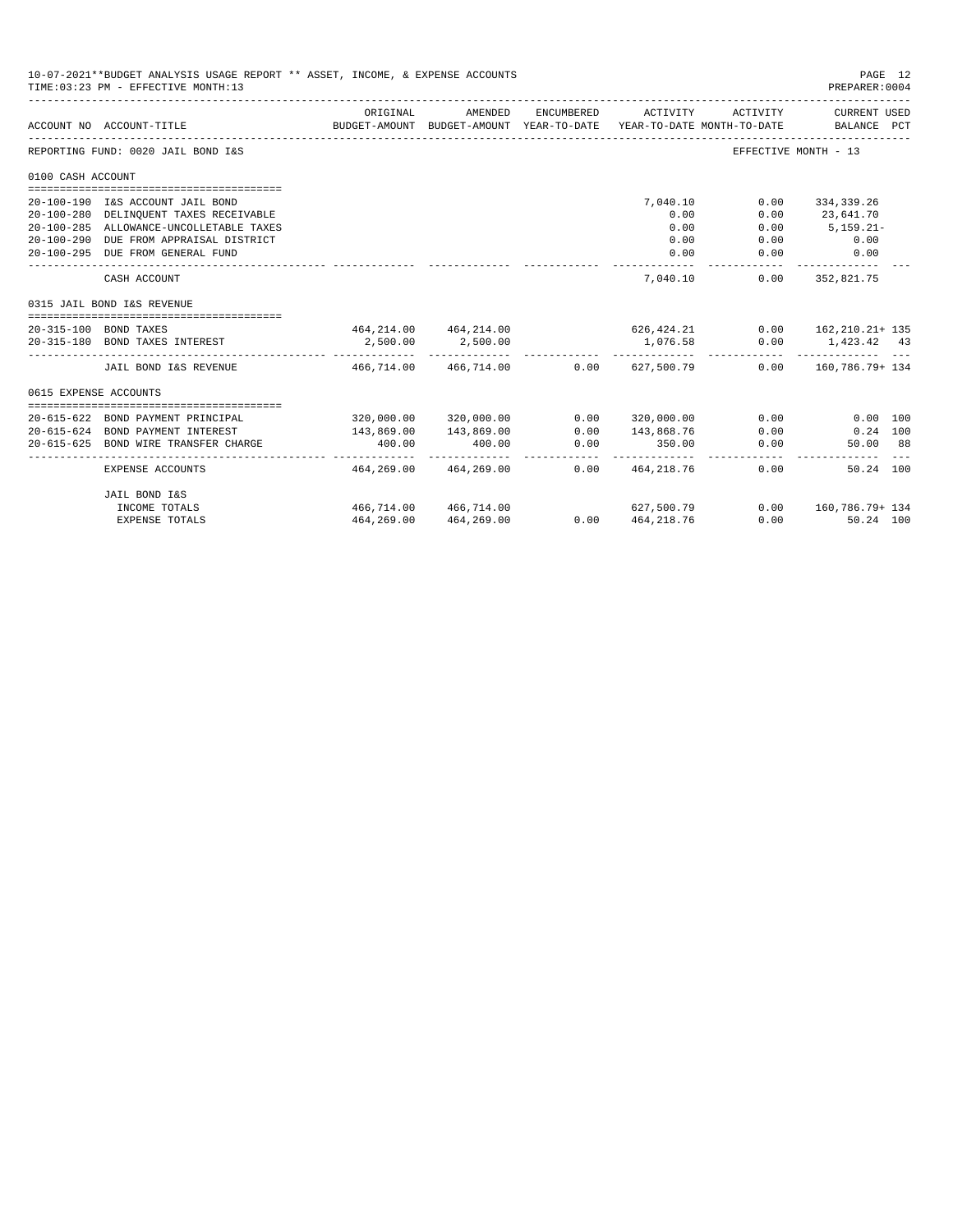10-07-2021**BUDGET ANALYSIS USAGE REPORT ** ASSET, INCOME, & EXPENSE ACCOUNTS
TIME:03:23 PM - EFFECTIVE MONTH:13
PREPARER:0004

| ACCOUNT NO | ACCOUNT-TITLE | ORIGINAL BUDGET-AMOUNT | AMENDED BUDGET-AMOUNT | ENCUMBERED YEAR-TO-DATE | ACTIVITY YEAR-TO-DATE | ACTIVITY MONTH-TO-DATE | CURRENT USED BALANCE | PCT |
|---|---|---|---|---|---|---|---|---|
| REPORTING FUND: 0020 JAIL BOND I&S | | | | | | | EFFECTIVE MONTH - 13 | |
| 0100 CASH ACCOUNT | | | | | | | | |
| 20-100-190 | I&S ACCOUNT JAIL BOND | | | | 7,040.10 | 0.00 | 334,339.26 | |
| 20-100-280 | DELINQUENT TAXES RECEIVABLE | | | | 0.00 | 0.00 | 23,641.70 | |
| 20-100-285 | ALLOWANCE-UNCOLLETABLE TAXES | | | | 0.00 | 0.00 | 5,159.21- | |
| 20-100-290 | DUE FROM APPRAISAL DISTRICT | | | | 0.00 | 0.00 | 0.00 | |
| 20-100-295 | DUE FROM GENERAL FUND | | | | 0.00 | 0.00 | 0.00 | |
| | CASH ACCOUNT | | | | 7,040.10 | 0.00 | 352,821.75 | |
| 0315 JAIL BOND I&S REVENUE | | | | | | | | |
| 20-315-100 | BOND TAXES | 464,214.00 | 464,214.00 | | 626,424.21 | 0.00 | 162,210.21+ | 135 |
| 20-315-180 | BOND TAXES INTEREST | 2,500.00 | 2,500.00 | | 1,076.58 | 0.00 | 1,423.42 | 43 |
| | JAIL BOND I&S REVENUE | 466,714.00 | 466,714.00 | 0.00 | 627,500.79 | 0.00 | 160,786.79+ | 134 |
| 0615 EXPENSE ACCOUNTS | | | | | | | | |
| 20-615-622 | BOND PAYMENT PRINCIPAL | 320,000.00 | 320,000.00 | 0.00 | 320,000.00 | 0.00 | 0.00 | 100 |
| 20-615-624 | BOND PAYMENT INTEREST | 143,869.00 | 143,869.00 | 0.00 | 143,868.76 | 0.00 | 0.24 | 100 |
| 20-615-625 | BOND WIRE TRANSFER CHARGE | 400.00 | 400.00 | 0.00 | 350.00 | 0.00 | 50.00 | 88 |
| | EXPENSE ACCOUNTS | 464,269.00 | 464,269.00 | 0.00 | 464,218.76 | 0.00 | 50.24 | 100 |
| | JAIL BOND I&S | | | | | | | |
| | INCOME TOTALS | 466,714.00 | 466,714.00 | | 627,500.79 | 0.00 | 160,786.79+ | 134 |
| | EXPENSE TOTALS | 464,269.00 | 464,269.00 | 0.00 | 464,218.76 | 0.00 | 50.24 | 100 |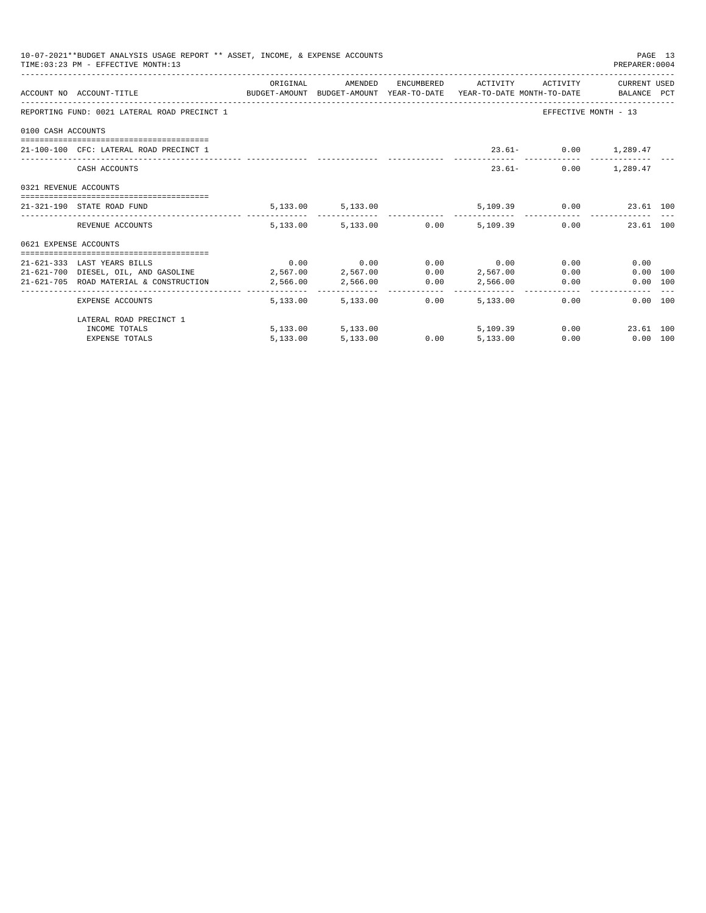10-07-2021**BUDGET ANALYSIS USAGE REPORT ** ASSET, INCOME, & EXPENSE ACCOUNTS
TIME:03:23 PM - EFFECTIVE MONTH:13
PREPARER:0004

| ACCOUNT NO | ACCOUNT-TITLE | ORIGINAL BUDGET-AMOUNT | AMENDED BUDGET-AMOUNT | ENCUMBERED YEAR-TO-DATE | ACTIVITY YEAR-TO-DATE | ACTIVITY MONTH-TO-DATE | CURRENT USED BALANCE | PCT |
|---|---|---|---|---|---|---|---|---|
| REPORTING FUND: 0021 LATERAL ROAD PRECINCT 1 | | | | | | EFFECTIVE MONTH - 13 | | |
| 0100 CASH ACCOUNTS | | | | | | | | |
| 21-100-100 | CFC: LATERAL ROAD PRECINCT 1 | | | | 23.61- | 0.00 | 1,289.47 | |
| | CASH ACCOUNTS | | | | 23.61- | 0.00 | 1,289.47 | |
| 0321 REVENUE ACCOUNTS | | | | | | | | |
| 21-321-190 | STATE ROAD FUND | 5,133.00 | 5,133.00 | | 5,109.39 | 0.00 | 23.61 | 100 |
| | REVENUE ACCOUNTS | 5,133.00 | 5,133.00 | 0.00 | 5,109.39 | 0.00 | 23.61 | 100 |
| 0621 EXPENSE ACCOUNTS | | | | | | | | |
| 21-621-333 | LAST YEARS BILLS | 0.00 | 0.00 | 0.00 | 0.00 | 0.00 | 0.00 | |
| 21-621-700 | DIESEL, OIL, AND GASOLINE | 2,567.00 | 2,567.00 | 0.00 | 2,567.00 | 0.00 | 0.00 | 100 |
| 21-621-705 | ROAD MATERIAL & CONSTRUCTION | 2,566.00 | 2,566.00 | 0.00 | 2,566.00 | 0.00 | 0.00 | 100 |
| | EXPENSE ACCOUNTS | 5,133.00 | 5,133.00 | 0.00 | 5,133.00 | 0.00 | 0.00 | 100 |
| | LATERAL ROAD PRECINCT 1 | | | | | | | |
| | INCOME TOTALS | 5,133.00 | 5,133.00 | | 5,109.39 | 0.00 | 23.61 | 100 |
| | EXPENSE TOTALS | 5,133.00 | 5,133.00 | 0.00 | 5,133.00 | 0.00 | 0.00 | 100 |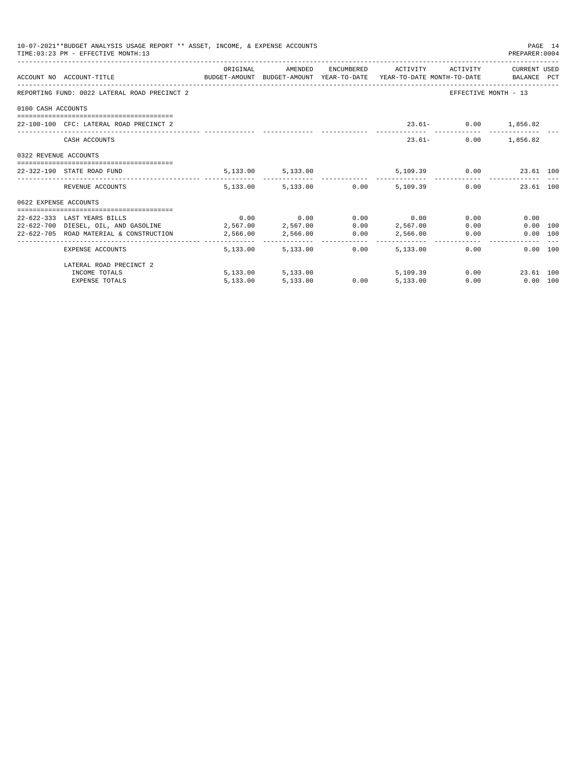10-07-2021**BUDGET ANALYSIS USAGE REPORT ** ASSET, INCOME, & EXPENSE ACCOUNTS
TIME:03:23 PM - EFFECTIVE MONTH:13
PREPARER:0004

| ACCOUNT NO | ACCOUNT-TITLE | ORIGINAL BUDGET-AMOUNT | AMENDED BUDGET-AMOUNT | ENCUMBERED YEAR-TO-DATE | ACTIVITY YEAR-TO-DATE | ACTIVITY MONTH-TO-DATE | CURRENT BALANCE | USED PCT |
|---|---|---|---|---|---|---|---|---|
| REPORTING FUND: 0022 LATERAL ROAD PRECINCT 2 | | | | | | EFFECTIVE MONTH - 13 | | |
| 0100 CASH ACCOUNTS | | | | | | | | |
| 22-100-100 | CFC: LATERAL ROAD PRECINCT 2 | | | | 23.61- | 0.00 | 1,856.82 | |
| | CASH ACCOUNTS | | | | 23.61- | 0.00 | 1,856.82 | |
| 0322 REVENUE ACCOUNTS | | | | | | | | |
| 22-322-190 | STATE ROAD FUND | 5,133.00 | 5,133.00 | | 5,109.39 | 0.00 | 23.61 | 100 |
| | REVENUE ACCOUNTS | 5,133.00 | 5,133.00 | 0.00 | 5,109.39 | 0.00 | 23.61 | 100 |
| 0622 EXPENSE ACCOUNTS | | | | | | | | |
| 22-622-333 | LAST YEARS BILLS | 0.00 | 0.00 | 0.00 | 0.00 | 0.00 | 0.00 | |
| 22-622-700 | DIESEL, OIL, AND GASOLINE | 2,567.00 | 2,567.00 | 0.00 | 2,567.00 | 0.00 | 0.00 | 100 |
| 22-622-705 | ROAD MATERIAL & CONSTRUCTION | 2,566.00 | 2,566.00 | 0.00 | 2,566.00 | 0.00 | 0.00 | 100 |
| | EXPENSE ACCOUNTS | 5,133.00 | 5,133.00 | 0.00 | 5,133.00 | 0.00 | 0.00 | 100 |
| | LATERAL ROAD PRECINCT 2 | | | | | | | |
| | INCOME TOTALS | 5,133.00 | 5,133.00 | | 5,109.39 | 0.00 | 23.61 | 100 |
| | EXPENSE TOTALS | 5,133.00 | 5,133.00 | 0.00 | 5,133.00 | 0.00 | 0.00 | 100 |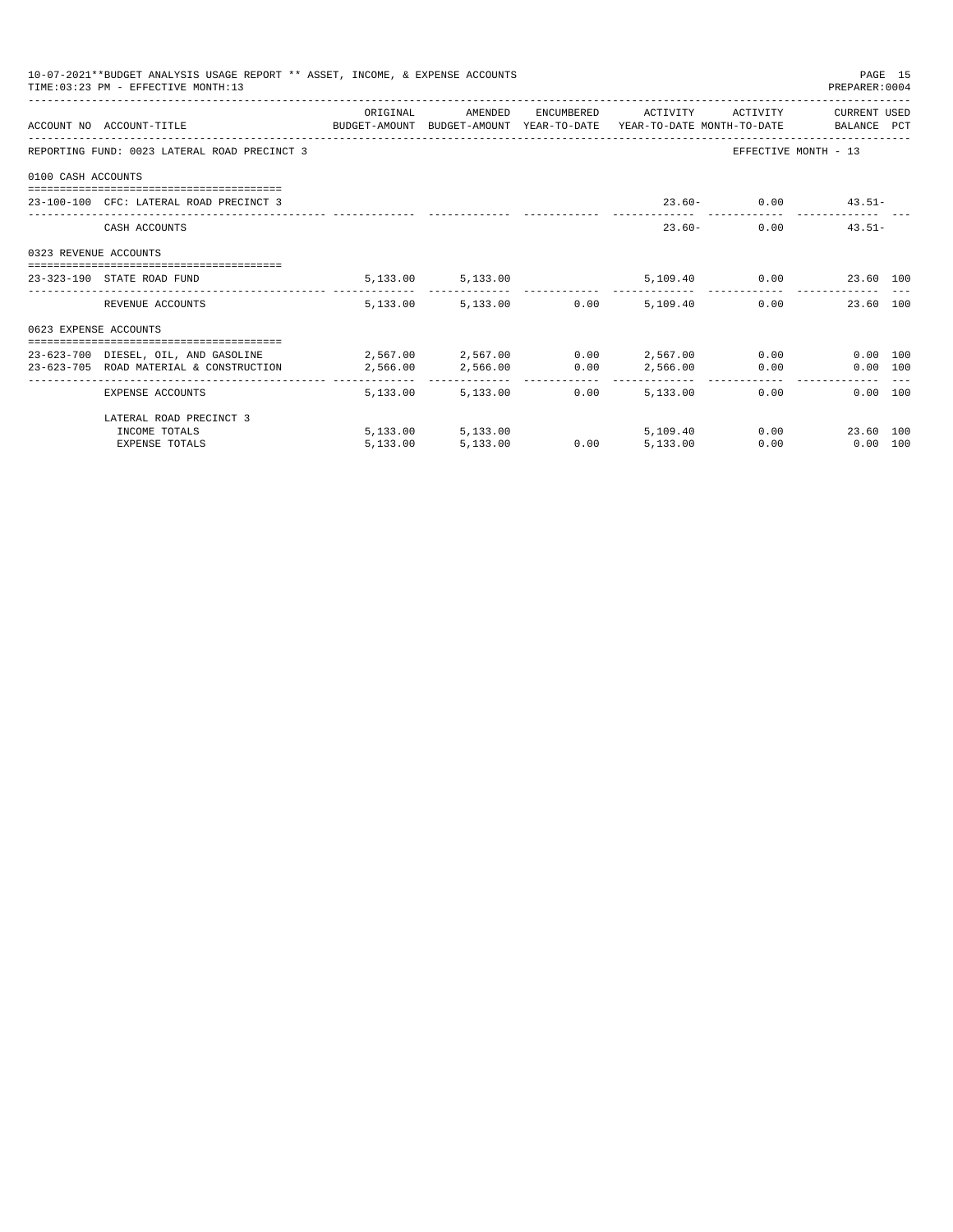10-07-2021**BUDGET ANALYSIS USAGE REPORT ** ASSET, INCOME, & EXPENSE ACCOUNTS
TIME:03:23 PM - EFFECTIVE MONTH:13

PREPARER:0004

| ACCOUNT NO | ACCOUNT-TITLE | ORIGINAL BUDGET-AMOUNT | AMENDED BUDGET-AMOUNT | ENCUMBERED YEAR-TO-DATE | ACTIVITY YEAR-TO-DATE | ACTIVITY MONTH-TO-DATE | CURRENT USED BALANCE | PCT |
|---|---|---|---|---|---|---|---|---|
| REPORTING FUND: 0023 LATERAL ROAD PRECINCT 3 | | | | | | EFFECTIVE MONTH - 13 | | |
| 0100 CASH ACCOUNTS | | | | | | | | |
| 23-100-100 | CFC: LATERAL ROAD PRECINCT 3 | | | | 23.60- | 0.00 | 43.51- | |
| | CASH ACCOUNTS | | | | 23.60- | 0.00 | 43.51- | |
| 0323 REVENUE ACCOUNTS | | | | | | | | |
| 23-323-190 | STATE ROAD FUND | 5,133.00 | 5,133.00 | | 5,109.40 | 0.00 | 23.60 | 100 |
| | REVENUE ACCOUNTS | 5,133.00 | 5,133.00 | 0.00 | 5,109.40 | 0.00 | 23.60 | 100 |
| 0623 EXPENSE ACCOUNTS | | | | | | | | |
| 23-623-700 | DIESEL, OIL, AND GASOLINE | 2,567.00 | 2,567.00 | 0.00 | 2,567.00 | 0.00 | 0.00 | 100 |
| 23-623-705 | ROAD MATERIAL & CONSTRUCTION | 2,566.00 | 2,566.00 | 0.00 | 2,566.00 | 0.00 | 0.00 | 100 |
| | EXPENSE ACCOUNTS | 5,133.00 | 5,133.00 | 0.00 | 5,133.00 | 0.00 | 0.00 | 100 |
| | LATERAL ROAD PRECINCT 3 | | | | | | | |
| | INCOME TOTALS | 5,133.00 | 5,133.00 | | 5,109.40 | 0.00 | 23.60 | 100 |
| | EXPENSE TOTALS | 5,133.00 | 5,133.00 | 0.00 | 5,133.00 | 0.00 | 0.00 | 100 |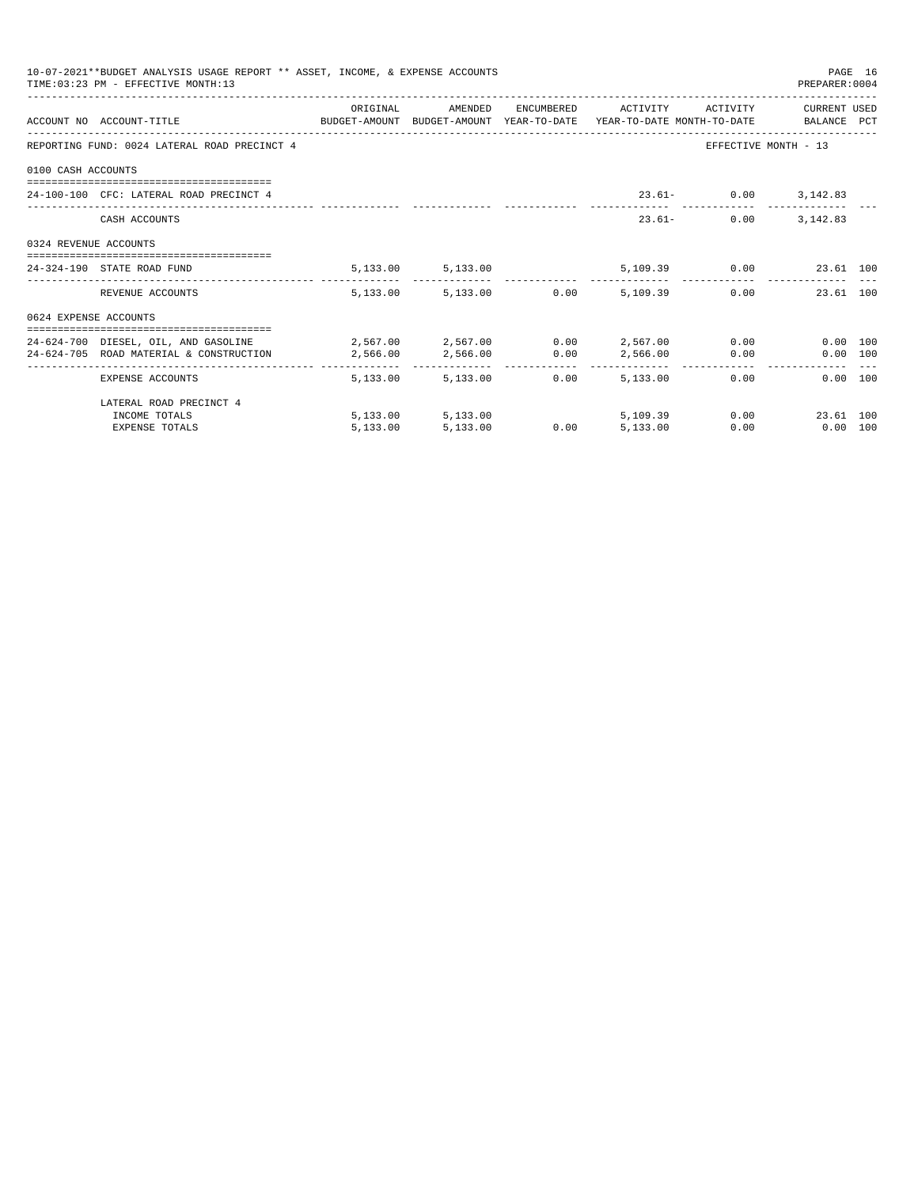10-07-2021**BUDGET ANALYSIS USAGE REPORT ** ASSET, INCOME, & EXPENSE ACCOUNTS
TIME:03:23 PM - EFFECTIVE MONTH:13

PREPARER:0004

| ACCOUNT NO | ACCOUNT-TITLE | ORIGINAL BUDGET-AMOUNT | AMENDED BUDGET-AMOUNT | ENCUMBERED YEAR-TO-DATE | ACTIVITY YEAR-TO-DATE | ACTIVITY MONTH-TO-DATE | CURRENT USED BALANCE | PCT |
|---|---|---|---|---|---|---|---|---|
| REPORTING FUND: 0024 LATERAL ROAD PRECINCT 4 | | | | | | EFFECTIVE MONTH - 13 | | |
| 0100 CASH ACCOUNTS | | | | | | | | |
| 24-100-100 | CFC: LATERAL ROAD PRECINCT 4 | | | | 23.61- | 0.00 | 3,142.83 | |
| | CASH ACCOUNTS | | | | 23.61- | 0.00 | 3,142.83 | |
| 0324 REVENUE ACCOUNTS | | | | | | | | |
| 24-324-190 | STATE ROAD FUND | 5,133.00 | 5,133.00 | | 5,109.39 | 0.00 | 23.61 | 100 |
| | REVENUE ACCOUNTS | 5,133.00 | 5,133.00 | 0.00 | 5,109.39 | 0.00 | 23.61 | 100 |
| 0624 EXPENSE ACCOUNTS | | | | | | | | |
| 24-624-700 | DIESEL, OIL, AND GASOLINE | 2,567.00 | 2,567.00 | 0.00 | 2,567.00 | 0.00 | 0.00 | 100 |
| 24-624-705 | ROAD MATERIAL & CONSTRUCTION | 2,566.00 | 2,566.00 | 0.00 | 2,566.00 | 0.00 | 0.00 | 100 |
| | EXPENSE ACCOUNTS | 5,133.00 | 5,133.00 | 0.00 | 5,133.00 | 0.00 | 0.00 | 100 |
| | LATERAL ROAD PRECINCT 4 | | | | | | | |
| | INCOME TOTALS | 5,133.00 | 5,133.00 | | 5,109.39 | 0.00 | 23.61 | 100 |
| | EXPENSE TOTALS | 5,133.00 | 5,133.00 | 0.00 | 5,133.00 | 0.00 | 0.00 | 100 |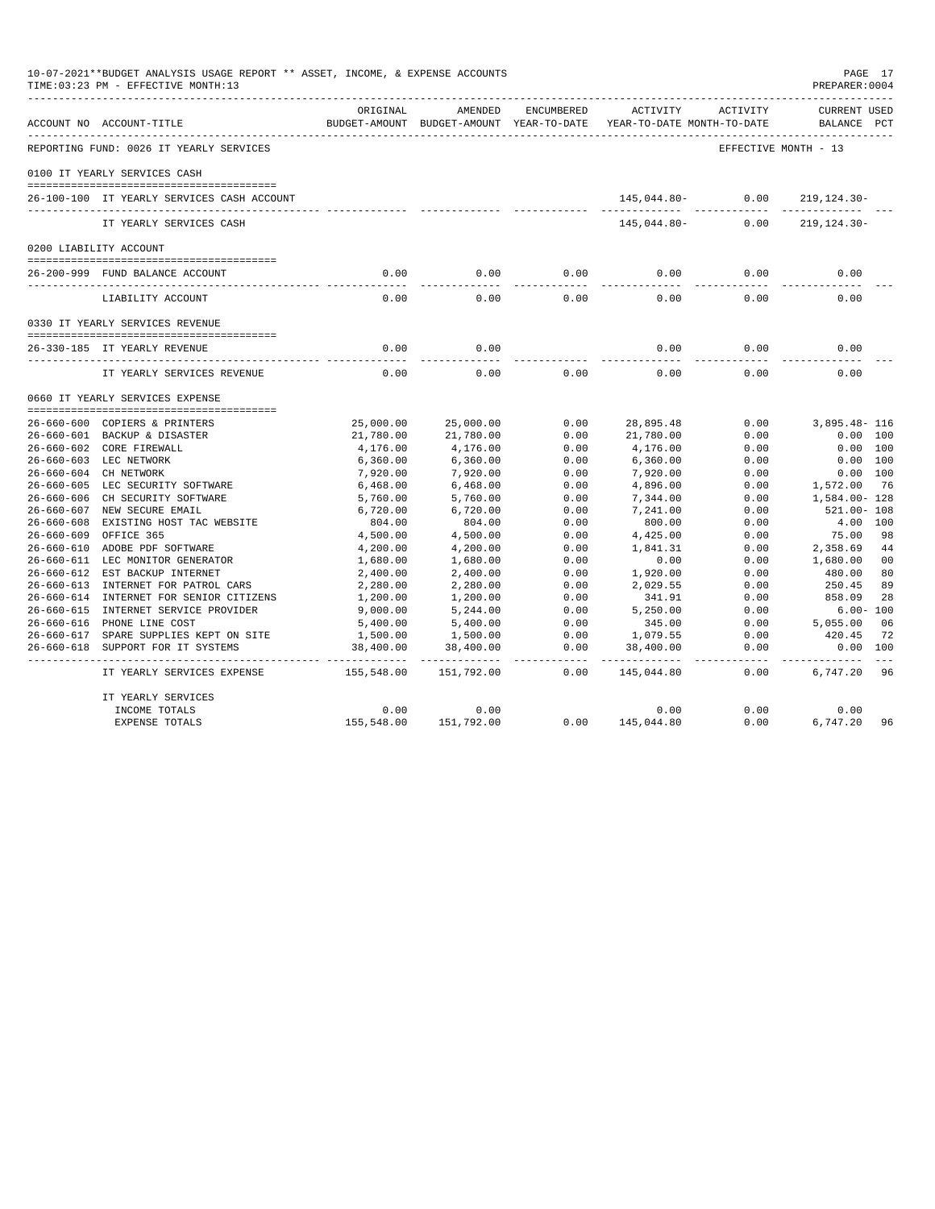10-07-2021**BUDGET ANALYSIS USAGE REPORT ** ASSET, INCOME, & EXPENSE ACCOUNTS
TIME:03:23 PM - EFFECTIVE MONTH:13

PREPARER:0004

| ACCOUNT NO | ACCOUNT-TITLE | ORIGINAL BUDGET-AMOUNT | AMENDED BUDGET-AMOUNT | ENCUMBERED YEAR-TO-DATE | ACTIVITY YEAR-TO-DATE | ACTIVITY MONTH-TO-DATE | CURRENT USED BALANCE | PCT |
|---|---|---|---|---|---|---|---|---|
| REPORTING FUND: 0026 IT YEARLY SERVICES | | | | | | | EFFECTIVE MONTH - 13 | |
| 0100 IT YEARLY SERVICES CASH | | | | | | | | |
| 26-100-100 | IT YEARLY SERVICES CASH ACCOUNT | | | | 145,044.80- | 0.00 | 219,124.30- | |
| | IT YEARLY SERVICES CASH | | | | 145,044.80- | 0.00 | 219,124.30- | |
| 0200 LIABILITY ACCOUNT | | | | | | | | |
| 26-200-999 | FUND BALANCE ACCOUNT | 0.00 | 0.00 | 0.00 | 0.00 | 0.00 | 0.00 | |
| | LIABILITY ACCOUNT | 0.00 | 0.00 | 0.00 | 0.00 | 0.00 | 0.00 | |
| 0330 IT YEARLY SERVICES REVENUE | | | | | | | | |
| 26-330-185 | IT YEARLY REVENUE | 0.00 | 0.00 | | 0.00 | 0.00 | 0.00 | |
| | IT YEARLY SERVICES REVENUE | 0.00 | 0.00 | 0.00 | 0.00 | 0.00 | 0.00 | |
| 0660 IT YEARLY SERVICES EXPENSE | | | | | | | | |
| 26-660-600 | COPIERS & PRINTERS | 25,000.00 | 25,000.00 | 0.00 | 28,895.48 | 0.00 | 3,895.48- | 116 |
| 26-660-601 | BACKUP & DISASTER | 21,780.00 | 21,780.00 | 0.00 | 21,780.00 | 0.00 | 0.00 | 100 |
| 26-660-602 | CORE FIREWALL | 4,176.00 | 4,176.00 | 0.00 | 4,176.00 | 0.00 | 0.00 | 100 |
| 26-660-603 | LEC NETWORK | 6,360.00 | 6,360.00 | 0.00 | 6,360.00 | 0.00 | 0.00 | 100 |
| 26-660-604 | CH NETWORK | 7,920.00 | 7,920.00 | 0.00 | 7,920.00 | 0.00 | 0.00 | 100 |
| 26-660-605 | LEC SECURITY SOFTWARE | 6,468.00 | 6,468.00 | 0.00 | 4,896.00 | 0.00 | 1,572.00 | 76 |
| 26-660-606 | CH SECURITY SOFTWARE | 5,760.00 | 5,760.00 | 0.00 | 7,344.00 | 0.00 | 1,584.00- | 128 |
| 26-660-607 | NEW SECURE EMAIL | 6,720.00 | 6,720.00 | 0.00 | 7,241.00 | 0.00 | 521.00- | 108 |
| 26-660-608 | EXISTING HOST TAC WEBSITE | 804.00 | 804.00 | 0.00 | 800.00 | 0.00 | 4.00 | 100 |
| 26-660-609 | OFFICE 365 | 4,500.00 | 4,500.00 | 0.00 | 4,425.00 | 0.00 | 75.00 | 98 |
| 26-660-610 | ADOBE PDF SOFTWARE | 4,200.00 | 4,200.00 | 0.00 | 1,841.31 | 0.00 | 2,358.69 | 44 |
| 26-660-611 | LEC MONITOR GENERATOR | 1,680.00 | 1,680.00 | 0.00 | 0.00 | 0.00 | 1,680.00 | 00 |
| 26-660-612 | EST BACKUP INTERNET | 2,400.00 | 2,400.00 | 0.00 | 1,920.00 | 0.00 | 480.00 | 80 |
| 26-660-613 | INTERNET FOR PATROL CARS | 2,280.00 | 2,280.00 | 0.00 | 2,029.55 | 0.00 | 250.45 | 89 |
| 26-660-614 | INTERNET FOR SENIOR CITIZENS | 1,200.00 | 1,200.00 | 0.00 | 341.91 | 0.00 | 858.09 | 28 |
| 26-660-615 | INTERNET SERVICE PROVIDER | 9,000.00 | 5,244.00 | 0.00 | 5,250.00 | 0.00 | 6.00- | 100 |
| 26-660-616 | PHONE LINE COST | 5,400.00 | 5,400.00 | 0.00 | 345.00 | 0.00 | 5,055.00 | 06 |
| 26-660-617 | SPARE SUPPLIES KEPT ON SITE | 1,500.00 | 1,500.00 | 0.00 | 1,079.55 | 0.00 | 420.45 | 72 |
| 26-660-618 | SUPPORT FOR IT SYSTEMS | 38,400.00 | 38,400.00 | 0.00 | 38,400.00 | 0.00 | 0.00 | 100 |
| | IT YEARLY SERVICES EXPENSE | 155,548.00 | 151,792.00 | 0.00 | 145,044.80 | 0.00 | 6,747.20 | 96 |
| | IT YEARLY SERVICES | | | | | | | |
| | INCOME TOTALS | 0.00 | 0.00 | | 0.00 | 0.00 | 0.00 | |
| | EXPENSE TOTALS | 155,548.00 | 151,792.00 | 0.00 | 145,044.80 | 0.00 | 6,747.20 | 96 |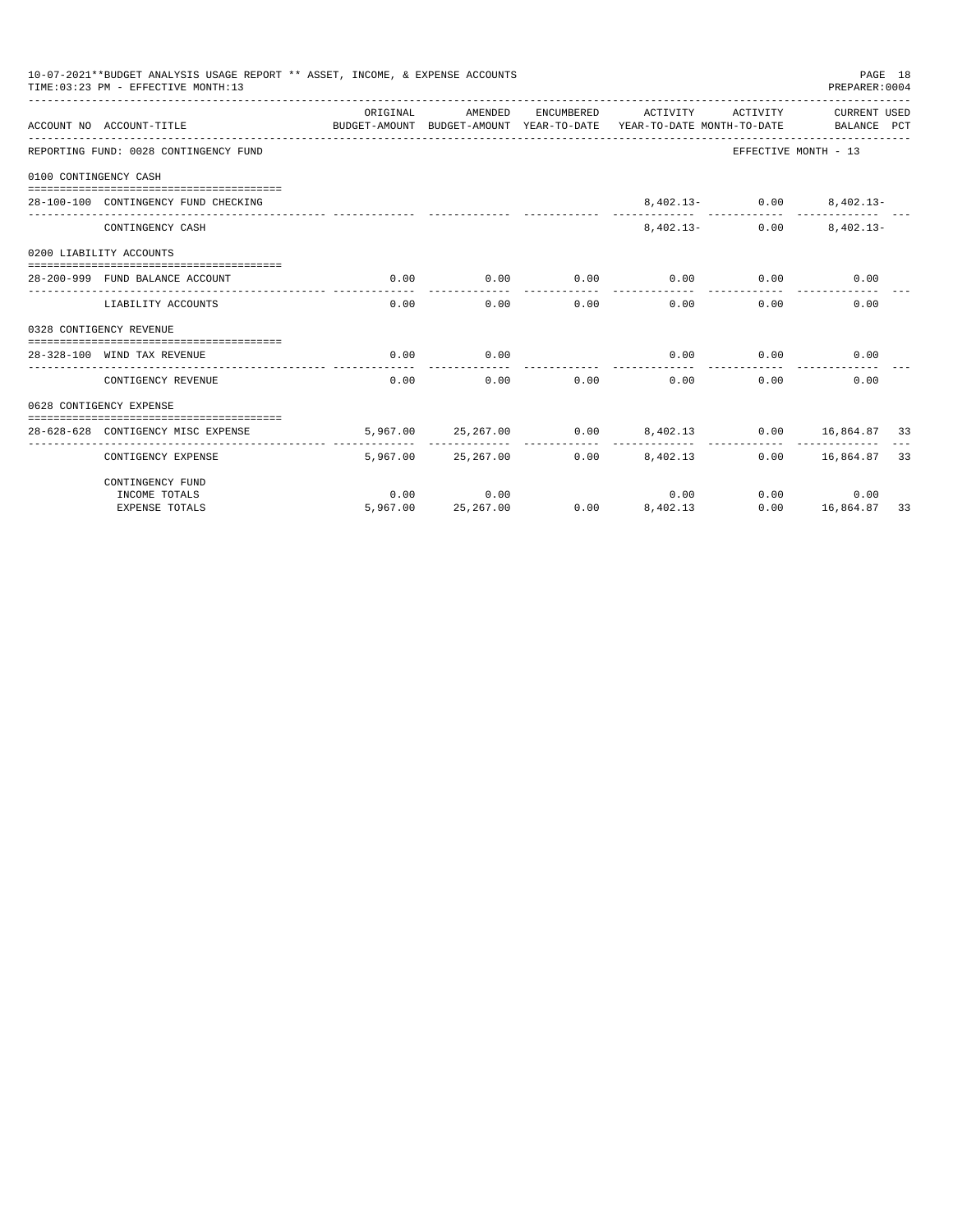10-07-2021**BUDGET ANALYSIS USAGE REPORT ** ASSET, INCOME, & EXPENSE ACCOUNTS
TIME:03:23 PM - EFFECTIVE MONTH:13
PREPARER:0004

| ACCOUNT NO | ACCOUNT-TITLE | ORIGINAL BUDGET-AMOUNT | AMENDED BUDGET-AMOUNT | ENCUMBERED YEAR-TO-DATE | ACTIVITY YEAR-TO-DATE | ACTIVITY MONTH-TO-DATE | CURRENT USED BALANCE | PCT |
|---|---|---|---|---|---|---|---|---|
| REPORTING FUND: 0028 CONTINGENCY FUND | | | | | | EFFECTIVE MONTH - 13 | | |
| 0100 CONTINGENCY CASH | | | | | | | | |
| 28-100-100 | CONTINGENCY FUND CHECKING | | | | 8,402.13- | 0.00 | 8,402.13- | |
| | CONTINGENCY CASH | | | | 8,402.13- | 0.00 | 8,402.13- | |
| 0200 LIABILITY ACCOUNTS | | | | | | | | |
| 28-200-999 | FUND BALANCE ACCOUNT | 0.00 | 0.00 | 0.00 | 0.00 | 0.00 | 0.00 | |
| | LIABILITY ACCOUNTS | 0.00 | 0.00 | 0.00 | 0.00 | 0.00 | 0.00 | |
| 0328 CONTIGENCY REVENUE | | | | | | | | |
| 28-328-100 | WIND TAX REVENUE | 0.00 | 0.00 | | 0.00 | 0.00 | 0.00 | |
| | CONTIGENCY REVENUE | 0.00 | 0.00 | 0.00 | 0.00 | 0.00 | 0.00 | |
| 0628 CONTIGENCY EXPENSE | | | | | | | | |
| 28-628-628 | CONTIGENCY MISC EXPENSE | 5,967.00 | 25,267.00 | 0.00 | 8,402.13 | 0.00 | 16,864.87 | 33 |
| | CONTIGENCY EXPENSE | 5,967.00 | 25,267.00 | 0.00 | 8,402.13 | 0.00 | 16,864.87 | 33 |
| | CONTINGENCY FUND | | | | | | | |
| | INCOME TOTALS | 0.00 | 0.00 | | 0.00 | 0.00 | 0.00 | |
| | EXPENSE TOTALS | 5,967.00 | 25,267.00 | 0.00 | 8,402.13 | 0.00 | 16,864.87 | 33 |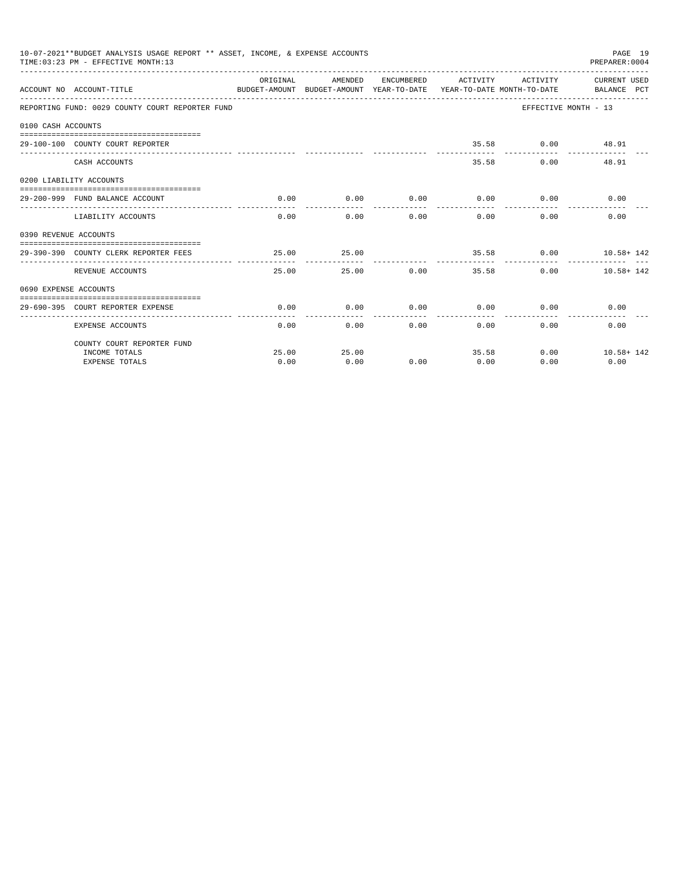10-07-2021**BUDGET ANALYSIS USAGE REPORT ** ASSET, INCOME, & EXPENSE ACCOUNTS

TIME:03:23 PM - EFFECTIVE MONTH:13

PREPARER:0004

| ACCOUNT NO | ACCOUNT-TITLE | ORIGINAL BUDGET-AMOUNT | AMENDED BUDGET-AMOUNT | ENCUMBERED YEAR-TO-DATE | ACTIVITY YEAR-TO-DATE | ACTIVITY MONTH-TO-DATE | CURRENT USED BALANCE PCT |
|---|---|---|---|---|---|---|---|
| REPORTING FUND: 0029 COUNTY COURT REPORTER FUND | | | | | | EFFECTIVE MONTH - 13 | |
| 0100 CASH ACCOUNTS | | | | | | | |
| 29-100-100 | COUNTY COURT REPORTER | | | | 35.58 | 0.00 | 48.91 |
| | CASH ACCOUNTS | | | | 35.58 | 0.00 | 48.91 |
| 0200 LIABILITY ACCOUNTS | | | | | | | |
| 29-200-999 | FUND BALANCE ACCOUNT | 0.00 | 0.00 | 0.00 | 0.00 | 0.00 | 0.00 |
| | LIABILITY ACCOUNTS | 0.00 | 0.00 | 0.00 | 0.00 | 0.00 | 0.00 |
| 0390 REVENUE ACCOUNTS | | | | | | | |
| 29-390-390 | COUNTY CLERK REPORTER FEES | 25.00 | 25.00 | | 35.58 | 0.00 | 10.58+ 142 |
| | REVENUE ACCOUNTS | 25.00 | 25.00 | 0.00 | 35.58 | 0.00 | 10.58+ 142 |
| 0690 EXPENSE ACCOUNTS | | | | | | | |
| 29-690-395 | COURT REPORTER EXPENSE | 0.00 | 0.00 | 0.00 | 0.00 | 0.00 | 0.00 |
| | EXPENSE ACCOUNTS | 0.00 | 0.00 | 0.00 | 0.00 | 0.00 | 0.00 |
| | COUNTY COURT REPORTER FUND | | | | | | |
| | INCOME TOTALS | 25.00 | 25.00 | | 35.58 | 0.00 | 10.58+ 142 |
| | EXPENSE TOTALS | 0.00 | 0.00 | 0.00 | 0.00 | 0.00 | 0.00 |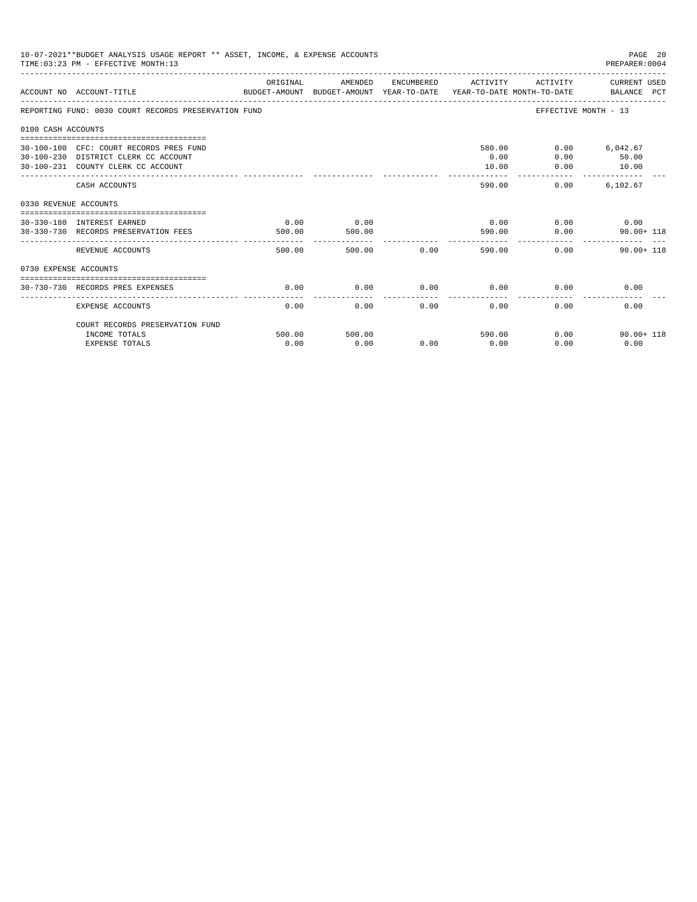10-07-2021**BUDGET ANALYSIS USAGE REPORT ** ASSET, INCOME, & EXPENSE ACCOUNTS
TIME:03:23 PM - EFFECTIVE MONTH:13
PREPARER:0004

| ACCOUNT NO | ACCOUNT-TITLE | ORIGINAL BUDGET-AMOUNT | AMENDED BUDGET-AMOUNT | ENCUMBERED YEAR-TO-DATE | ACTIVITY YEAR-TO-DATE | ACTIVITY MONTH-TO-DATE | CURRENT USED BALANCE | PCT |
|---|---|---|---|---|---|---|---|---|
| REPORTING FUND: 0030 COURT RECORDS PRESERVATION FUND | | | | | | EFFECTIVE MONTH - 13 | | |
| 0100 CASH ACCOUNTS | | | | | | | | |
| 30-100-100 | CFC: COURT RECORDS PRES FUND | | | | 580.00 | 0.00 | 6,042.67 | |
| 30-100-230 | DISTRICT CLERK CC ACCOUNT | | | | 0.00 | 0.00 | 50.00 | |
| 30-100-231 | COUNTY CLERK CC ACCOUNT | | | | 10.00 | 0.00 | 10.00 | |
| | CASH ACCOUNTS | | | | 590.00 | 0.00 | 6,102.67 | |
| 0330 REVENUE ACCOUNTS | | | | | | | | |
| 30-330-180 | INTEREST EARNED | 0.00 | 0.00 | | 0.00 | 0.00 | 0.00 | |
| 30-330-730 | RECORDS PRESERVATION FEES | 500.00 | 500.00 | | 590.00 | 0.00 | 90.00+ | 118 |
| | REVENUE ACCOUNTS | 500.00 | 500.00 | 0.00 | 590.00 | 0.00 | 90.00+ | 118 |
| 0730 EXPENSE ACCOUNTS | | | | | | | | |
| 30-730-730 | RECORDS PRES EXPENSES | 0.00 | 0.00 | 0.00 | 0.00 | 0.00 | 0.00 | |
| | EXPENSE ACCOUNTS | 0.00 | 0.00 | 0.00 | 0.00 | 0.00 | 0.00 | |
| | COURT RECORDS PRESERVATION FUND | | | | | | | |
| | INCOME TOTALS | 500.00 | 500.00 | | 590.00 | 0.00 | 90.00+ | 118 |
| | EXPENSE TOTALS | 0.00 | 0.00 | 0.00 | 0.00 | 0.00 | 0.00 | |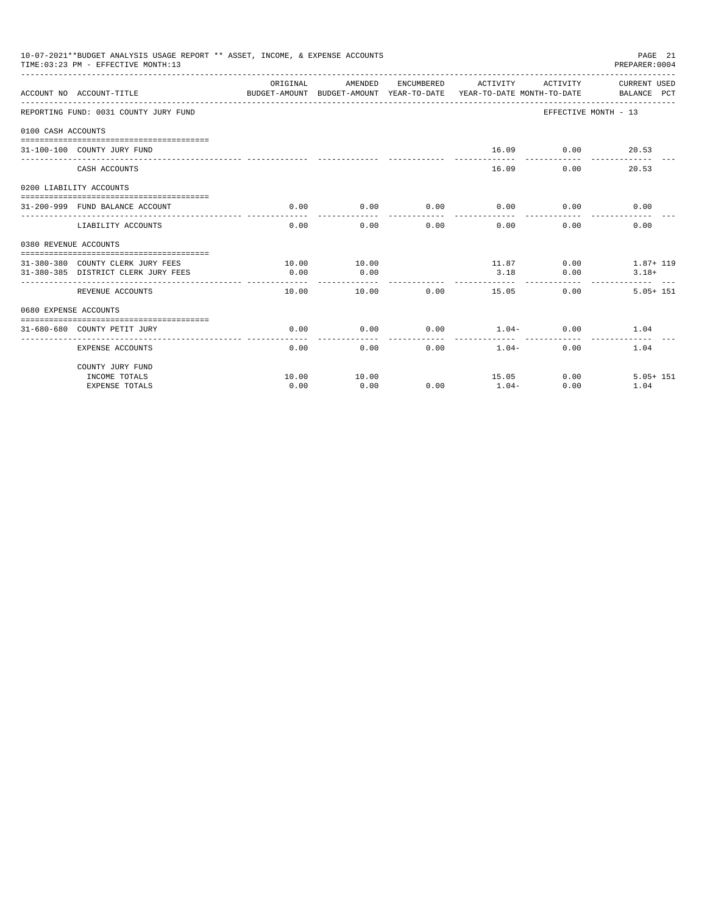10-07-2021**BUDGET ANALYSIS USAGE REPORT ** ASSET, INCOME, & EXPENSE ACCOUNTS
TIME:03:23 PM - EFFECTIVE MONTH:13
PREPARER:0004

| ACCOUNT NO | ACCOUNT-TITLE | ORIGINAL BUDGET-AMOUNT | AMENDED BUDGET-AMOUNT | ENCUMBERED YEAR-TO-DATE | ACTIVITY YEAR-TO-DATE | ACTIVITY MONTH-TO-DATE | CURRENT USED BALANCE | PCT |
|---|---|---|---|---|---|---|---|---|
| REPORTING FUND: 0031 COUNTY JURY FUND | | | | | | | EFFECTIVE MONTH - 13 | |
| 0100 CASH ACCOUNTS | | | | | | | | |
| 31-100-100 | COUNTY JURY FUND | | | | 16.09 | 0.00 | 20.53 | |
| | CASH ACCOUNTS | | | | 16.09 | 0.00 | 20.53 | |
| 0200 LIABILITY ACCOUNTS | | | | | | | | |
| 31-200-999 | FUND BALANCE ACCOUNT | 0.00 | 0.00 | 0.00 | 0.00 | 0.00 | 0.00 | |
| | LIABILITY ACCOUNTS | 0.00 | 0.00 | 0.00 | 0.00 | 0.00 | 0.00 | |
| 0380 REVENUE ACCOUNTS | | | | | | | | |
| 31-380-380 | COUNTY CLERK JURY FEES | 10.00 | 10.00 | | 11.87 | 0.00 | 1.87+ | 119 |
| 31-380-385 | DISTRICT CLERK JURY FEES | 0.00 | 0.00 | | 3.18 | 0.00 | 3.18+ | |
| | REVENUE ACCOUNTS | 10.00 | 10.00 | 0.00 | 15.05 | 0.00 | 5.05+ | 151 |
| 0680 EXPENSE ACCOUNTS | | | | | | | | |
| 31-680-680 | COUNTY PETIT JURY | 0.00 | 0.00 | 0.00 | 1.04- | 0.00 | 1.04 | |
| | EXPENSE ACCOUNTS | 0.00 | 0.00 | 0.00 | 1.04- | 0.00 | 1.04 | |
| | COUNTY JURY FUND | | | | | | | |
| | INCOME TOTALS | 10.00 | 10.00 | | 15.05 | 0.00 | 5.05+ | 151 |
| | EXPENSE TOTALS | 0.00 | 0.00 | 0.00 | 1.04- | 0.00 | 1.04 | |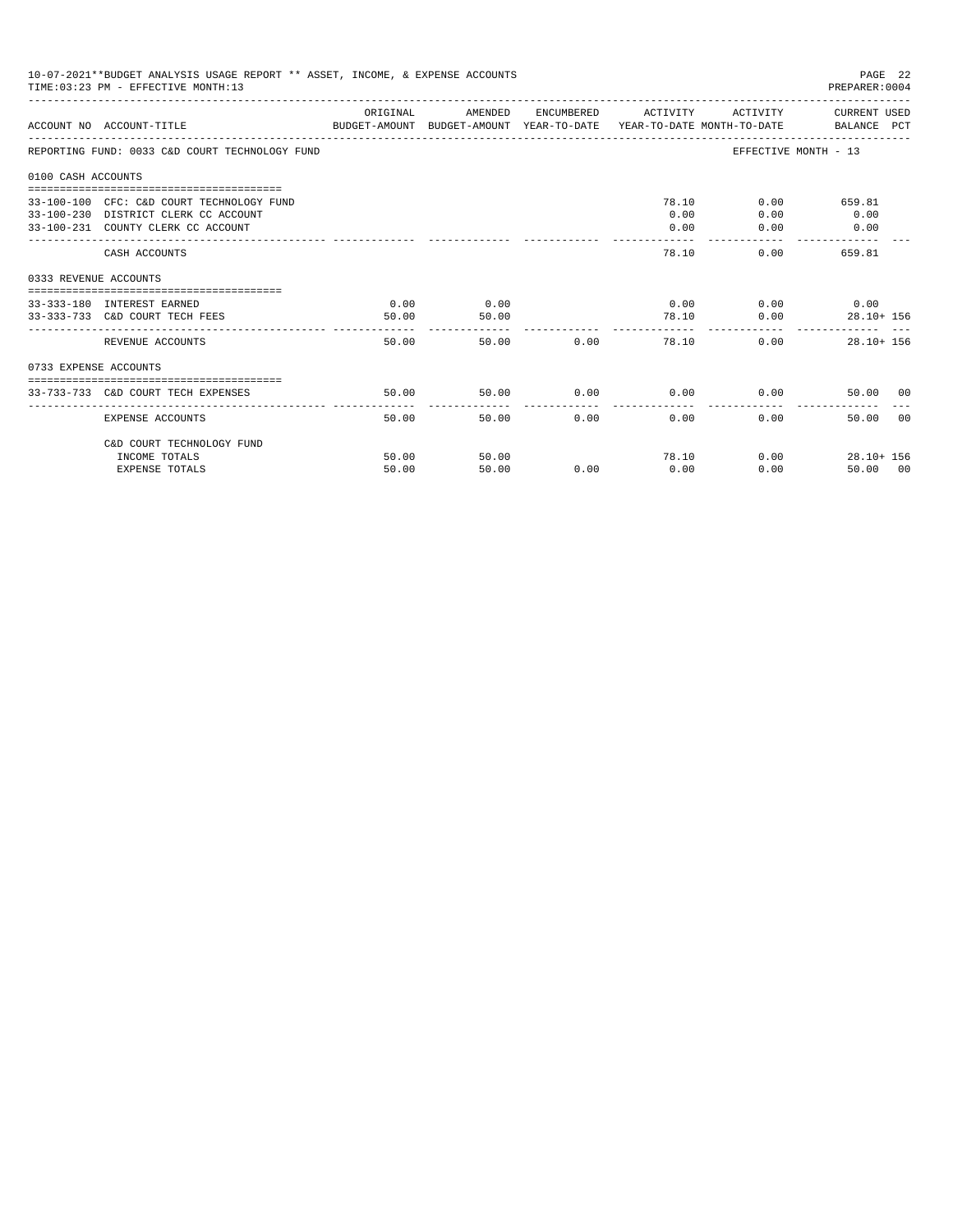10-07-2021**BUDGET ANALYSIS USAGE REPORT ** ASSET, INCOME, & EXPENSE ACCOUNTS
TIME:03:23 PM - EFFECTIVE MONTH:13

| ACCOUNT NO | ACCOUNT-TITLE | ORIGINAL BUDGET-AMOUNT | AMENDED BUDGET-AMOUNT | ENCUMBERED YEAR-TO-DATE | ACTIVITY YEAR-TO-DATE | ACTIVITY MONTH-TO-DATE | CURRENT USED BALANCE | PCT |
|---|---|---|---|---|---|---|---|---|
| REPORTING FUND: 0033 C&D COURT TECHNOLOGY FUND | | | | | | EFFECTIVE MONTH - 13 | | |
| 0100 CASH ACCOUNTS | | | | | | | | |
| 33-100-100 | CFC: C&D COURT TECHNOLOGY FUND | | | | 78.10 | 0.00 | 659.81 | |
| 33-100-230 | DISTRICT CLERK CC ACCOUNT | | | | 0.00 | 0.00 | 0.00 | |
| 33-100-231 | COUNTY CLERK CC ACCOUNT | | | | 0.00 | 0.00 | 0.00 | |
| | CASH ACCOUNTS | | | | 78.10 | 0.00 | 659.81 | |
| 0333 REVENUE ACCOUNTS | | | | | | | | |
| 33-333-180 | INTEREST EARNED | 0.00 | 0.00 | | 0.00 | 0.00 | 0.00 | |
| 33-333-733 | C&D COURT TECH FEES | 50.00 | 50.00 | | 78.10 | 0.00 | 28.10+ | 156 |
| | REVENUE ACCOUNTS | 50.00 | 50.00 | 0.00 | 78.10 | 0.00 | 28.10+ | 156 |
| 0733 EXPENSE ACCOUNTS | | | | | | | | |
| 33-733-733 | C&D COURT TECH EXPENSES | 50.00 | 50.00 | 0.00 | 0.00 | 0.00 | 50.00 | 00 |
| | EXPENSE ACCOUNTS | 50.00 | 50.00 | 0.00 | 0.00 | 0.00 | 50.00 | 00 |
| | C&D COURT TECHNOLOGY FUND | | | | | | | |
| | INCOME TOTALS | 50.00 | 50.00 | | 78.10 | 0.00 | 28.10+ | 156 |
| | EXPENSE TOTALS | 50.00 | 50.00 | 0.00 | 0.00 | 0.00 | 50.00 | 00 |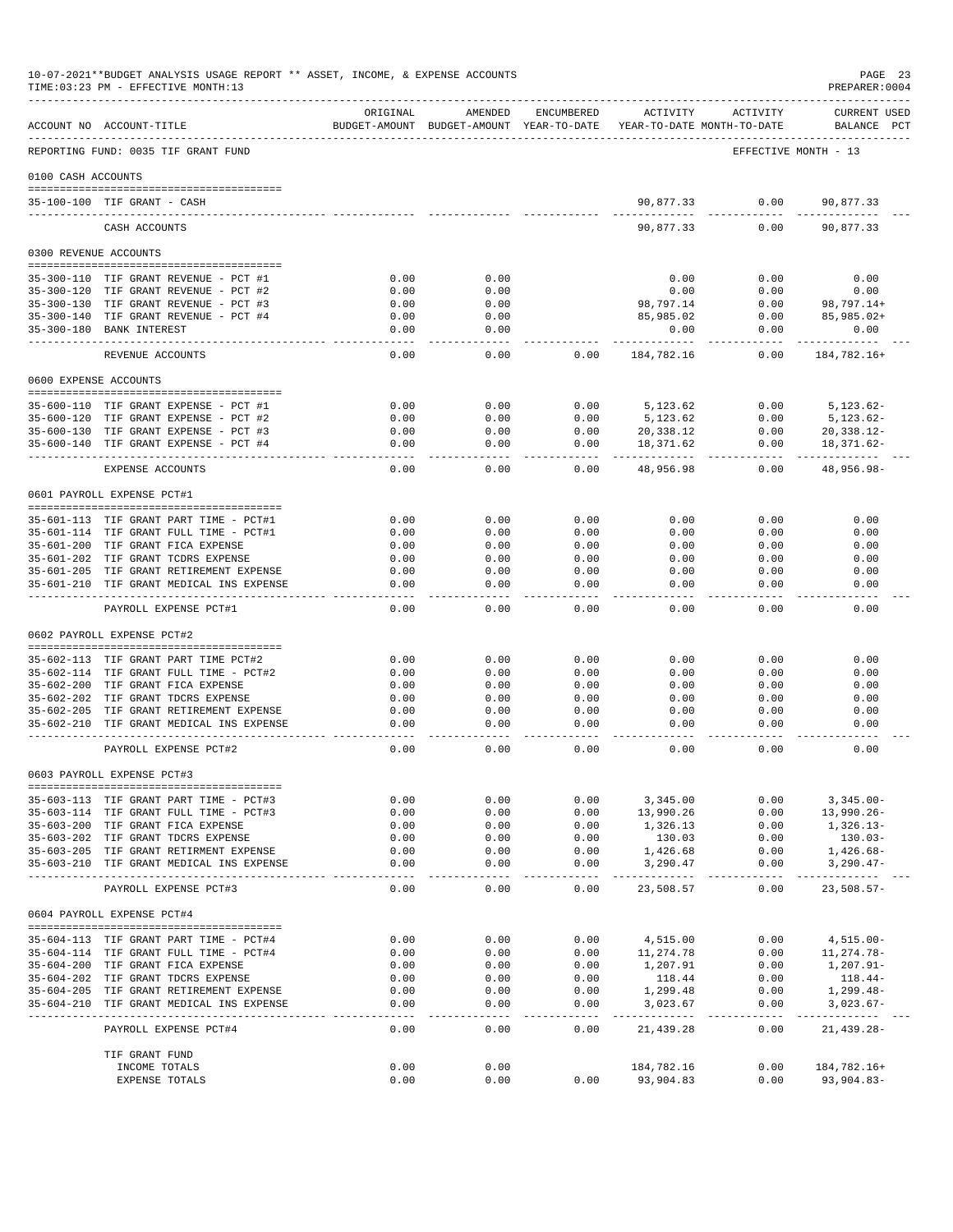10-07-2021**BUDGET ANALYSIS USAGE REPORT ** ASSET, INCOME, & EXPENSE ACCOUNTS
TIME:03:23 PM - EFFECTIVE MONTH:13
PREPARER:0004

| ACCOUNT NO | ACCOUNT-TITLE | ORIGINAL BUDGET-AMOUNT | AMENDED BUDGET-AMOUNT | ENCUMBERED YEAR-TO-DATE | ACTIVITY YEAR-TO-DATE | ACTIVITY MONTH-TO-DATE | CURRENT USED BALANCE PCT |
|---|---|---|---|---|---|---|---|
| REPORTING FUND: 0035 TIF GRANT FUND | | | | | | | EFFECTIVE MONTH - 13 |
| 0100 CASH ACCOUNTS | | | | | | | |
| 35-100-100 | TIF GRANT - CASH | | | | 90,877.33 | 0.00 | 90,877.33 |
| | CASH ACCOUNTS | | | | 90,877.33 | 0.00 | 90,877.33 |
| 0300 REVENUE ACCOUNTS | | | | | | | |
| 35-300-110 | TIF GRANT REVENUE - PCT #1 | 0.00 | 0.00 | | 0.00 | 0.00 | 0.00 |
| 35-300-120 | TIF GRANT REVENUE - PCT #2 | 0.00 | 0.00 | | 0.00 | 0.00 | 0.00 |
| 35-300-130 | TIF GRANT REVENUE - PCT #3 | 0.00 | 0.00 | | 98,797.14 | 0.00 | 98,797.14+ |
| 35-300-140 | TIF GRANT REVENUE - PCT #4 | 0.00 | 0.00 | | 85,985.02 | 0.00 | 85,985.02+ |
| 35-300-180 | BANK INTEREST | 0.00 | 0.00 | | 0.00 | 0.00 | 0.00 |
| | REVENUE ACCOUNTS | 0.00 | 0.00 | 0.00 | 184,782.16 | 0.00 | 184,782.16+ |
| 0600 EXPENSE ACCOUNTS | | | | | | | |
| 35-600-110 | TIF GRANT EXPENSE - PCT #1 | 0.00 | 0.00 | 0.00 | 5,123.62 | 0.00 | 5,123.62- |
| 35-600-120 | TIF GRANT EXPENSE - PCT #2 | 0.00 | 0.00 | 0.00 | 5,123.62 | 0.00 | 5,123.62- |
| 35-600-130 | TIF GRANT EXPENSE - PCT #3 | 0.00 | 0.00 | 0.00 | 20,338.12 | 0.00 | 20,338.12- |
| 35-600-140 | TIF GRANT EXPENSE - PCT #4 | 0.00 | 0.00 | 0.00 | 18,371.62 | 0.00 | 18,371.62- |
| | EXPENSE ACCOUNTS | 0.00 | 0.00 | 0.00 | 48,956.98 | 0.00 | 48,956.98- |
| 0601 PAYROLL EXPENSE PCT#1 | | | | | | | |
| 35-601-113 | TIF GRANT PART TIME - PCT#1 | 0.00 | 0.00 | 0.00 | 0.00 | 0.00 | 0.00 |
| 35-601-114 | TIF GRANT FULL TIME - PCT#1 | 0.00 | 0.00 | 0.00 | 0.00 | 0.00 | 0.00 |
| 35-601-200 | TIF GRANT FICA EXPENSE | 0.00 | 0.00 | 0.00 | 0.00 | 0.00 | 0.00 |
| 35-601-202 | TIF GRANT TCDRS EXPENSE | 0.00 | 0.00 | 0.00 | 0.00 | 0.00 | 0.00 |
| 35-601-205 | TIF GRANT RETIREMENT EXPENSE | 0.00 | 0.00 | 0.00 | 0.00 | 0.00 | 0.00 |
| 35-601-210 | TIF GRANT MEDICAL INS EXPENSE | 0.00 | 0.00 | 0.00 | 0.00 | 0.00 | 0.00 |
| | PAYROLL EXPENSE PCT#1 | 0.00 | 0.00 | 0.00 | 0.00 | 0.00 | 0.00 |
| 0602 PAYROLL EXPENSE PCT#2 | | | | | | | |
| 35-602-113 | TIF GRANT PART TIME PCT#2 | 0.00 | 0.00 | 0.00 | 0.00 | 0.00 | 0.00 |
| 35-602-114 | TIF GRANT FULL TIME - PCT#2 | 0.00 | 0.00 | 0.00 | 0.00 | 0.00 | 0.00 |
| 35-602-200 | TIF GRANT FICA EXPENSE | 0.00 | 0.00 | 0.00 | 0.00 | 0.00 | 0.00 |
| 35-602-202 | TIF GRANT TDCRS EXPENSE | 0.00 | 0.00 | 0.00 | 0.00 | 0.00 | 0.00 |
| 35-602-205 | TIF GRANT RETIREMENT EXPENSE | 0.00 | 0.00 | 0.00 | 0.00 | 0.00 | 0.00 |
| 35-602-210 | TIF GRANT MEDICAL INS EXPENSE | 0.00 | 0.00 | 0.00 | 0.00 | 0.00 | 0.00 |
| | PAYROLL EXPENSE PCT#2 | 0.00 | 0.00 | 0.00 | 0.00 | 0.00 | 0.00 |
| 0603 PAYROLL EXPENSE PCT#3 | | | | | | | |
| 35-603-113 | TIF GRANT PART TIME - PCT#3 | 0.00 | 0.00 | 0.00 | 3,345.00 | 0.00 | 3,345.00- |
| 35-603-114 | TIF GRANT FULL TIME - PCT#3 | 0.00 | 0.00 | 0.00 | 13,990.26 | 0.00 | 13,990.26- |
| 35-603-200 | TIF GRANT FICA EXPENSE | 0.00 | 0.00 | 0.00 | 1,326.13 | 0.00 | 1,326.13- |
| 35-603-202 | TIF GRANT TDCRS EXPENSE | 0.00 | 0.00 | 0.00 | 130.03 | 0.00 | 130.03- |
| 35-603-205 | TIF GRANT RETIRMENT EXPENSE | 0.00 | 0.00 | 0.00 | 1,426.68 | 0.00 | 1,426.68- |
| 35-603-210 | TIF GRANT MEDICAL INS EXPENSE | 0.00 | 0.00 | 0.00 | 3,290.47 | 0.00 | 3,290.47- |
| | PAYROLL EXPENSE PCT#3 | 0.00 | 0.00 | 0.00 | 23,508.57 | 0.00 | 23,508.57- |
| 0604 PAYROLL EXPENSE PCT#4 | | | | | | | |
| 35-604-113 | TIF GRANT PART TIME - PCT#4 | 0.00 | 0.00 | 0.00 | 4,515.00 | 0.00 | 4,515.00- |
| 35-604-114 | TIF GRANT FULL TIME - PCT#4 | 0.00 | 0.00 | 0.00 | 11,274.78 | 0.00 | 11,274.78- |
| 35-604-200 | TIF GRANT FICA EXPENSE | 0.00 | 0.00 | 0.00 | 1,207.91 | 0.00 | 1,207.91- |
| 35-604-202 | TIF GRANT TDCRS EXPENSE | 0.00 | 0.00 | 0.00 | 118.44 | 0.00 | 118.44- |
| 35-604-205 | TIF GRANT RETIREMENT EXPENSE | 0.00 | 0.00 | 0.00 | 1,299.48 | 0.00 | 1,299.48- |
| 35-604-210 | TIF GRANT MEDICAL INS EXPENSE | 0.00 | 0.00 | 0.00 | 3,023.67 | 0.00 | 3,023.67- |
| | PAYROLL EXPENSE PCT#4 | 0.00 | 0.00 | 0.00 | 21,439.28 | 0.00 | 21,439.28- |
| | TIF GRANT FUND | | | | | | |
| | INCOME TOTALS | 0.00 | 0.00 | | 184,782.16 | 0.00 | 184,782.16+ |
| | EXPENSE TOTALS | 0.00 | 0.00 | 0.00 | 93,904.83 | 0.00 | 93,904.83- |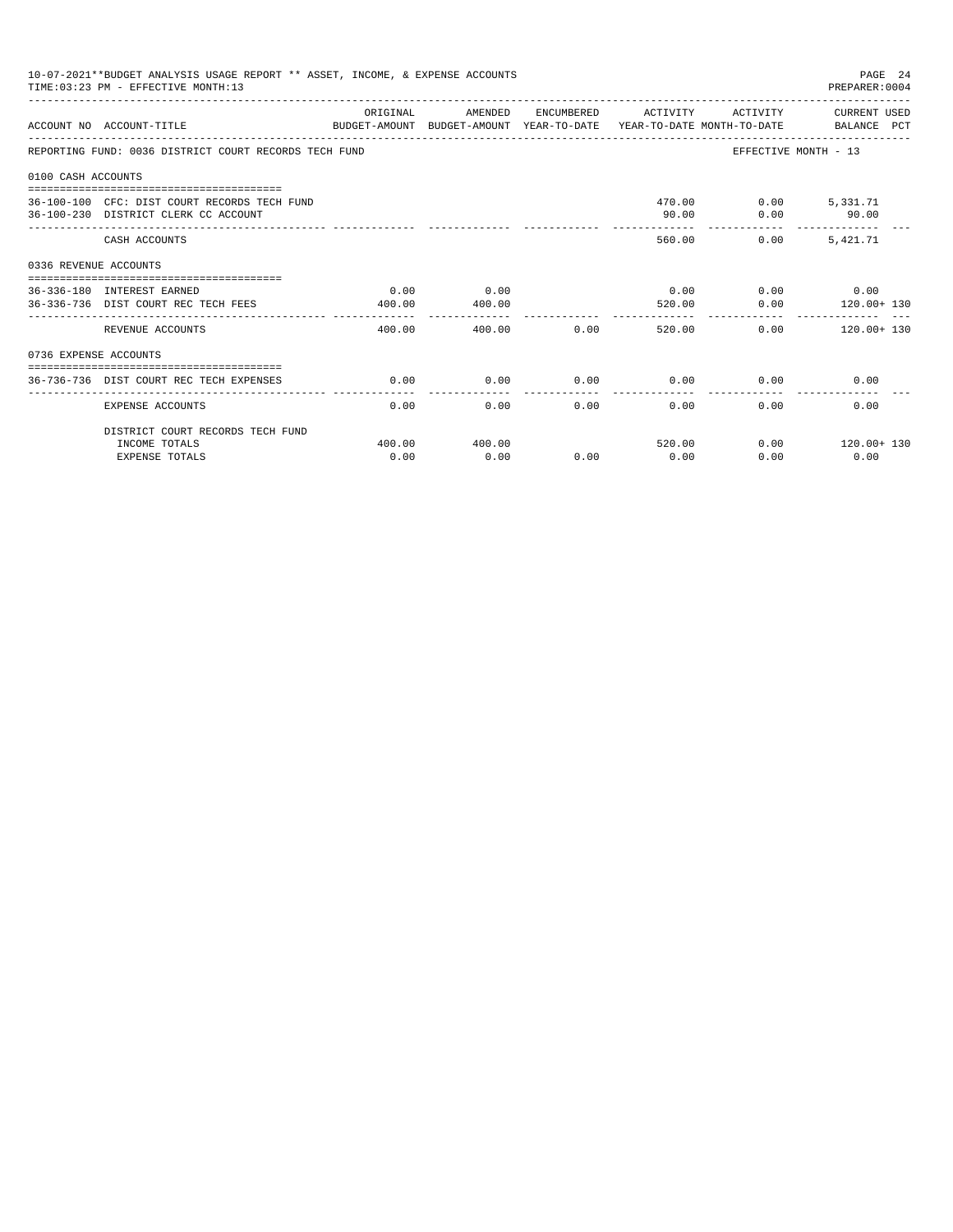10-07-2021**BUDGET ANALYSIS USAGE REPORT ** ASSET, INCOME, & EXPENSE ACCOUNTS
TIME:03:23 PM - EFFECTIVE MONTH:13

PREPARER:0004

| ACCOUNT NO | ACCOUNT-TITLE | ORIGINAL BUDGET-AMOUNT | AMENDED BUDGET-AMOUNT | ENCUMBERED YEAR-TO-DATE | ACTIVITY YEAR-TO-DATE | ACTIVITY MONTH-TO-DATE | CURRENT USED BALANCE | PCT |
|---|---|---|---|---|---|---|---|---|
| REPORTING FUND: 0036 DISTRICT COURT RECORDS TECH FUND | | | | | | EFFECTIVE MONTH - 13 | | |
| 0100 CASH ACCOUNTS | | | | | | | | |
| 36-100-100 | CFC: DIST COURT RECORDS TECH FUND | | | | 470.00 | 0.00 | 5,331.71 | |
| 36-100-230 | DISTRICT CLERK CC ACCOUNT | | | | 90.00 | 0.00 | 90.00 | |
| | CASH ACCOUNTS | | | | 560.00 | 0.00 | 5,421.71 | |
| 0336 REVENUE ACCOUNTS | | | | | | | | |
| 36-336-180 | INTEREST EARNED | 0.00 | 0.00 | | 0.00 | 0.00 | 0.00 | |
| 36-336-736 | DIST COURT REC TECH FEES | 400.00 | 400.00 | | 520.00 | 0.00 | 120.00+ | 130 |
| | REVENUE ACCOUNTS | 400.00 | 400.00 | 0.00 | 520.00 | 0.00 | 120.00+ | 130 |
| 0736 EXPENSE ACCOUNTS | | | | | | | | |
| 36-736-736 | DIST COURT REC TECH EXPENSES | 0.00 | 0.00 | 0.00 | 0.00 | 0.00 | 0.00 | |
| | EXPENSE ACCOUNTS | 0.00 | 0.00 | 0.00 | 0.00 | 0.00 | 0.00 | |
| | DISTRICT COURT RECORDS TECH FUND | | | | | | | |
| | INCOME TOTALS | 400.00 | 400.00 | | 520.00 | 0.00 | 120.00+ | 130 |
| | EXPENSE TOTALS | 0.00 | 0.00 | 0.00 | 0.00 | 0.00 | 0.00 | |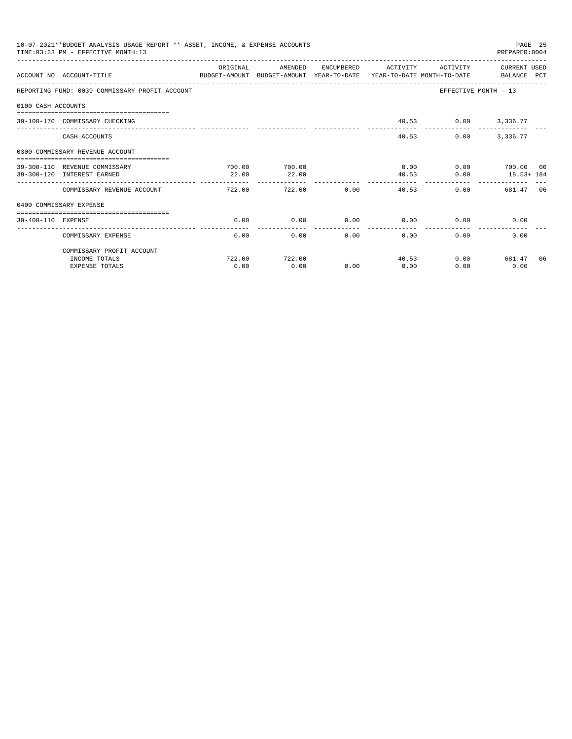10-07-2021**BUDGET ANALYSIS USAGE REPORT ** ASSET, INCOME, & EXPENSE ACCOUNTS
TIME:03:23 PM - EFFECTIVE MONTH:13

PREPARER:0004

| ACCOUNT NO | ACCOUNT-TITLE | ORIGINAL BUDGET-AMOUNT | AMENDED BUDGET-AMOUNT | ENCUMBERED YEAR-TO-DATE | ACTIVITY YEAR-TO-DATE | ACTIVITY MONTH-TO-DATE | CURRENT USED BALANCE | PCT |
|---|---|---|---|---|---|---|---|---|
| REPORTING FUND: 0039 COMMISSARY PROFIT ACCOUNT | | | | | | EFFECTIVE MONTH - 13 | | |
| 0100 CASH ACCOUNTS | | | | | | | | |
| 39-100-170 | COMMISSARY CHECKING | | | | 40.53 | 0.00 | 3,336.77 | |
| | CASH ACCOUNTS | | | | 40.53 | 0.00 | 3,336.77 | |
| 0300 COMMISSARY REVENUE ACCOUNT | | | | | | | | |
| 39-300-110 | REVENUE COMMISSARY | 700.00 | 700.00 | | 0.00 | 0.00 | 700.00 | 00 |
| 39-300-120 | INTEREST EARNED | 22.00 | 22.00 | | 40.53 | 0.00 | 18.53+ | 184 |
| | COMMISSARY REVENUE ACCOUNT | 722.00 | 722.00 | 0.00 | 40.53 | 0.00 | 681.47 | 06 |
| 0400 COMMISSARY EXPENSE | | | | | | | | |
| 39-400-110 | EXPENSE | 0.00 | 0.00 | 0.00 | 0.00 | 0.00 | 0.00 | |
| | COMMISSARY EXPENSE | 0.00 | 0.00 | 0.00 | 0.00 | 0.00 | 0.00 | |
| | COMMISSARY PROFIT ACCOUNT | | | | | | | |
| | INCOME TOTALS | 722.00 | 722.00 | | 40.53 | 0.00 | 681.47 | 06 |
| | EXPENSE TOTALS | 0.00 | 0.00 | 0.00 | 0.00 | 0.00 | 0.00 | |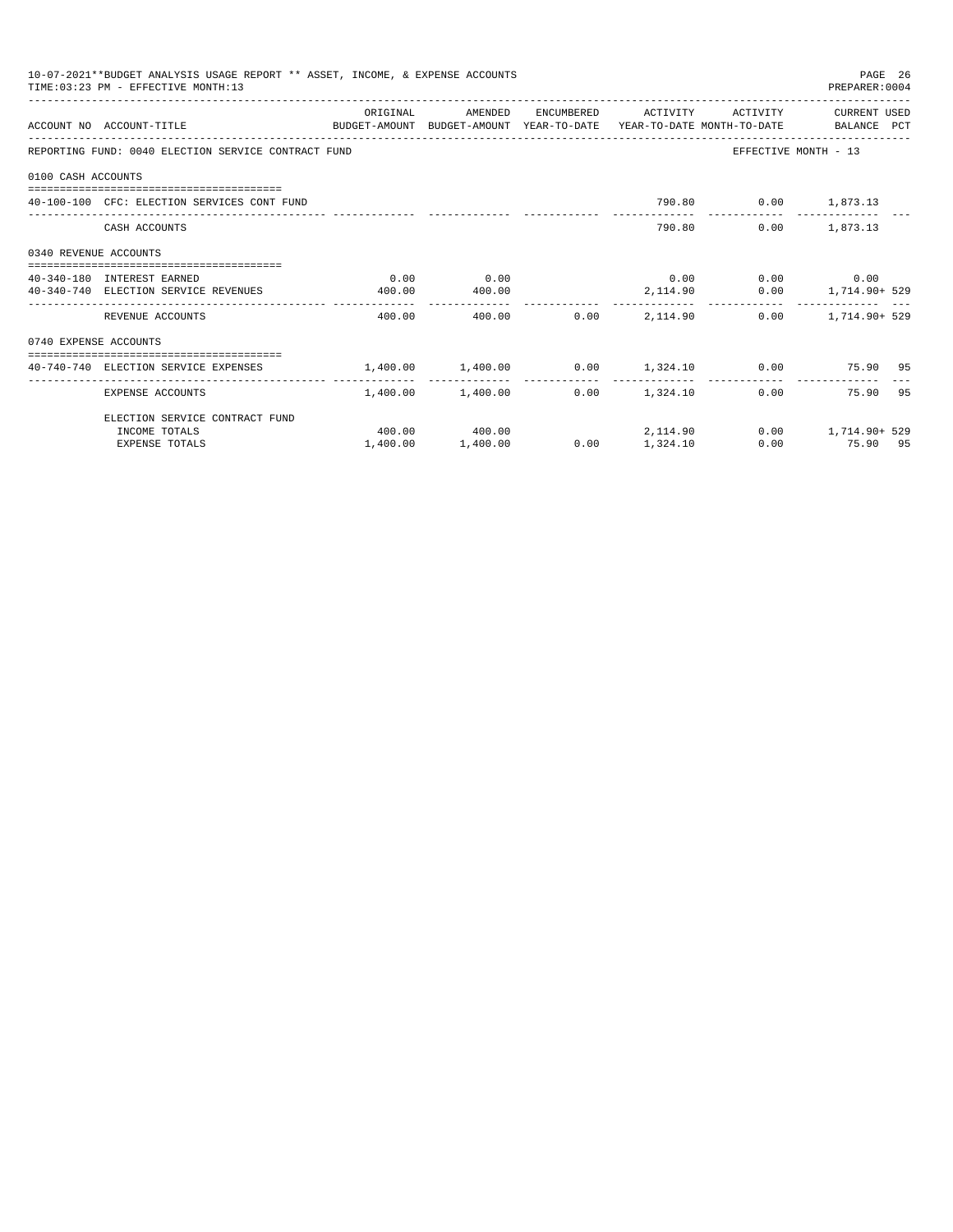10-07-2021**BUDGET ANALYSIS USAGE REPORT ** ASSET, INCOME, & EXPENSE ACCOUNTS

TIME:03:23 PM - EFFECTIVE MONTH:13

PREPARER:0004

| ACCOUNT NO | ACCOUNT-TITLE | ORIGINAL BUDGET-AMOUNT | AMENDED BUDGET-AMOUNT | ENCUMBERED YEAR-TO-DATE | ACTIVITY YEAR-TO-DATE | ACTIVITY MONTH-TO-DATE | CURRENT USED BALANCE | PCT |
|---|---|---|---|---|---|---|---|---|
| REPORTING FUND: 0040 ELECTION SERVICE CONTRACT FUND | | | | | | EFFECTIVE MONTH - 13 | | |
| 0100 CASH ACCOUNTS | | | | | | | | |
| 40-100-100 | CFC: ELECTION SERVICES CONT FUND | | | | 790.80 | 0.00 | 1,873.13 | |
| | CASH ACCOUNTS | | | | 790.80 | 0.00 | 1,873.13 | |
| 0340 REVENUE ACCOUNTS | | | | | | | | |
| 40-340-180 | INTEREST EARNED | 0.00 | 0.00 | | 0.00 | 0.00 | 0.00 | |
| 40-340-740 | ELECTION SERVICE REVENUES | 400.00 | 400.00 | | 2,114.90 | 0.00 | 1,714.90+ | 529 |
| | REVENUE ACCOUNTS | 400.00 | 400.00 | 0.00 | 2,114.90 | 0.00 | 1,714.90+ | 529 |
| 0740 EXPENSE ACCOUNTS | | | | | | | | |
| 40-740-740 | ELECTION SERVICE EXPENSES | 1,400.00 | 1,400.00 | 0.00 | 1,324.10 | 0.00 | 75.90 | 95 |
| | EXPENSE ACCOUNTS | 1,400.00 | 1,400.00 | 0.00 | 1,324.10 | 0.00 | 75.90 | 95 |
| | ELECTION SERVICE CONTRACT FUND | | | | | | | |
| | INCOME TOTALS | 400.00 | 400.00 | | 2,114.90 | 0.00 | 1,714.90+ | 529 |
| | EXPENSE TOTALS | 1,400.00 | 1,400.00 | 0.00 | 1,324.10 | 0.00 | 75.90 | 95 |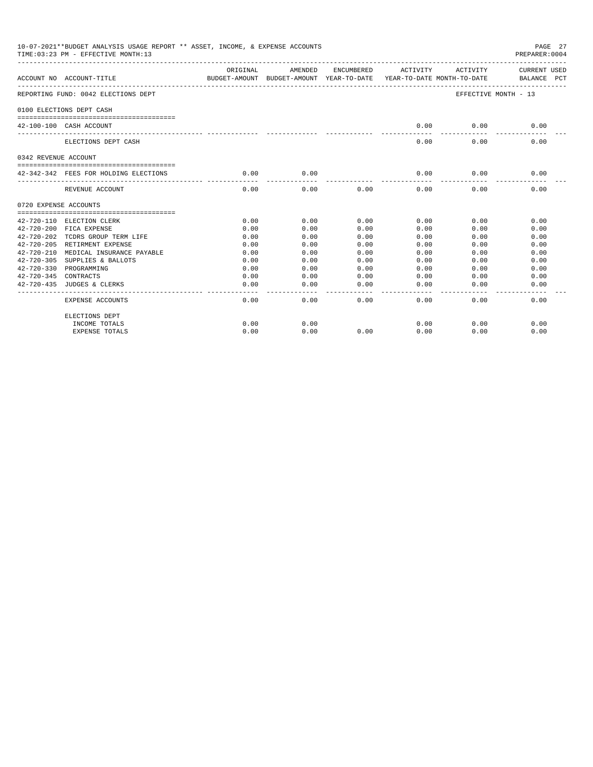10-07-2021**BUDGET ANALYSIS USAGE REPORT ** ASSET, INCOME, & EXPENSE ACCOUNTS

TIME:03:23 PM - EFFECTIVE MONTH:13

PREPARER:0004

| ACCOUNT NO | ACCOUNT-TITLE | ORIGINAL BUDGET-AMOUNT | AMENDED BUDGET-AMOUNT | ENCUMBERED YEAR-TO-DATE | ACTIVITY YEAR-TO-DATE | ACTIVITY MONTH-TO-DATE | CURRENT USED BALANCE PCT |
|---|---|---|---|---|---|---|---|
| REPORTING FUND: 0042 ELECTIONS DEPT | | | | | | | EFFECTIVE MONTH - 13 |
| 0100 ELECTIONS DEPT CASH | | | | | | | |
| 42-100-100 | CASH ACCOUNT | | | | 0.00 | 0.00 | 0.00 |
| | ELECTIONS DEPT CASH | | | | 0.00 | 0.00 | 0.00 |
| 0342 REVENUE ACCOUNT | | | | | | | |
| 42-342-342 | FEES FOR HOLDING ELECTIONS | 0.00 | 0.00 | | 0.00 | 0.00 | 0.00 |
| | REVENUE ACCOUNT | 0.00 | 0.00 | 0.00 | 0.00 | 0.00 | 0.00 |
| 0720 EXPENSE ACCOUNTS | | | | | | | |
| 42-720-110 | ELECTION CLERK | 0.00 | 0.00 | 0.00 | 0.00 | 0.00 | 0.00 |
| 42-720-200 | FICA EXPENSE | 0.00 | 0.00 | 0.00 | 0.00 | 0.00 | 0.00 |
| 42-720-202 | TCDRS GROUP TERM LIFE | 0.00 | 0.00 | 0.00 | 0.00 | 0.00 | 0.00 |
| 42-720-205 | RETIREMENT EXPENSE | 0.00 | 0.00 | 0.00 | 0.00 | 0.00 | 0.00 |
| 42-720-210 | MEDICAL INSURANCE PAYABLE | 0.00 | 0.00 | 0.00 | 0.00 | 0.00 | 0.00 |
| 42-720-305 | SUPPLIES & BALLOTS | 0.00 | 0.00 | 0.00 | 0.00 | 0.00 | 0.00 |
| 42-720-330 | PROGRAMMING | 0.00 | 0.00 | 0.00 | 0.00 | 0.00 | 0.00 |
| 42-720-345 | CONTRACTS | 0.00 | 0.00 | 0.00 | 0.00 | 0.00 | 0.00 |
| 42-720-435 | JUDGES & CLERKS | 0.00 | 0.00 | 0.00 | 0.00 | 0.00 | 0.00 |
| | EXPENSE ACCOUNTS | 0.00 | 0.00 | 0.00 | 0.00 | 0.00 | 0.00 |
| | ELECTIONS DEPT | | | | | | |
| | INCOME TOTALS | 0.00 | 0.00 | | 0.00 | 0.00 | 0.00 |
| | EXPENSE TOTALS | 0.00 | 0.00 | 0.00 | 0.00 | 0.00 | 0.00 |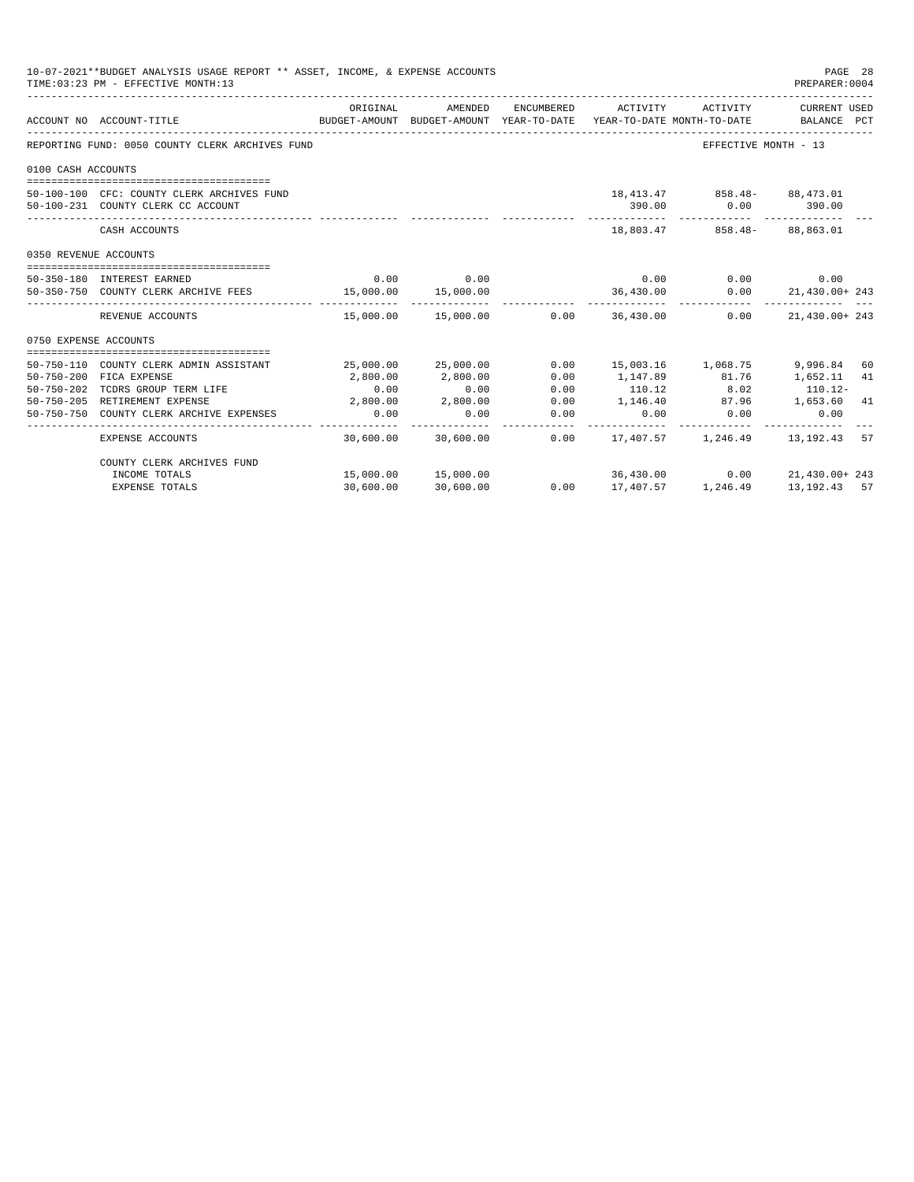10-07-2021**BUDGET ANALYSIS USAGE REPORT ** ASSET, INCOME, & EXPENSE ACCOUNTS
TIME:03:23 PM - EFFECTIVE MONTH:13

PREPARER:0004

| ACCOUNT NO | ACCOUNT-TITLE | ORIGINAL BUDGET-AMOUNT | AMENDED BUDGET-AMOUNT | ENCUMBERED YEAR-TO-DATE | ACTIVITY YEAR-TO-DATE | ACTIVITY MONTH-TO-DATE | CURRENT USED BALANCE | PCT |
|---|---|---|---|---|---|---|---|---|
| REPORTING FUND: 0050 COUNTY CLERK ARCHIVES FUND | | | | | | EFFECTIVE MONTH - 13 | | |
| 0100 CASH ACCOUNTS | | | | | | | | |
| 50-100-100 | CFC: COUNTY CLERK ARCHIVES FUND | | | | 18,413.47 | 858.48- | 88,473.01 | |
| 50-100-231 | COUNTY CLERK CC ACCOUNT | | | | 390.00 | 0.00 | 390.00 | |
| | CASH ACCOUNTS | | | | 18,803.47 | 858.48- | 88,863.01 | |
| 0350 REVENUE ACCOUNTS | | | | | | | | |
| 50-350-180 | INTEREST EARNED | 0.00 | 0.00 | | 0.00 | 0.00 | 0.00 | |
| 50-350-750 | COUNTY CLERK ARCHIVE FEES | 15,000.00 | 15,000.00 | | 36,430.00 | 0.00 | 21,430.00+ | 243 |
| | REVENUE ACCOUNTS | 15,000.00 | 15,000.00 | 0.00 | 36,430.00 | 0.00 | 21,430.00+ | 243 |
| 0750 EXPENSE ACCOUNTS | | | | | | | | |
| 50-750-110 | COUNTY CLERK ADMIN ASSISTANT | 25,000.00 | 25,000.00 | 0.00 | 15,003.16 | 1,068.75 | 9,996.84 | 60 |
| 50-750-200 | FICA EXPENSE | 2,800.00 | 2,800.00 | 0.00 | 1,147.89 | 81.76 | 1,652.11 | 41 |
| 50-750-202 | TCDRS GROUP TERM LIFE | 0.00 | 0.00 | 0.00 | 110.12 | 8.02 | 110.12- | |
| 50-750-205 | RETIREMENT EXPENSE | 2,800.00 | 2,800.00 | 0.00 | 1,146.40 | 87.96 | 1,653.60 | 41 |
| 50-750-750 | COUNTY CLERK ARCHIVE EXPENSES | 0.00 | 0.00 | 0.00 | 0.00 | 0.00 | 0.00 | |
| | EXPENSE ACCOUNTS | 30,600.00 | 30,600.00 | 0.00 | 17,407.57 | 1,246.49 | 13,192.43 | 57 |
| | COUNTY CLERK ARCHIVES FUND | | | | | | | |
| | INCOME TOTALS | 15,000.00 | 15,000.00 | | 36,430.00 | 0.00 | 21,430.00+ | 243 |
| | EXPENSE TOTALS | 30,600.00 | 30,600.00 | 0.00 | 17,407.57 | 1,246.49 | 13,192.43 | 57 |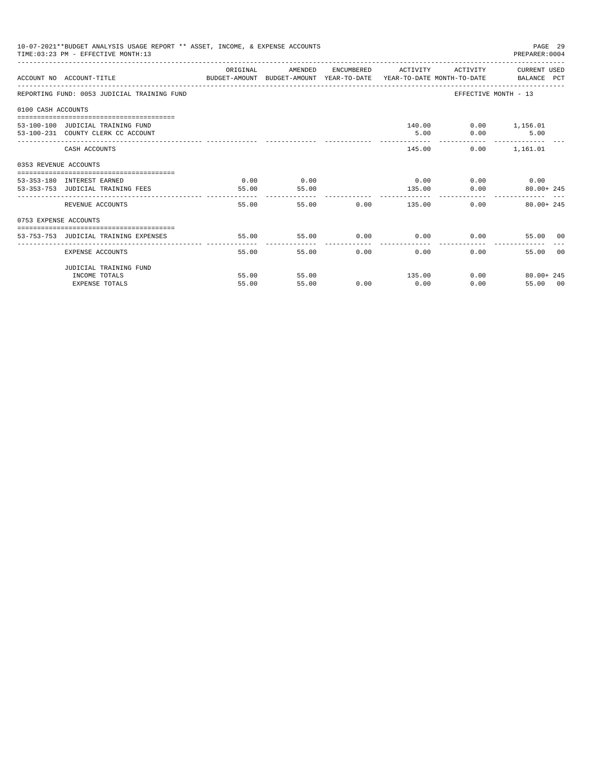10-07-2021**BUDGET ANALYSIS USAGE REPORT ** ASSET, INCOME, & EXPENSE ACCOUNTS
TIME:03:23 PM - EFFECTIVE MONTH:13
PREPARER:0004

| ACCOUNT NO | ACCOUNT-TITLE | ORIGINAL BUDGET-AMOUNT | AMENDED BUDGET-AMOUNT | ENCUMBERED YEAR-TO-DATE | ACTIVITY YEAR-TO-DATE | ACTIVITY MONTH-TO-DATE | CURRENT USED BALANCE | PCT |
|---|---|---|---|---|---|---|---|---|
| REPORTING FUND: 0053 JUDICIAL TRAINING FUND | | | | | | EFFECTIVE MONTH - 13 | | |
| 0100 CASH ACCOUNTS | | | | | | | | |
| 53-100-100 | JUDICIAL TRAINING FUND | | | | 140.00 | 0.00 | 1,156.01 | |
| 53-100-231 | COUNTY CLERK CC ACCOUNT | | | | 5.00 | 0.00 | 5.00 | |
| | CASH ACCOUNTS | | | | 145.00 | 0.00 | 1,161.01 | |
| 0353 REVENUE ACCOUNTS | | | | | | | | |
| 53-353-180 | INTEREST EARNED | 0.00 | 0.00 | | 0.00 | 0.00 | 0.00 | |
| 53-353-753 | JUDICIAL TRAINING FEES | 55.00 | 55.00 | | 135.00 | 0.00 | 80.00+ | 245 |
| | REVENUE ACCOUNTS | 55.00 | 55.00 | 0.00 | 135.00 | 0.00 | 80.00+ | 245 |
| 0753 EXPENSE ACCOUNTS | | | | | | | | |
| 53-753-753 | JUDICIAL TRAINING EXPENSES | 55.00 | 55.00 | 0.00 | 0.00 | 0.00 | 55.00 | 00 |
| | EXPENSE ACCOUNTS | 55.00 | 55.00 | 0.00 | 0.00 | 0.00 | 55.00 | 00 |
| | JUDICIAL TRAINING FUND | | | | | | | |
| | INCOME TOTALS | 55.00 | 55.00 | | 135.00 | 0.00 | 80.00+ | 245 |
| | EXPENSE TOTALS | 55.00 | 55.00 | 0.00 | 0.00 | 0.00 | 55.00 | 00 |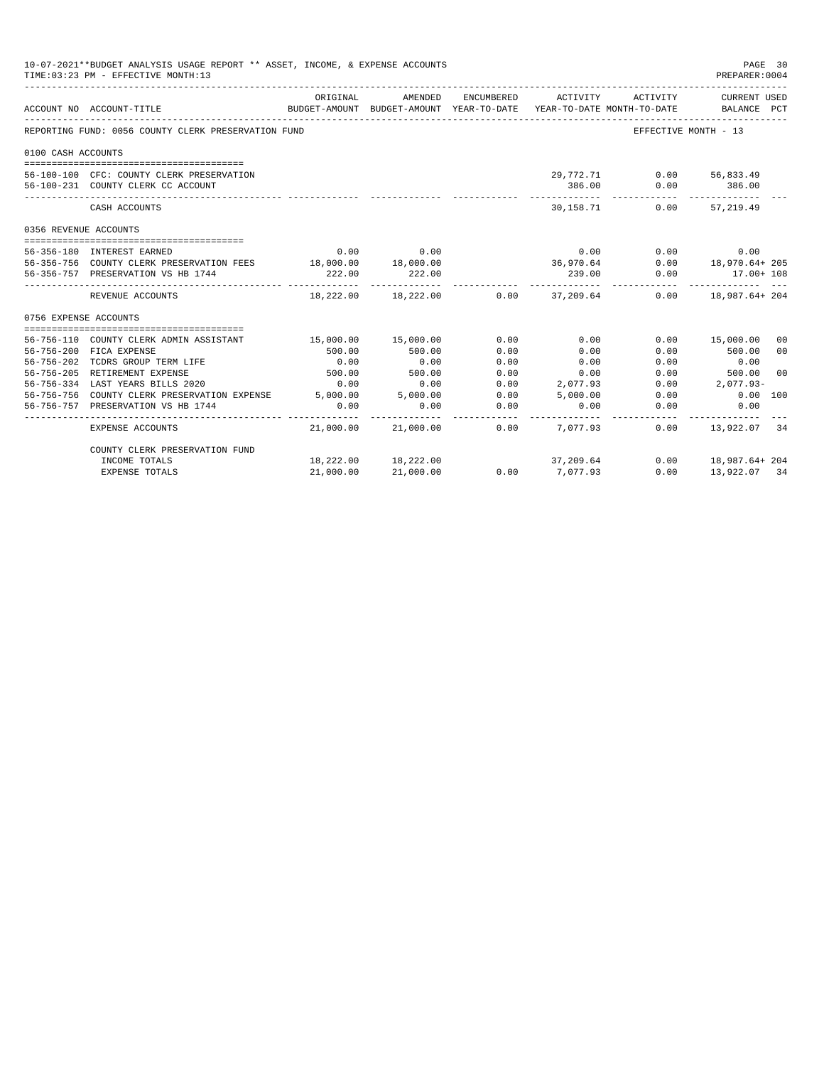10-07-2021**BUDGET ANALYSIS USAGE REPORT ** ASSET, INCOME, & EXPENSE ACCOUNTS

TIME:03:23 PM - EFFECTIVE MONTH:13

PREPARER:0004

| ACCOUNT NO | ACCOUNT-TITLE | ORIGINAL BUDGET-AMOUNT | AMENDED BUDGET-AMOUNT | ENCUMBERED YEAR-TO-DATE | ACTIVITY YEAR-TO-DATE | ACTIVITY MONTH-TO-DATE | CURRENT USED BALANCE | PCT |
|---|---|---|---|---|---|---|---|---|
| REPORTING FUND: 0056 COUNTY CLERK PRESERVATION FUND | | | | | | EFFECTIVE MONTH - 13 | | |
| 0100 CASH ACCOUNTS | | | | | | | | |
| 56-100-100 | CFC: COUNTY CLERK PRESERVATION | | | | 29,772.71 | 0.00 | 56,833.49 | |
| 56-100-231 | COUNTY CLERK CC ACCOUNT | | | | 386.00 | 0.00 | 386.00 | |
| | CASH ACCOUNTS | | | | 30,158.71 | 0.00 | 57,219.49 | |
| 0356 REVENUE ACCOUNTS | | | | | | | | |
| 56-356-180 | INTEREST EARNED | 0.00 | 0.00 | | 0.00 | 0.00 | 0.00 | |
| 56-356-756 | COUNTY CLERK PRESERVATION FEES | 18,000.00 | 18,000.00 | | 36,970.64 | 0.00 | 18,970.64+ | 205 |
| 56-356-757 | PRESERVATION VS HB 1744 | 222.00 | 222.00 | | 239.00 | 0.00 | 17.00+ | 108 |
| | REVENUE ACCOUNTS | 18,222.00 | 18,222.00 | 0.00 | 37,209.64 | 0.00 | 18,987.64+ | 204 |
| 0756 EXPENSE ACCOUNTS | | | | | | | | |
| 56-756-110 | COUNTY CLERK ADMIN ASSISTANT | 15,000.00 | 15,000.00 | 0.00 | 0.00 | 0.00 | 15,000.00 | 00 |
| 56-756-200 | FICA EXPENSE | 500.00 | 500.00 | 0.00 | 0.00 | 0.00 | 500.00 | 00 |
| 56-756-202 | TCDRS GROUP TERM LIFE | 0.00 | 0.00 | 0.00 | 0.00 | 0.00 | 0.00 | |
| 56-756-205 | RETIREMENT EXPENSE | 500.00 | 500.00 | 0.00 | 0.00 | 0.00 | 500.00 | 00 |
| 56-756-334 | LAST YEARS BILLS 2020 | 0.00 | 0.00 | 0.00 | 2,077.93 | 0.00 | 2,077.93- | |
| 56-756-756 | COUNTY CLERK PRESERVATION EXPENSE | 5,000.00 | 5,000.00 | 0.00 | 5,000.00 | 0.00 | 0.00 | 100 |
| 56-756-757 | PRESERVATION VS HB 1744 | 0.00 | 0.00 | 0.00 | 0.00 | 0.00 | 0.00 | |
| | EXPENSE ACCOUNTS | 21,000.00 | 21,000.00 | 0.00 | 7,077.93 | 0.00 | 13,922.07 | 34 |
| | COUNTY CLERK PRESERVATION FUND | | | | | | | |
| | INCOME TOTALS | 18,222.00 | 18,222.00 | | 37,209.64 | 0.00 | 18,987.64+ | 204 |
| | EXPENSE TOTALS | 21,000.00 | 21,000.00 | 0.00 | 7,077.93 | 0.00 | 13,922.07 | 34 |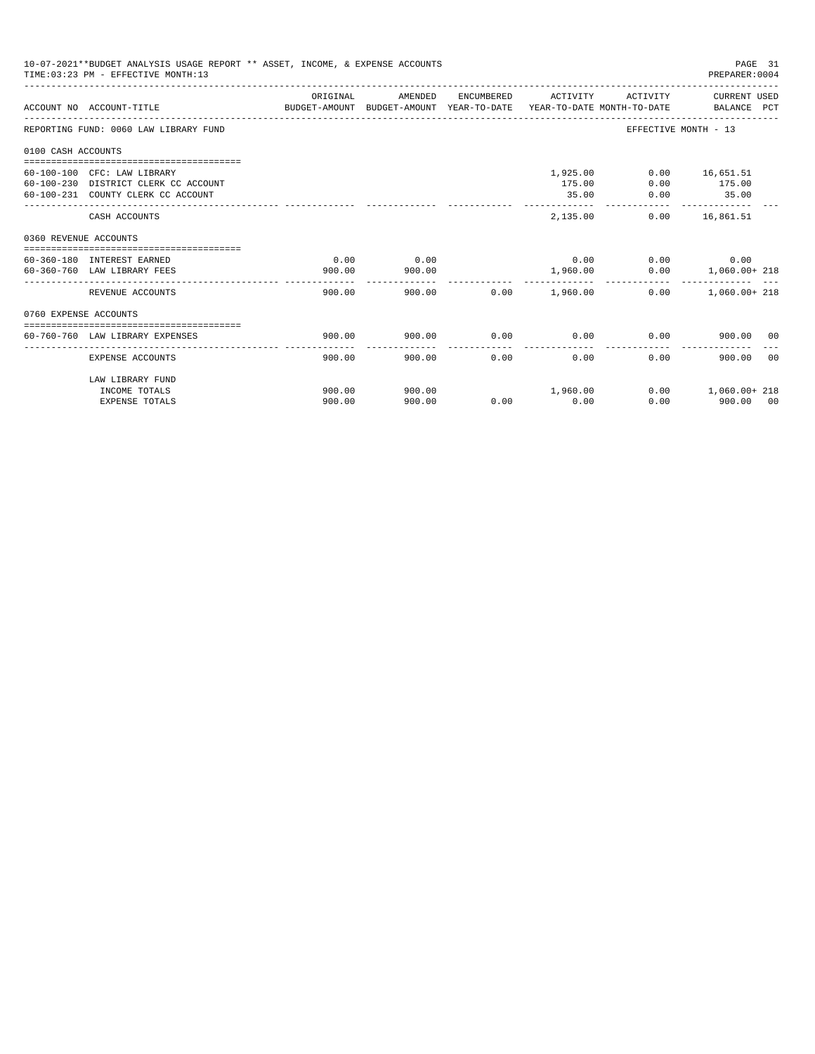10-07-2021**BUDGET ANALYSIS USAGE REPORT ** ASSET, INCOME, & EXPENSE ACCOUNTS
TIME:03:23 PM - EFFECTIVE MONTH:13

PREPARER:0004

| ACCOUNT NO | ACCOUNT-TITLE | ORIGINAL BUDGET-AMOUNT | AMENDED BUDGET-AMOUNT | ENCUMBERED YEAR-TO-DATE | ACTIVITY YEAR-TO-DATE | ACTIVITY MONTH-TO-DATE | CURRENT USED BALANCE | PCT |
|---|---|---|---|---|---|---|---|---|
| REPORTING FUND: 0060 LAW LIBRARY FUND | | | | | | EFFECTIVE MONTH - 13 | | |
| 0100 CASH ACCOUNTS | | | | | | | | |
| 60-100-100 | CFC: LAW LIBRARY | | | | 1,925.00 | 0.00 | 16,651.51 | |
| 60-100-230 | DISTRICT CLERK CC ACCOUNT | | | | 175.00 | 0.00 | 175.00 | |
| 60-100-231 | COUNTY CLERK CC ACCOUNT | | | | 35.00 | 0.00 | 35.00 | |
| | CASH ACCOUNTS | | | | 2,135.00 | 0.00 | 16,861.51 | |
| 0360 REVENUE ACCOUNTS | | | | | | | | |
| 60-360-180 | INTEREST EARNED | 0.00 | 0.00 | | 0.00 | 0.00 | 0.00 | |
| 60-360-760 | LAW LIBRARY FEES | 900.00 | 900.00 | | 1,960.00 | 0.00 | 1,060.00+ | 218 |
| | REVENUE ACCOUNTS | 900.00 | 900.00 | 0.00 | 1,960.00 | 0.00 | 1,060.00+ | 218 |
| 0760 EXPENSE ACCOUNTS | | | | | | | | |
| 60-760-760 | LAW LIBRARY EXPENSES | 900.00 | 900.00 | 0.00 | 0.00 | 0.00 | 900.00 | 00 |
| | EXPENSE ACCOUNTS | 900.00 | 900.00 | 0.00 | 0.00 | 0.00 | 900.00 | 00 |
| | LAW LIBRARY FUND | | | | | | | |
| | INCOME TOTALS | 900.00 | 900.00 | | 1,960.00 | 0.00 | 1,060.00+ | 218 |
| | EXPENSE TOTALS | 900.00 | 900.00 | 0.00 | 0.00 | 0.00 | 900.00 | 00 |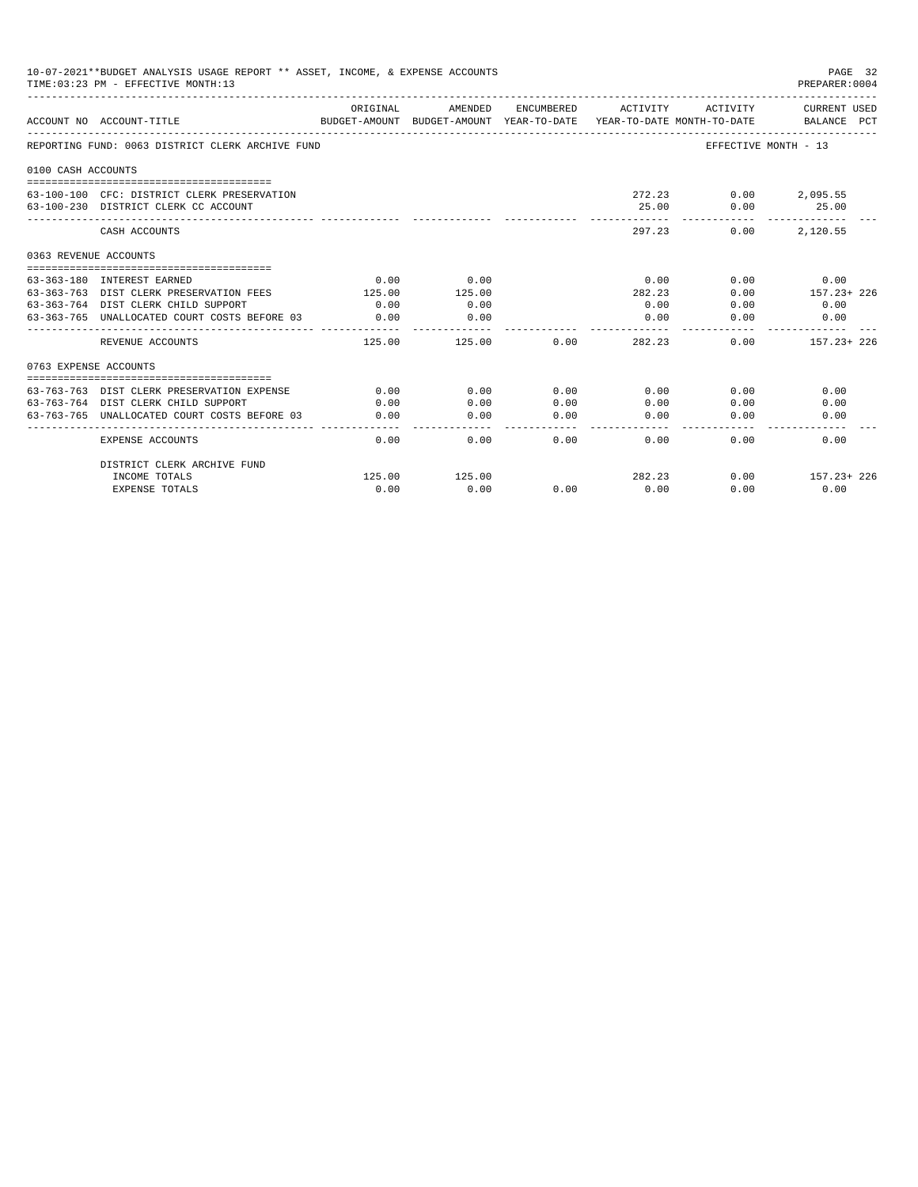10-07-2021**BUDGET ANALYSIS USAGE REPORT ** ASSET, INCOME, & EXPENSE ACCOUNTS
TIME:03:23 PM - EFFECTIVE MONTH:13

PREPARER:0004

REPORTING FUND: 0063 DISTRICT CLERK ARCHIVE FUND — EFFECTIVE MONTH - 13

| ACCOUNT NO | ACCOUNT-TITLE | ORIGINAL BUDGET-AMOUNT | AMENDED BUDGET-AMOUNT | ENCUMBERED YEAR-TO-DATE | ACTIVITY YEAR-TO-DATE | ACTIVITY MONTH-TO-DATE | CURRENT USED BALANCE | PCT |
|---|---|---|---|---|---|---|---|---|
| **0100 CASH ACCOUNTS** | | | | | | | | |
| 63-100-100 | CFC: DISTRICT CLERK PRESERVATION | | | | 272.23 | 0.00 | 2,095.55 | |
| 63-100-230 | DISTRICT CLERK CC ACCOUNT | | | | 25.00 | 0.00 | 25.00 | |
| | CASH ACCOUNTS | | | | 297.23 | 0.00 | 2,120.55 | |
| **0363 REVENUE ACCOUNTS** | | | | | | | | |
| 63-363-180 | INTEREST EARNED | 0.00 | 0.00 | | 0.00 | 0.00 | 0.00 | |
| 63-363-763 | DIST CLERK PRESERVATION FEES | 125.00 | 125.00 | | 282.23 | 0.00 | 157.23+ | 226 |
| 63-363-764 | DIST CLERK CHILD SUPPORT | 0.00 | 0.00 | | 0.00 | 0.00 | 0.00 | |
| 63-363-765 | UNALLOCATED COURT COSTS BEFORE 03 | 0.00 | 0.00 | | 0.00 | 0.00 | 0.00 | |
| | REVENUE ACCOUNTS | 125.00 | 125.00 | 0.00 | 282.23 | 0.00 | 157.23+ | 226 |
| **0763 EXPENSE ACCOUNTS** | | | | | | | | |
| 63-763-763 | DIST CLERK PRESERVATION EXPENSE | 0.00 | 0.00 | 0.00 | 0.00 | 0.00 | 0.00 | |
| 63-763-764 | DIST CLERK CHILD SUPPORT | 0.00 | 0.00 | 0.00 | 0.00 | 0.00 | 0.00 | |
| 63-763-765 | UNALLOCATED COURT COSTS BEFORE 03 | 0.00 | 0.00 | 0.00 | 0.00 | 0.00 | 0.00 | |
| | EXPENSE ACCOUNTS | 0.00 | 0.00 | 0.00 | 0.00 | 0.00 | 0.00 | |
| | DISTRICT CLERK ARCHIVE FUND | | | | | | | |
| | INCOME TOTALS | 125.00 | 125.00 | | 282.23 | 0.00 | 157.23+ | 226 |
| | EXPENSE TOTALS | 0.00 | 0.00 | 0.00 | 0.00 | 0.00 | 0.00 | |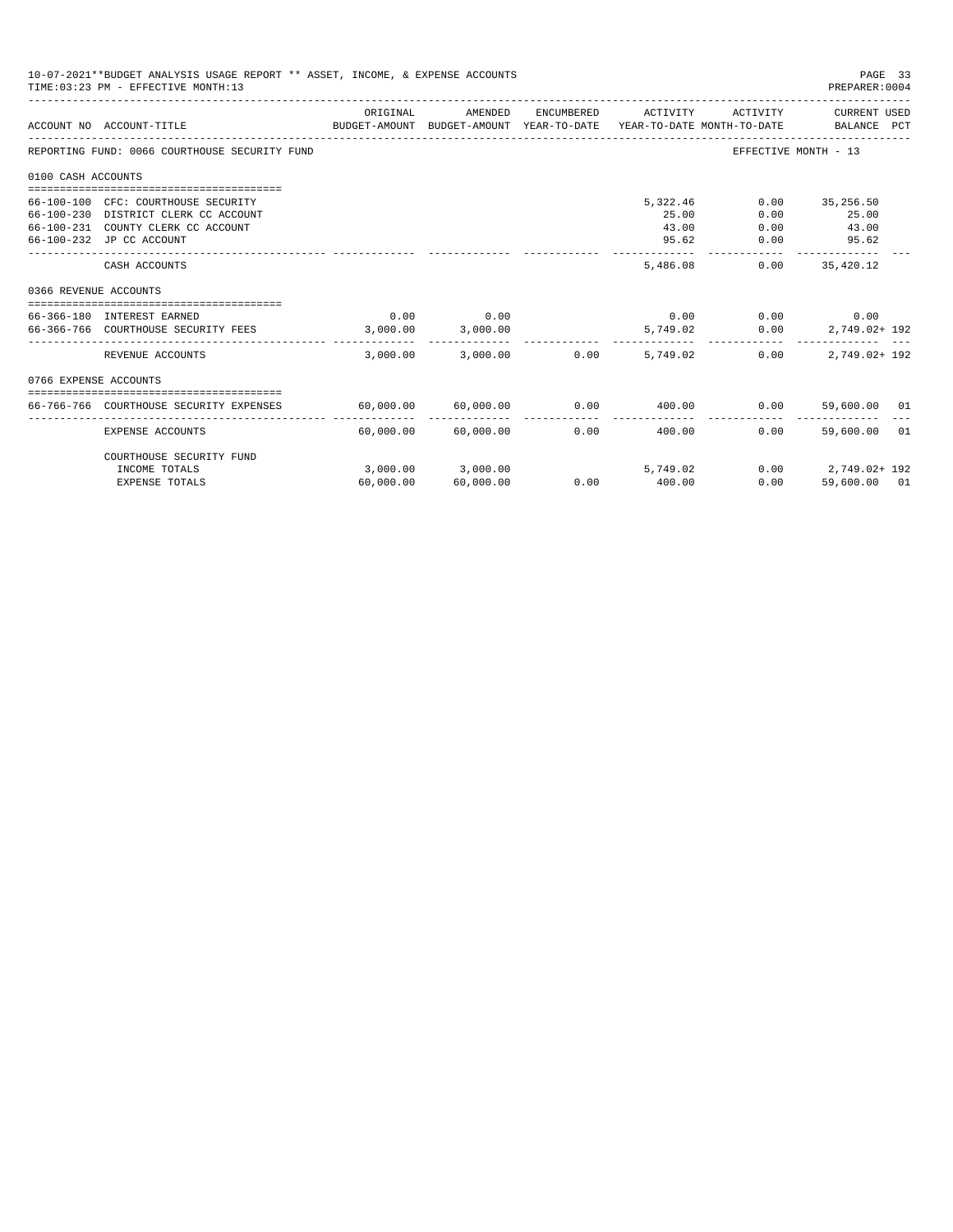10-07-2021**BUDGET ANALYSIS USAGE REPORT ** ASSET, INCOME, & EXPENSE ACCOUNTS
TIME:03:23 PM - EFFECTIVE MONTH:13

PREPARER:0004

| ACCOUNT NO | ACCOUNT-TITLE | ORIGINAL BUDGET-AMOUNT | AMENDED BUDGET-AMOUNT | ENCUMBERED YEAR-TO-DATE | ACTIVITY YEAR-TO-DATE | ACTIVITY MONTH-TO-DATE | CURRENT USED BALANCE | PCT |
|---|---|---|---|---|---|---|---|---|
| REPORTING FUND: 0066 COURTHOUSE SECURITY FUND | | | | | | EFFECTIVE MONTH - 13 | | |
| 0100 CASH ACCOUNTS | | | | | | | | |
| 66-100-100 | CFC: COURTHOUSE SECURITY | | | | 5,322.46 | 0.00 | 35,256.50 | |
| 66-100-230 | DISTRICT CLERK CC ACCOUNT | | | | 25.00 | 0.00 | 25.00 | |
| 66-100-231 | COUNTY CLERK CC ACCOUNT | | | | 43.00 | 0.00 | 43.00 | |
| 66-100-232 | JP CC ACCOUNT | | | | 95.62 | 0.00 | 95.62 | |
| | CASH ACCOUNTS | | | | 5,486.08 | 0.00 | 35,420.12 | |
| 0366 REVENUE ACCOUNTS | | | | | | | | |
| 66-366-180 | INTEREST EARNED | 0.00 | 0.00 | | 0.00 | 0.00 | 0.00 | |
| 66-366-766 | COURTHOUSE SECURITY FEES | 3,000.00 | 3,000.00 | | 5,749.02 | 0.00 | 2,749.02+ | 192 |
| | REVENUE ACCOUNTS | 3,000.00 | 3,000.00 | 0.00 | 5,749.02 | 0.00 | 2,749.02+ | 192 |
| 0766 EXPENSE ACCOUNTS | | | | | | | | |
| 66-766-766 | COURTHOUSE SECURITY EXPENSES | 60,000.00 | 60,000.00 | 0.00 | 400.00 | 0.00 | 59,600.00 | 01 |
| | EXPENSE ACCOUNTS | 60,000.00 | 60,000.00 | 0.00 | 400.00 | 0.00 | 59,600.00 | 01 |
| | COURTHOUSE SECURITY FUND | | | | | | | |
| | INCOME TOTALS | 3,000.00 | 3,000.00 | | 5,749.02 | 0.00 | 2,749.02+ | 192 |
| | EXPENSE TOTALS | 60,000.00 | 60,000.00 | 0.00 | 400.00 | 0.00 | 59,600.00 | 01 |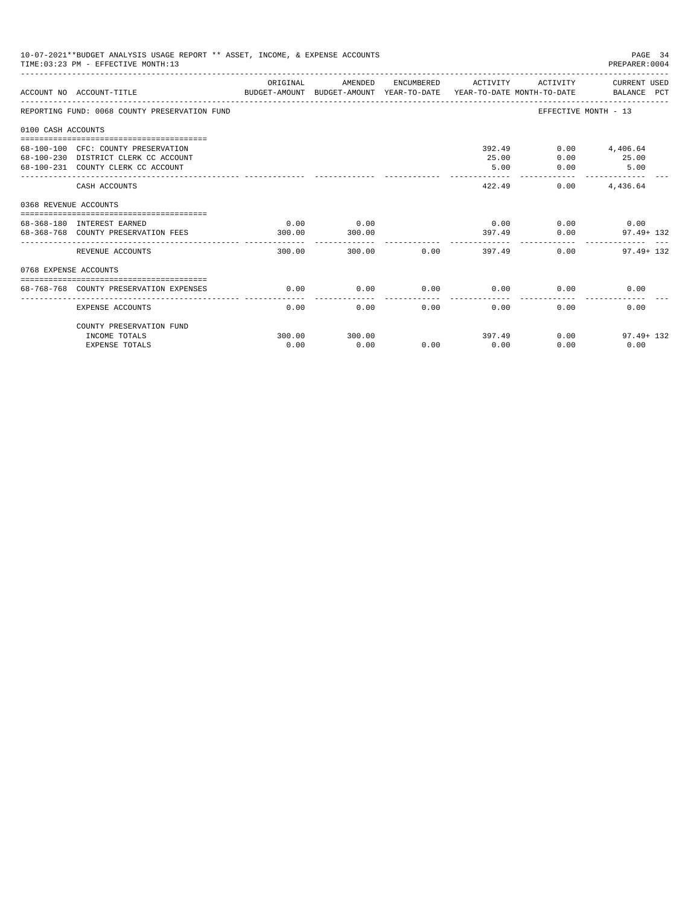10-07-2021**BUDGET ANALYSIS USAGE REPORT ** ASSET, INCOME, & EXPENSE ACCOUNTS
TIME:03:23 PM - EFFECTIVE MONTH:13

PREPARER:0004

| ACCOUNT NO | ACCOUNT-TITLE | ORIGINAL BUDGET-AMOUNT | AMENDED BUDGET-AMOUNT | ENCUMBERED YEAR-TO-DATE | ACTIVITY YEAR-TO-DATE | ACTIVITY MONTH-TO-DATE | CURRENT USED BALANCE | PCT |
|---|---|---|---|---|---|---|---|---|
| REPORTING FUND: 0068 COUNTY PRESERVATION FUND | | | | | | EFFECTIVE MONTH - 13 | | |
| 0100 CASH ACCOUNTS | | | | | | | | |
| 68-100-100 | CFC: COUNTY PRESERVATION | | | | 392.49 | 0.00 | 4,406.64 | |
| 68-100-230 | DISTRICT CLERK CC ACCOUNT | | | | 25.00 | 0.00 | 25.00 | |
| 68-100-231 | COUNTY CLERK CC ACCOUNT | | | | 5.00 | 0.00 | 5.00 | |
| | CASH ACCOUNTS | | | | 422.49 | 0.00 | 4,436.64 | |
| 0368 REVENUE ACCOUNTS | | | | | | | | |
| 68-368-180 | INTEREST EARNED | 0.00 | 0.00 | | 0.00 | 0.00 | 0.00 | |
| 68-368-768 | COUNTY PRESERVATION FEES | 300.00 | 300.00 | | 397.49 | 0.00 | 97.49+ | 132 |
| | REVENUE ACCOUNTS | 300.00 | 300.00 | 0.00 | 397.49 | 0.00 | 97.49+ | 132 |
| 0768 EXPENSE ACCOUNTS | | | | | | | | |
| 68-768-768 | COUNTY PRESERVATION EXPENSES | 0.00 | 0.00 | 0.00 | 0.00 | 0.00 | 0.00 | |
| | EXPENSE ACCOUNTS | 0.00 | 0.00 | 0.00 | 0.00 | 0.00 | 0.00 | |
| | COUNTY PRESERVATION FUND | | | | | | | |
| | INCOME TOTALS | 300.00 | 300.00 | | 397.49 | 0.00 | 97.49+ | 132 |
| | EXPENSE TOTALS | 0.00 | 0.00 | 0.00 | 0.00 | 0.00 | 0.00 | |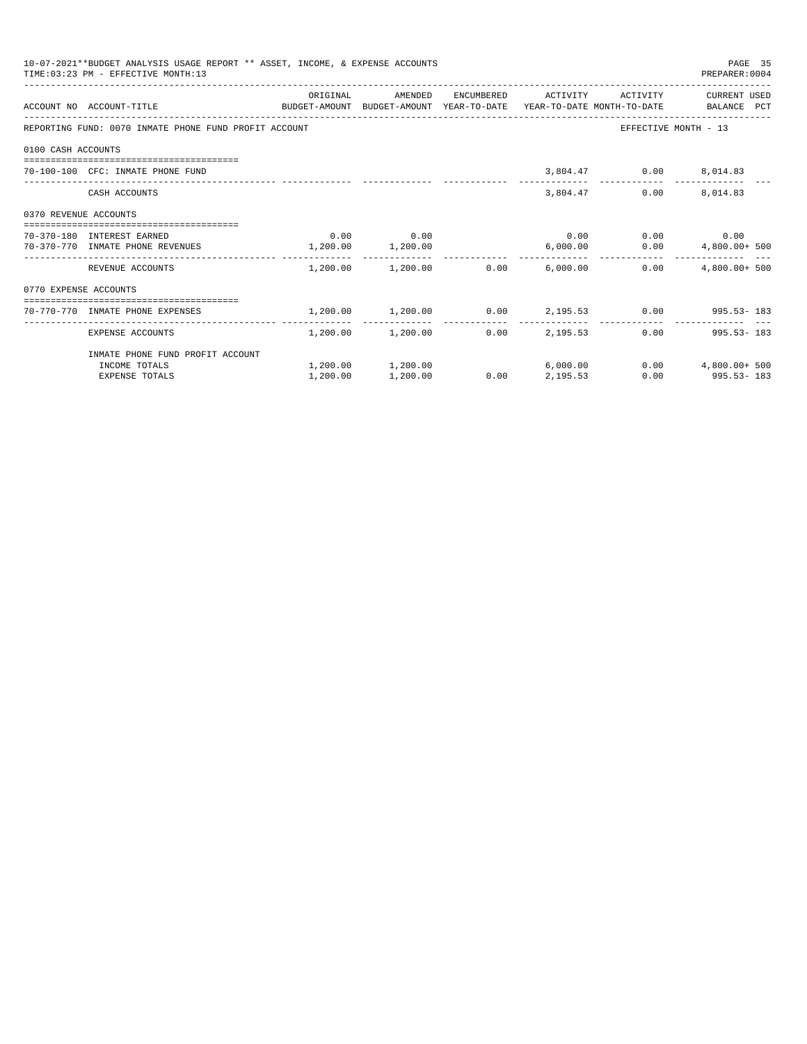10-07-2021**BUDGET ANALYSIS USAGE REPORT ** ASSET, INCOME, & EXPENSE ACCOUNTS

TIME:03:23 PM - EFFECTIVE MONTH:13

PREPARER:0004

| ACCOUNT NO | ACCOUNT-TITLE | ORIGINAL BUDGET-AMOUNT | AMENDED BUDGET-AMOUNT | ENCUMBERED YEAR-TO-DATE | ACTIVITY YEAR-TO-DATE | ACTIVITY MONTH-TO-DATE | CURRENT USED BALANCE | PCT |
|---|---|---|---|---|---|---|---|---|
| REPORTING FUND: 0070 INMATE PHONE FUND PROFIT ACCOUNT | | | | | | EFFECTIVE MONTH - 13 | | |
| 0100 CASH ACCOUNTS | | | | | | | | |
| 70-100-100 | CFC: INMATE PHONE FUND | | | | 3,804.47 | 0.00 | 8,014.83 | |
| | CASH ACCOUNTS | | | | 3,804.47 | 0.00 | 8,014.83 | |
| 0370 REVENUE ACCOUNTS | | | | | | | | |
| 70-370-180 | INTEREST EARNED | 0.00 | 0.00 | | 0.00 | 0.00 | 0.00 | |
| 70-370-770 | INMATE PHONE REVENUES | 1,200.00 | 1,200.00 | | 6,000.00 | 0.00 | 4,800.00+ | 500 |
| | REVENUE ACCOUNTS | 1,200.00 | 1,200.00 | 0.00 | 6,000.00 | 0.00 | 4,800.00+ | 500 |
| 0770 EXPENSE ACCOUNTS | | | | | | | | |
| 70-770-770 | INMATE PHONE EXPENSES | 1,200.00 | 1,200.00 | 0.00 | 2,195.53 | 0.00 | 995.53- | 183 |
| | EXPENSE ACCOUNTS | 1,200.00 | 1,200.00 | 0.00 | 2,195.53 | 0.00 | 995.53- | 183 |
| | INMATE PHONE FUND PROFIT ACCOUNT | | | | | | | |
| | INCOME TOTALS | 1,200.00 | 1,200.00 | | 6,000.00 | 0.00 | 4,800.00+ | 500 |
| | EXPENSE TOTALS | 1,200.00 | 1,200.00 | 0.00 | 2,195.53 | 0.00 | 995.53- | 183 |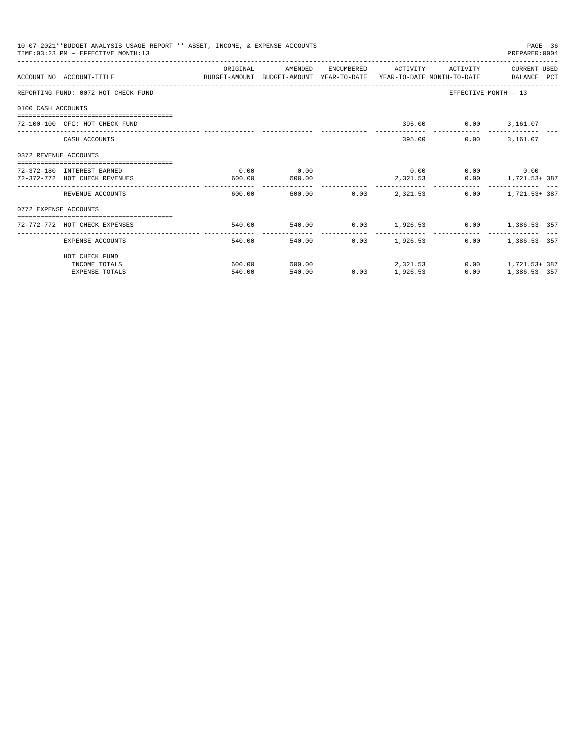10-07-2021**BUDGET ANALYSIS USAGE REPORT ** ASSET, INCOME, & EXPENSE ACCOUNTS
TIME:03:23 PM - EFFECTIVE MONTH:13

PREPARER:0004

| ACCOUNT NO ACCOUNT-TITLE | ORIGINAL BUDGET-AMOUNT | AMENDED BUDGET-AMOUNT | ENCUMBERED YEAR-TO-DATE | ACTIVITY YEAR-TO-DATE | ACTIVITY MONTH-TO-DATE | CURRENT USED BALANCE PCT |
|---|---|---|---|---|---|---|
| REPORTING FUND: 0072 HOT CHECK FUND | | | | | | EFFECTIVE MONTH - 13 |
| 0100 CASH ACCOUNTS | | | | | | |
| 72-100-100 CFC: HOT CHECK FUND | | | | 395.00 | 0.00 | 3,161.07 |
| CASH ACCOUNTS | | | | 395.00 | 0.00 | 3,161.07 |
| 0372 REVENUE ACCOUNTS | | | | | | |
| 72-372-180 INTEREST EARNED | 0.00 | 0.00 | | 0.00 | 0.00 | 0.00 |
| 72-372-772 HOT CHECK REVENUES | 600.00 | 600.00 | | 2,321.53 | 0.00 | 1,721.53+ 387 |
| REVENUE ACCOUNTS | 600.00 | 600.00 | 0.00 | 2,321.53 | 0.00 | 1,721.53+ 387 |
| 0772 EXPENSE ACCOUNTS | | | | | | |
| 72-772-772 HOT CHECK EXPENSES | 540.00 | 540.00 | 0.00 | 1,926.53 | 0.00 | 1,386.53- 357 |
| EXPENSE ACCOUNTS | 540.00 | 540.00 | 0.00 | 1,926.53 | 0.00 | 1,386.53- 357 |
| HOT CHECK FUND | | | | | | |
| INCOME TOTALS | 600.00 | 600.00 | | 2,321.53 | 0.00 | 1,721.53+ 387 |
| EXPENSE TOTALS | 540.00 | 540.00 | 0.00 | 1,926.53 | 0.00 | 1,386.53- 357 |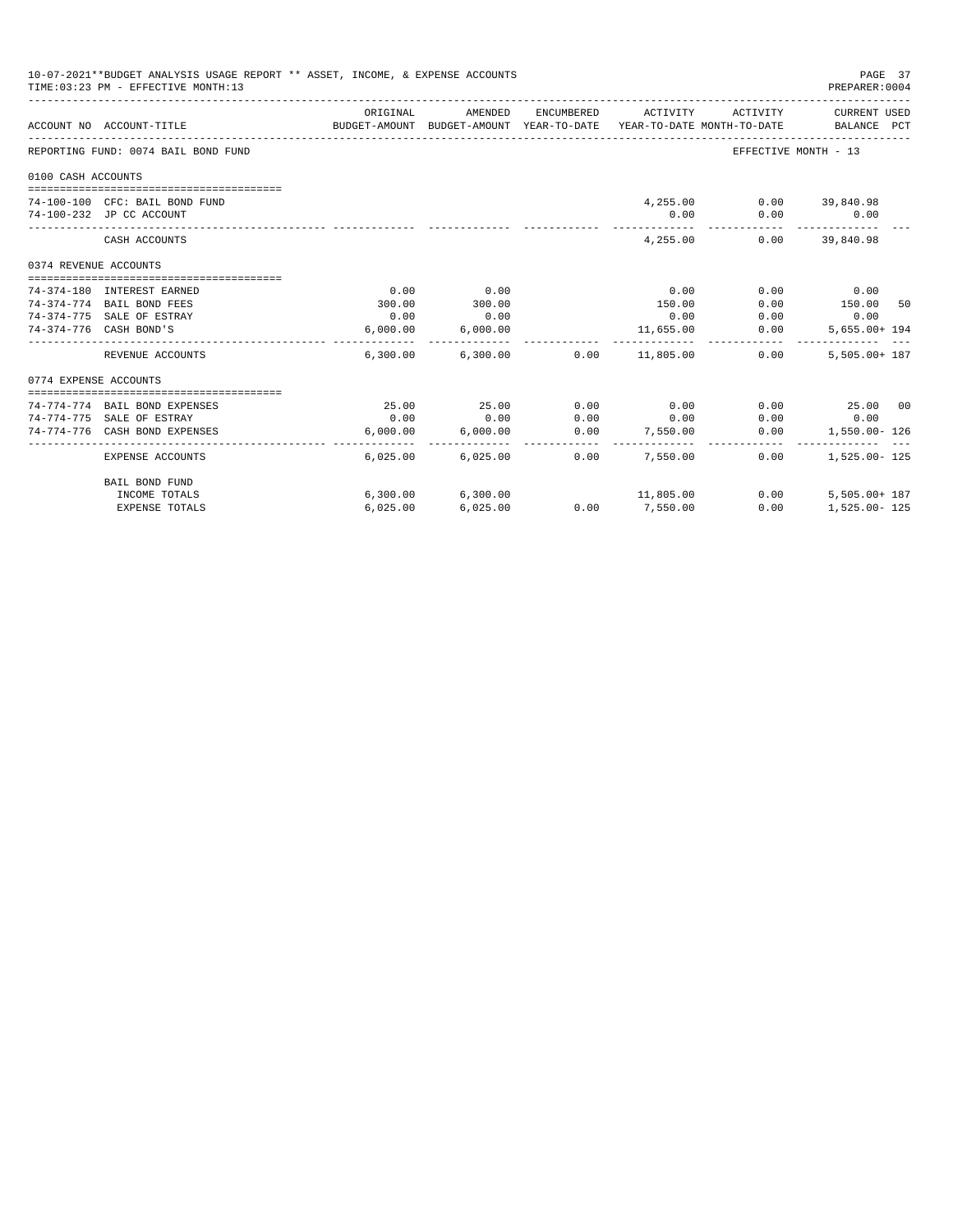10-07-2021**BUDGET ANALYSIS USAGE REPORT ** ASSET, INCOME, & EXPENSE ACCOUNTS

TIME:03:23 PM - EFFECTIVE MONTH:13

PREPARER:0004

| ACCOUNT NO | ACCOUNT-TITLE | ORIGINAL BUDGET-AMOUNT | AMENDED BUDGET-AMOUNT | ENCUMBERED YEAR-TO-DATE | ACTIVITY YEAR-TO-DATE | ACTIVITY MONTH-TO-DATE | CURRENT USED BALANCE | PCT |
|---|---|---|---|---|---|---|---|---|
| REPORTING FUND: 0074 BAIL BOND FUND | | | | | | | EFFECTIVE MONTH - 13 | |
| 0100 CASH ACCOUNTS | | | | | | | | |
| 74-100-100 | CFC: BAIL BOND FUND | | | | 4,255.00 | 0.00 | 39,840.98 | |
| 74-100-232 | JP CC ACCOUNT | | | | 0.00 | 0.00 | 0.00 | |
| | CASH ACCOUNTS | | | | 4,255.00 | 0.00 | 39,840.98 | |
| 0374 REVENUE ACCOUNTS | | | | | | | | |
| 74-374-180 | INTEREST EARNED | 0.00 | 0.00 | | 0.00 | 0.00 | 0.00 | |
| 74-374-774 | BAIL BOND FEES | 300.00 | 300.00 | | 150.00 | 0.00 | 150.00 | 50 |
| 74-374-775 | SALE OF ESTRAY | 0.00 | 0.00 | | 0.00 | 0.00 | 0.00 | |
| 74-374-776 | CASH BOND'S | 6,000.00 | 6,000.00 | | 11,655.00 | 0.00 | 5,655.00+ | 194 |
| | REVENUE ACCOUNTS | 6,300.00 | 6,300.00 | 0.00 | 11,805.00 | 0.00 | 5,505.00+ | 187 |
| 0774 EXPENSE ACCOUNTS | | | | | | | | |
| 74-774-774 | BAIL BOND EXPENSES | 25.00 | 25.00 | 0.00 | 0.00 | 0.00 | 25.00 | 00 |
| 74-774-775 | SALE OF ESTRAY | 0.00 | 0.00 | 0.00 | 0.00 | 0.00 | 0.00 | |
| 74-774-776 | CASH BOND EXPENSES | 6,000.00 | 6,000.00 | 0.00 | 7,550.00 | 0.00 | 1,550.00- | 126 |
| | EXPENSE ACCOUNTS | 6,025.00 | 6,025.00 | 0.00 | 7,550.00 | 0.00 | 1,525.00- | 125 |
| | BAIL BOND FUND | | | | | | | |
| | INCOME TOTALS | 6,300.00 | 6,300.00 | | 11,805.00 | 0.00 | 5,505.00+ | 187 |
| | EXPENSE TOTALS | 6,025.00 | 6,025.00 | 0.00 | 7,550.00 | 0.00 | 1,525.00- | 125 |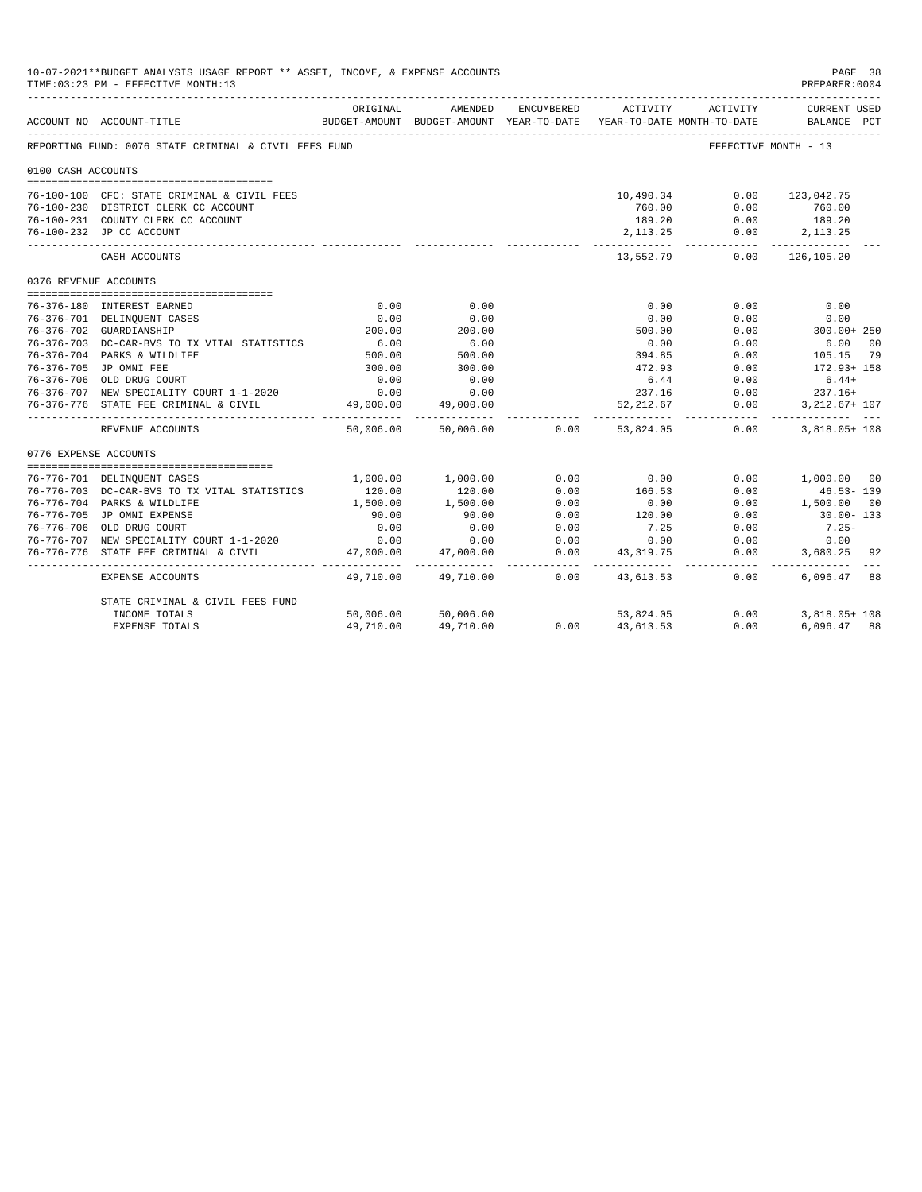10-07-2021**BUDGET ANALYSIS USAGE REPORT ** ASSET, INCOME, & EXPENSE ACCOUNTS
TIME:03:23 PM - EFFECTIVE MONTH:13

PREPARER:0004

| ACCOUNT NO | ACCOUNT-TITLE | ORIGINAL BUDGET-AMOUNT | AMENDED BUDGET-AMOUNT | ENCUMBERED YEAR-TO-DATE | ACTIVITY YEAR-TO-DATE | ACTIVITY MONTH-TO-DATE | CURRENT USED BALANCE | PCT |
|---|---|---|---|---|---|---|---|---|
| REPORTING FUND: 0076 STATE CRIMINAL & CIVIL FEES FUND | | | | | | EFFECTIVE MONTH - 13 | | |
| **0100 CASH ACCOUNTS** | | | | | | | | |
| 76-100-100 | CFC: STATE CRIMINAL & CIVIL FEES | | | | 10,490.34 | 0.00 | 123,042.75 | |
| 76-100-230 | DISTRICT CLERK CC ACCOUNT | | | | 760.00 | 0.00 | 760.00 | |
| 76-100-231 | COUNTY CLERK CC ACCOUNT | | | | 189.20 | 0.00 | 189.20 | |
| 76-100-232 | JP CC ACCOUNT | | | | 2,113.25 | 0.00 | 2,113.25 | |
| | CASH ACCOUNTS | | | | 13,552.79 | 0.00 | 126,105.20 | |
| **0376 REVENUE ACCOUNTS** | | | | | | | | |
| 76-376-180 | INTEREST EARNED | 0.00 | 0.00 | | 0.00 | 0.00 | 0.00 | |
| 76-376-701 | DELINQUENT CASES | 0.00 | 0.00 | | 0.00 | 0.00 | 0.00 | |
| 76-376-702 | GUARDIANSHIP | 200.00 | 200.00 | | 500.00 | 0.00 | 300.00+ | 250 |
| 76-376-703 | DC-CAR-BVS TO TX VITAL STATISTICS | 6.00 | 6.00 | | 0.00 | 0.00 | 6.00 | 00 |
| 76-376-704 | PARKS & WILDLIFE | 500.00 | 500.00 | | 394.85 | 0.00 | 105.15 | 79 |
| 76-376-705 | JP OMNI FEE | 300.00 | 300.00 | | 472.93 | 0.00 | 172.93+ | 158 |
| 76-376-706 | OLD DRUG COURT | 0.00 | 0.00 | | 6.44 | 0.00 | 6.44+ | |
| 76-376-707 | NEW SPECIALITY COURT 1-1-2020 | 0.00 | 0.00 | | 237.16 | 0.00 | 237.16+ | |
| 76-376-776 | STATE FEE CRIMINAL & CIVIL | 49,000.00 | 49,000.00 | | 52,212.67 | 0.00 | 3,212.67+ | 107 |
| | REVENUE ACCOUNTS | 50,006.00 | 50,006.00 | 0.00 | 53,824.05 | 0.00 | 3,818.05+ | 108 |
| **0776 EXPENSE ACCOUNTS** | | | | | | | | |
| 76-776-701 | DELINQUENT CASES | 1,000.00 | 1,000.00 | 0.00 | 0.00 | 0.00 | 1,000.00 | 00 |
| 76-776-703 | DC-CAR-BVS TO TX VITAL STATISTICS | 120.00 | 120.00 | 0.00 | 166.53 | 0.00 | 46.53- | 139 |
| 76-776-704 | PARKS & WILDLIFE | 1,500.00 | 1,500.00 | 0.00 | 0.00 | 0.00 | 1,500.00 | 00 |
| 76-776-705 | JP OMNI EXPENSE | 90.00 | 90.00 | 0.00 | 120.00 | 0.00 | 30.00- | 133 |
| 76-776-706 | OLD DRUG COURT | 0.00 | 0.00 | 0.00 | 7.25 | 0.00 | 7.25- | |
| 76-776-707 | NEW SPECIALITY COURT 1-1-2020 | 0.00 | 0.00 | 0.00 | 0.00 | 0.00 | 0.00 | |
| 76-776-776 | STATE FEE CRIMINAL & CIVIL | 47,000.00 | 47,000.00 | 0.00 | 43,319.75 | 0.00 | 3,680.25 | 92 |
| | EXPENSE ACCOUNTS | 49,710.00 | 49,710.00 | 0.00 | 43,613.53 | 0.00 | 6,096.47 | 88 |
| | STATE CRIMINAL & CIVIL FEES FUND | | | | | | | |
| | INCOME TOTALS | 50,006.00 | 50,006.00 | | 53,824.05 | 0.00 | 3,818.05+ | 108 |
| | EXPENSE TOTALS | 49,710.00 | 49,710.00 | 0.00 | 43,613.53 | 0.00 | 6,096.47 | 88 |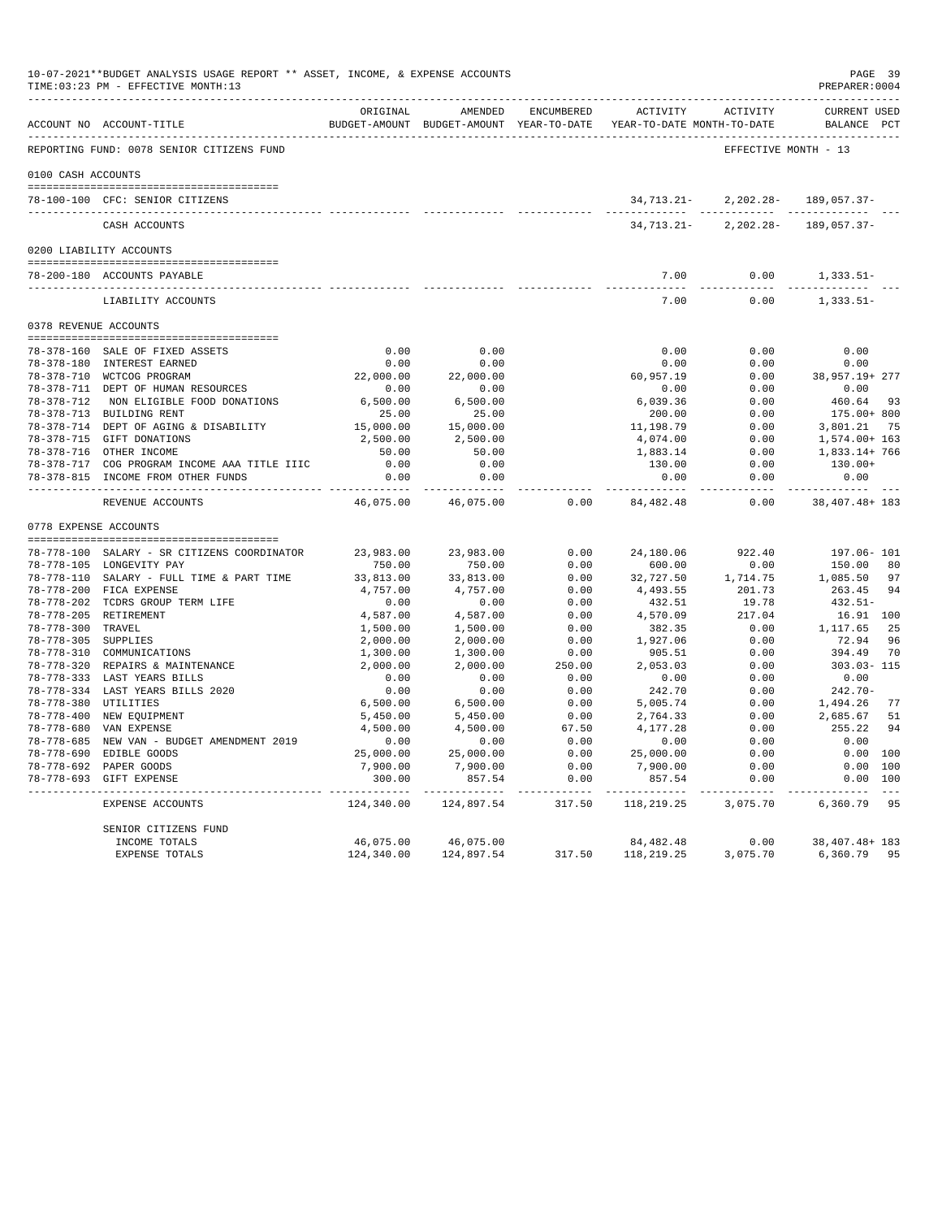10-07-2021**BUDGET ANALYSIS USAGE REPORT ** ASSET, INCOME, & EXPENSE ACCOUNTS

TIME:03:23 PM - EFFECTIVE MONTH:13

PREPARER:0004

| ACCOUNT NO | ACCOUNT-TITLE | ORIGINAL BUDGET-AMOUNT | AMENDED BUDGET-AMOUNT | ENCUMBERED YEAR-TO-DATE | ACTIVITY YEAR-TO-DATE | ACTIVITY MONTH-TO-DATE | CURRENT USED BALANCE | PCT |
|---|---|---|---|---|---|---|---|---|
| REPORTING FUND: 0078 SENIOR CITIZENS FUND | | | | | | | EFFECTIVE MONTH - 13 | |
| 0100 CASH ACCOUNTS | | | | | | | | |
| 78-100-100 | CFC: SENIOR CITIZENS | | | | 34,713.21- | 2,202.28- | 189,057.37- | |
| | CASH ACCOUNTS | | | | 34,713.21- | 2,202.28- | 189,057.37- | |
| 0200 LIABILITY ACCOUNTS | | | | | | | | |
| 78-200-180 | ACCOUNTS PAYABLE | | | | 7.00 | 0.00 | 1,333.51- | |
| | LIABILITY ACCOUNTS | | | | 7.00 | 0.00 | 1,333.51- | |
| 0378 REVENUE ACCOUNTS | | | | | | | | |
| 78-378-160 | SALE OF FIXED ASSETS | 0.00 | 0.00 | | 0.00 | 0.00 | 0.00 | |
| 78-378-180 | INTEREST EARNED | 0.00 | 0.00 | | 0.00 | 0.00 | 0.00 | |
| 78-378-710 | WCTCOG PROGRAM | 22,000.00 | 22,000.00 | | 60,957.19 | 0.00 | 38,957.19+ | 277 |
| 78-378-711 | DEPT OF HUMAN RESOURCES | 0.00 | 0.00 | | 0.00 | 0.00 | 0.00 | |
| 78-378-712 | NON ELIGIBLE FOOD DONATIONS | 6,500.00 | 6,500.00 | | 6,039.36 | 0.00 | 460.64 | 93 |
| 78-378-713 | BUILDING RENT | 25.00 | 25.00 | | 200.00 | 0.00 | 175.00+ | 800 |
| 78-378-714 | DEPT OF AGING & DISABILITY | 15,000.00 | 15,000.00 | | 11,198.79 | 0.00 | 3,801.21 | 75 |
| 78-378-715 | GIFT DONATIONS | 2,500.00 | 2,500.00 | | 4,074.00 | 0.00 | 1,574.00+ | 163 |
| 78-378-716 | OTHER INCOME | 50.00 | 50.00 | | 1,883.14 | 0.00 | 1,833.14+ | 766 |
| 78-378-717 | COG PROGRAM INCOME AAA TITLE IIIC | 0.00 | 0.00 | | 130.00 | 0.00 | 130.00+ | |
| 78-378-815 | INCOME FROM OTHER FUNDS | 0.00 | 0.00 | | 0.00 | 0.00 | 0.00 | |
| | REVENUE ACCOUNTS | 46,075.00 | 46,075.00 | 0.00 | 84,482.48 | 0.00 | 38,407.48+ | 183 |
| 0778 EXPENSE ACCOUNTS | | | | | | | | |
| 78-778-100 | SALARY - SR CITIZENS COORDINATOR | 23,983.00 | 23,983.00 | 0.00 | 24,180.06 | 922.40 | 197.06- | 101 |
| 78-778-105 | LONGEVITY PAY | 750.00 | 750.00 | 0.00 | 600.00 | 0.00 | 150.00 | 80 |
| 78-778-110 | SALARY - FULL TIME & PART TIME | 33,813.00 | 33,813.00 | 0.00 | 32,727.50 | 1,714.75 | 1,085.50 | 97 |
| 78-778-200 | FICA EXPENSE | 4,757.00 | 4,757.00 | 0.00 | 4,493.55 | 201.73 | 263.45 | 94 |
| 78-778-202 | TCDRS GROUP TERM LIFE | 0.00 | 0.00 | 0.00 | 432.51 | 19.78 | 432.51- | |
| 78-778-205 | RETIREMENT | 4,587.00 | 4,587.00 | 0.00 | 4,570.09 | 217.04 | 16.91 | 100 |
| 78-778-300 | TRAVEL | 1,500.00 | 1,500.00 | 0.00 | 382.35 | 0.00 | 1,117.65 | 25 |
| 78-778-305 | SUPPLIES | 2,000.00 | 2,000.00 | 0.00 | 1,927.06 | 0.00 | 72.94 | 96 |
| 78-778-310 | COMMUNICATIONS | 1,300.00 | 1,300.00 | 0.00 | 905.51 | 0.00 | 394.49 | 70 |
| 78-778-320 | REPAIRS & MAINTENANCE | 2,000.00 | 2,000.00 | 250.00 | 2,053.03 | 0.00 | 303.03- | 115 |
| 78-778-333 | LAST YEARS BILLS | 0.00 | 0.00 | 0.00 | 0.00 | 0.00 | 0.00 | |
| 78-778-334 | LAST YEARS BILLS 2020 | 0.00 | 0.00 | 0.00 | 242.70 | 0.00 | 242.70- | |
| 78-778-380 | UTILITIES | 6,500.00 | 6,500.00 | 0.00 | 5,005.74 | 0.00 | 1,494.26 | 77 |
| 78-778-400 | NEW EQUIPMENT | 5,450.00 | 5,450.00 | 0.00 | 2,764.33 | 0.00 | 2,685.67 | 51 |
| 78-778-680 | VAN EXPENSE | 4,500.00 | 4,500.00 | 67.50 | 4,177.28 | 0.00 | 255.22 | 94 |
| 78-778-685 | NEW VAN - BUDGET AMENDMENT 2019 | 0.00 | 0.00 | 0.00 | 0.00 | 0.00 | 0.00 | |
| 78-778-690 | EDIBLE GOODS | 25,000.00 | 25,000.00 | 0.00 | 25,000.00 | 0.00 | 0.00 | 100 |
| 78-778-692 | PAPER GOODS | 7,900.00 | 7,900.00 | 0.00 | 7,900.00 | 0.00 | 0.00 | 100 |
| 78-778-693 | GIFT EXPENSE | 300.00 | 857.54 | 0.00 | 857.54 | 0.00 | 0.00 | 100 |
| | EXPENSE ACCOUNTS | 124,340.00 | 124,897.54 | 317.50 | 118,219.25 | 3,075.70 | 6,360.79 | 95 |
| | SENIOR CITIZENS FUND | | | | | | | |
| | INCOME TOTALS | 46,075.00 | 46,075.00 | | 84,482.48 | 0.00 | 38,407.48+ | 183 |
| | EXPENSE TOTALS | 124,340.00 | 124,897.54 | 317.50 | 118,219.25 | 3,075.70 | 6,360.79 | 95 |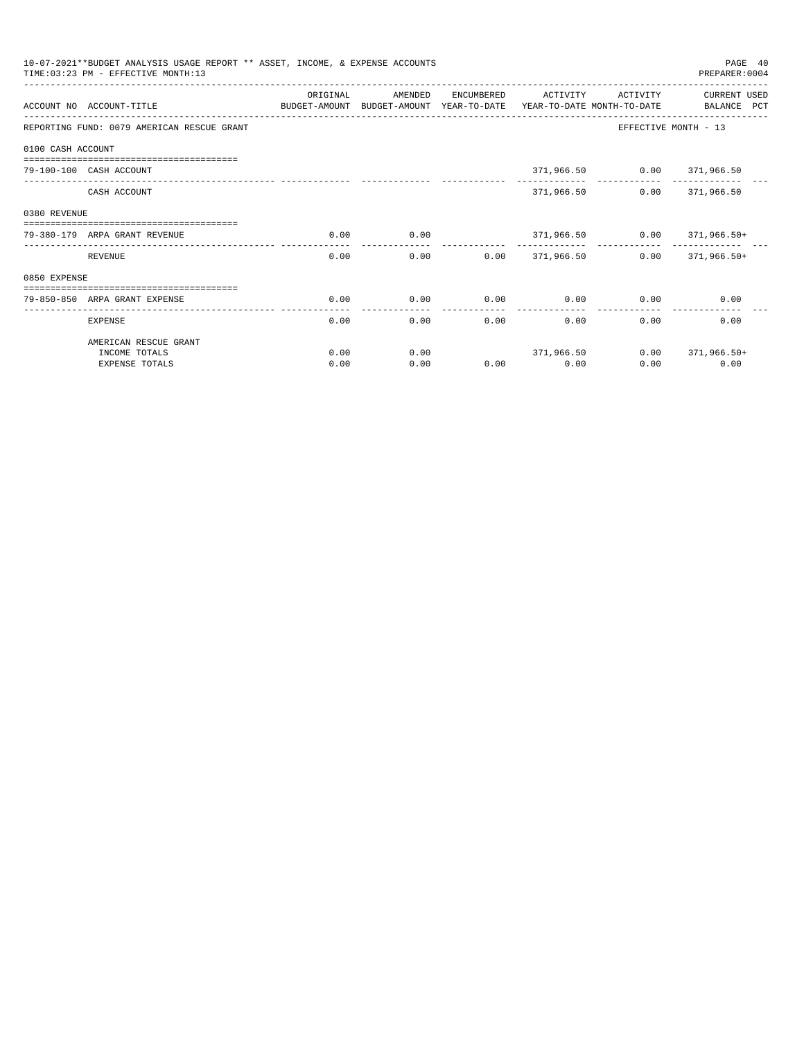10-07-2021**BUDGET ANALYSIS USAGE REPORT ** ASSET, INCOME, & EXPENSE ACCOUNTS
TIME:03:23 PM - EFFECTIVE MONTH:13
PREPARER:0004

| ACCOUNT NO | ACCOUNT-TITLE | ORIGINAL BUDGET-AMOUNT | AMENDED BUDGET-AMOUNT | ENCUMBERED YEAR-TO-DATE | ACTIVITY YEAR-TO-DATE | ACTIVITY MONTH-TO-DATE | CURRENT USED BALANCE PCT |
|---|---|---|---|---|---|---|---|
| REPORTING FUND: 0079 AMERICAN RESCUE GRANT | | | | | | | EFFECTIVE MONTH - 13 |
| 0100 CASH ACCOUNT | | | | | | | |
| 79-100-100 | CASH ACCOUNT | | | | 371,966.50 | 0.00 | 371,966.50 |
| | CASH ACCOUNT | | | | 371,966.50 | 0.00 | 371,966.50 |
| 0380 REVENUE | | | | | | | |
| 79-380-179 | ARPA GRANT REVENUE | 0.00 | 0.00 | | 371,966.50 | 0.00 | 371,966.50+ |
| | REVENUE | 0.00 | 0.00 | 0.00 | 371,966.50 | 0.00 | 371,966.50+ |
| 0850 EXPENSE | | | | | | | |
| 79-850-850 | ARPA GRANT EXPENSE | 0.00 | 0.00 | 0.00 | 0.00 | 0.00 | 0.00 |
| | EXPENSE | 0.00 | 0.00 | 0.00 | 0.00 | 0.00 | 0.00 |
| | AMERICAN RESCUE GRANT | | | | | | |
| | INCOME TOTALS | 0.00 | 0.00 | | 371,966.50 | 0.00 | 371,966.50+ |
| | EXPENSE TOTALS | 0.00 | 0.00 | 0.00 | 0.00 | 0.00 | 0.00 |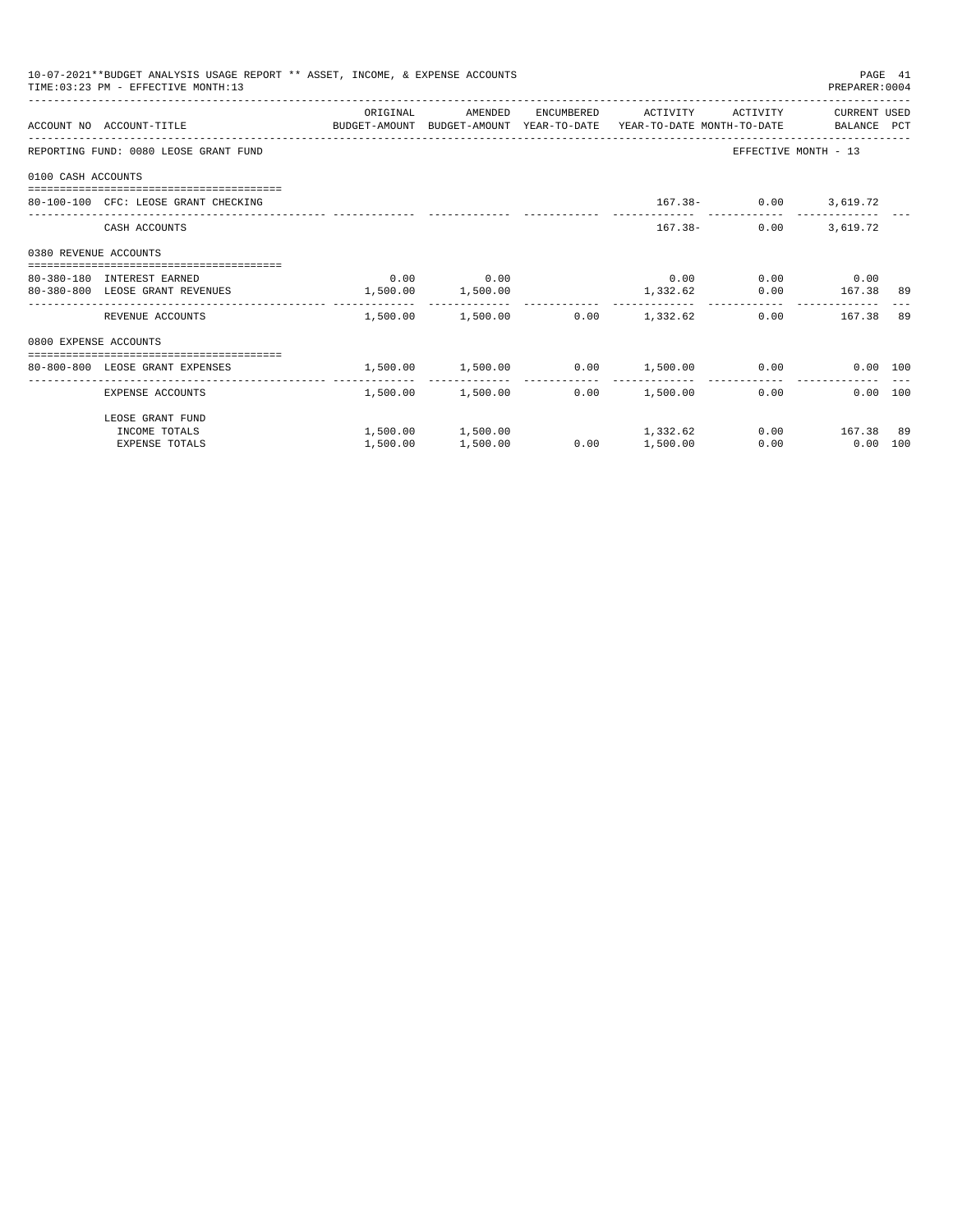10-07-2021**BUDGET ANALYSIS USAGE REPORT ** ASSET, INCOME, & EXPENSE ACCOUNTS

TIME:03:23 PM - EFFECTIVE MONTH:13

PREPARER:0004

| ACCOUNT NO | ACCOUNT-TITLE | ORIGINAL BUDGET-AMOUNT | AMENDED BUDGET-AMOUNT | ENCUMBERED YEAR-TO-DATE | ACTIVITY YEAR-TO-DATE | ACTIVITY MONTH-TO-DATE | CURRENT BALANCE | USED PCT |
|---|---|---|---|---|---|---|---|---|
| REPORTING FUND: 0080 LEOSE GRANT FUND | | | | | | EFFECTIVE MONTH - 13 | | |
| 0100 CASH ACCOUNTS | | | | | | | | |
| 80-100-100 | CFC: LEOSE GRANT CHECKING | | | | 167.38- | 0.00 | 3,619.72 | |
| | CASH ACCOUNTS | | | | 167.38- | 0.00 | 3,619.72 | |
| 0380 REVENUE ACCOUNTS | | | | | | | | |
| 80-380-180 | INTEREST EARNED | 0.00 | 0.00 | | 0.00 | 0.00 | 0.00 | |
| 80-380-800 | LEOSE GRANT REVENUES | 1,500.00 | 1,500.00 | | 1,332.62 | 0.00 | 167.38 | 89 |
| | REVENUE ACCOUNTS | 1,500.00 | 1,500.00 | 0.00 | 1,332.62 | 0.00 | 167.38 | 89 |
| 0800 EXPENSE ACCOUNTS | | | | | | | | |
| 80-800-800 | LEOSE GRANT EXPENSES | 1,500.00 | 1,500.00 | 0.00 | 1,500.00 | 0.00 | 0.00 | 100 |
| | EXPENSE ACCOUNTS | 1,500.00 | 1,500.00 | 0.00 | 1,500.00 | 0.00 | 0.00 | 100 |
| | LEOSE GRANT FUND | | | | | | | |
| | INCOME TOTALS | 1,500.00 | 1,500.00 | | 1,332.62 | 0.00 | 167.38 | 89 |
| | EXPENSE TOTALS | 1,500.00 | 1,500.00 | 0.00 | 1,500.00 | 0.00 | 0.00 | 100 |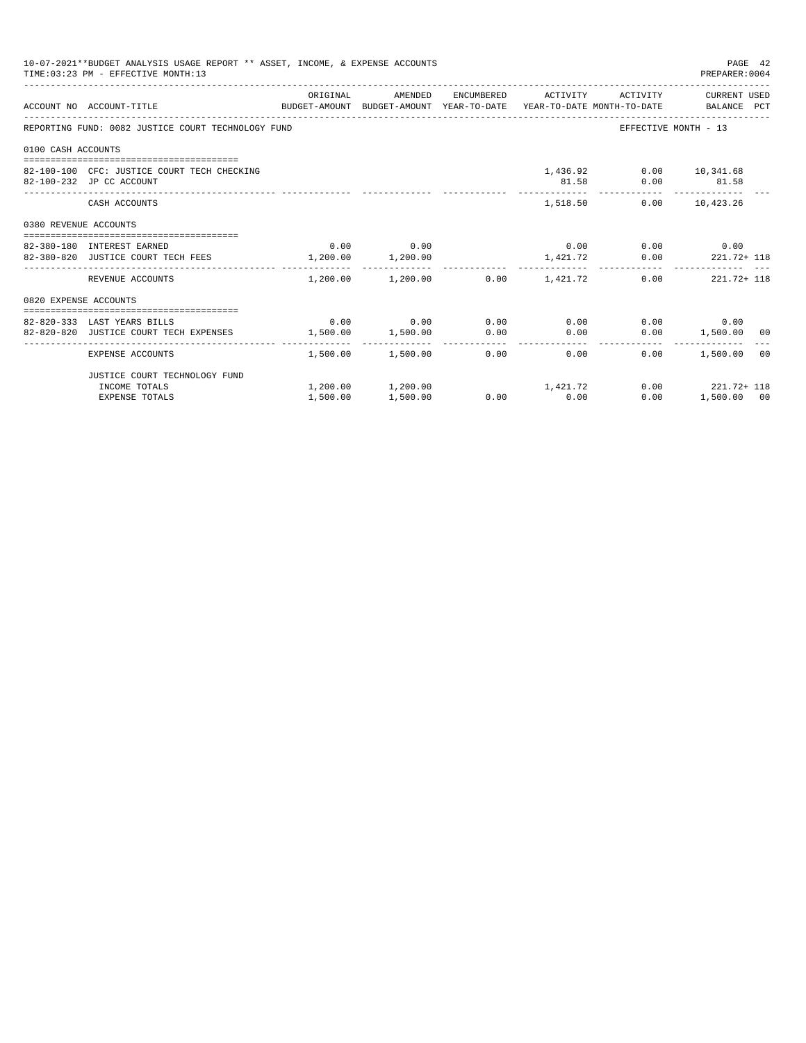10-07-2021**BUDGET ANALYSIS USAGE REPORT ** ASSET, INCOME, & EXPENSE ACCOUNTS

TIME:03:23 PM - EFFECTIVE MONTH:13

PREPARER:0004

| ACCOUNT NO | ACCOUNT-TITLE | ORIGINAL BUDGET-AMOUNT | AMENDED BUDGET-AMOUNT | ENCUMBERED YEAR-TO-DATE | ACTIVITY YEAR-TO-DATE | ACTIVITY MONTH-TO-DATE | CURRENT USED BALANCE | PCT |
|---|---|---|---|---|---|---|---|---|
| REPORTING FUND: 0082 JUSTICE COURT TECHNOLOGY FUND | | | | | | | EFFECTIVE MONTH - 13 | |
| 0100 CASH ACCOUNTS | | | | | | | | |
| 82-100-100 | CFC: JUSTICE COURT TECH CHECKING | | | | 1,436.92 | 0.00 | 10,341.68 | |
| 82-100-232 | JP CC ACCOUNT | | | | 81.58 | 0.00 | 81.58 | |
| | CASH ACCOUNTS | | | | 1,518.50 | 0.00 | 10,423.26 | |
| 0380 REVENUE ACCOUNTS | | | | | | | | |
| 82-380-180 | INTEREST EARNED | 0.00 | 0.00 | | 0.00 | 0.00 | 0.00 | |
| 82-380-820 | JUSTICE COURT TECH FEES | 1,200.00 | 1,200.00 | | 1,421.72 | 0.00 | 221.72+ | 118 |
| | REVENUE ACCOUNTS | 1,200.00 | 1,200.00 | 0.00 | 1,421.72 | 0.00 | 221.72+ | 118 |
| 0820 EXPENSE ACCOUNTS | | | | | | | | |
| 82-820-333 | LAST YEARS BILLS | 0.00 | 0.00 | 0.00 | 0.00 | 0.00 | 0.00 | |
| 82-820-820 | JUSTICE COURT TECH EXPENSES | 1,500.00 | 1,500.00 | 0.00 | 0.00 | 0.00 | 1,500.00 | 00 |
| | EXPENSE ACCOUNTS | 1,500.00 | 1,500.00 | 0.00 | 0.00 | 0.00 | 1,500.00 | 00 |
| | JUSTICE COURT TECHNOLOGY FUND | | | | | | | |
| | INCOME TOTALS | 1,200.00 | 1,200.00 | | 1,421.72 | 0.00 | 221.72+ | 118 |
| | EXPENSE TOTALS | 1,500.00 | 1,500.00 | 0.00 | 0.00 | 0.00 | 1,500.00 | 00 |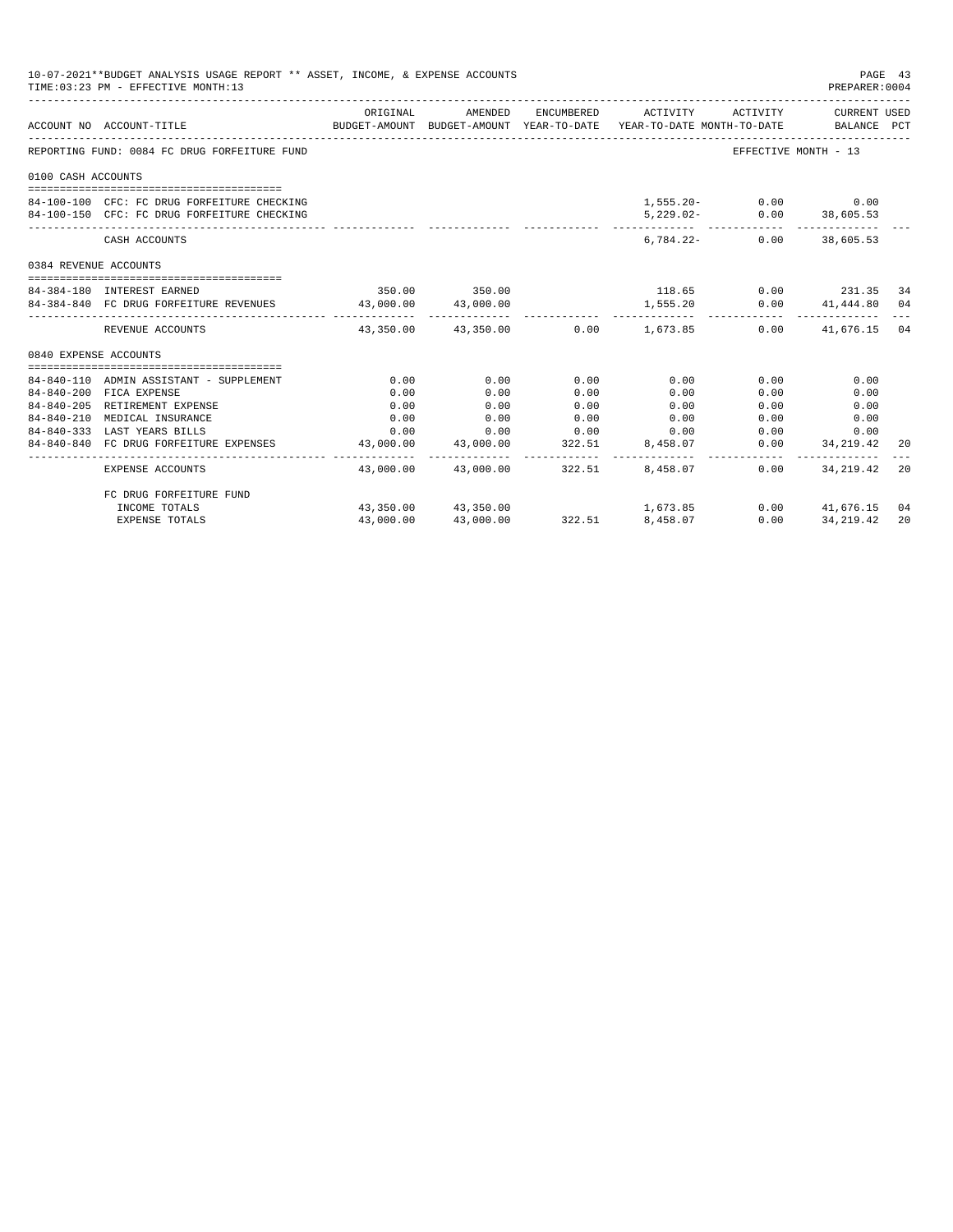10-07-2021**BUDGET ANALYSIS USAGE REPORT ** ASSET, INCOME, & EXPENSE ACCOUNTS
TIME:03:23 PM - EFFECTIVE MONTH:13
PREPARER:0004

| ACCOUNT NO | ACCOUNT-TITLE | ORIGINAL BUDGET-AMOUNT | AMENDED BUDGET-AMOUNT | ENCUMBERED YEAR-TO-DATE | ACTIVITY YEAR-TO-DATE | ACTIVITY MONTH-TO-DATE | CURRENT USED BALANCE | PCT |
|---|---|---|---|---|---|---|---|---|
| REPORTING FUND: 0084 FC DRUG FORFEITURE FUND | | | | | | EFFECTIVE MONTH - 13 | | |
| 0100 CASH ACCOUNTS | | | | | | | | |
| 84-100-100 | CFC: FC DRUG FORFEITURE CHECKING | | | | 1,555.20- | 0.00 | 0.00 | |
| 84-100-150 | CFC: FC DRUG FORFEITURE CHECKING | | | | 5,229.02- | 0.00 | 38,605.53 | |
| | CASH ACCOUNTS | | | | 6,784.22- | 0.00 | 38,605.53 | |
| 0384 REVENUE ACCOUNTS | | | | | | | | |
| 84-384-180 | INTEREST EARNED | 350.00 | 350.00 | | 118.65 | 0.00 | 231.35 | 34 |
| 84-384-840 | FC DRUG FORFEITURE REVENUES | 43,000.00 | 43,000.00 | | 1,555.20 | 0.00 | 41,444.80 | 04 |
| | REVENUE ACCOUNTS | 43,350.00 | 43,350.00 | 0.00 | 1,673.85 | 0.00 | 41,676.15 | 04 |
| 0840 EXPENSE ACCOUNTS | | | | | | | | |
| 84-840-110 | ADMIN ASSISTANT - SUPPLEMENT | 0.00 | 0.00 | 0.00 | 0.00 | 0.00 | 0.00 | |
| 84-840-200 | FICA EXPENSE | 0.00 | 0.00 | 0.00 | 0.00 | 0.00 | 0.00 | |
| 84-840-205 | RETIREMENT EXPENSE | 0.00 | 0.00 | 0.00 | 0.00 | 0.00 | 0.00 | |
| 84-840-210 | MEDICAL INSURANCE | 0.00 | 0.00 | 0.00 | 0.00 | 0.00 | 0.00 | |
| 84-840-333 | LAST YEARS BILLS | 0.00 | 0.00 | 0.00 | 0.00 | 0.00 | 0.00 | |
| 84-840-840 | FC DRUG FORFEITURE EXPENSES | 43,000.00 | 43,000.00 | 322.51 | 8,458.07 | 0.00 | 34,219.42 | 20 |
| | EXPENSE ACCOUNTS | 43,000.00 | 43,000.00 | 322.51 | 8,458.07 | 0.00 | 34,219.42 | 20 |
| | FC DRUG FORFEITURE FUND | | | | | | | |
| | INCOME TOTALS | 43,350.00 | 43,350.00 | | 1,673.85 | 0.00 | 41,676.15 | 04 |
| | EXPENSE TOTALS | 43,000.00 | 43,000.00 | 322.51 | 8,458.07 | 0.00 | 34,219.42 | 20 |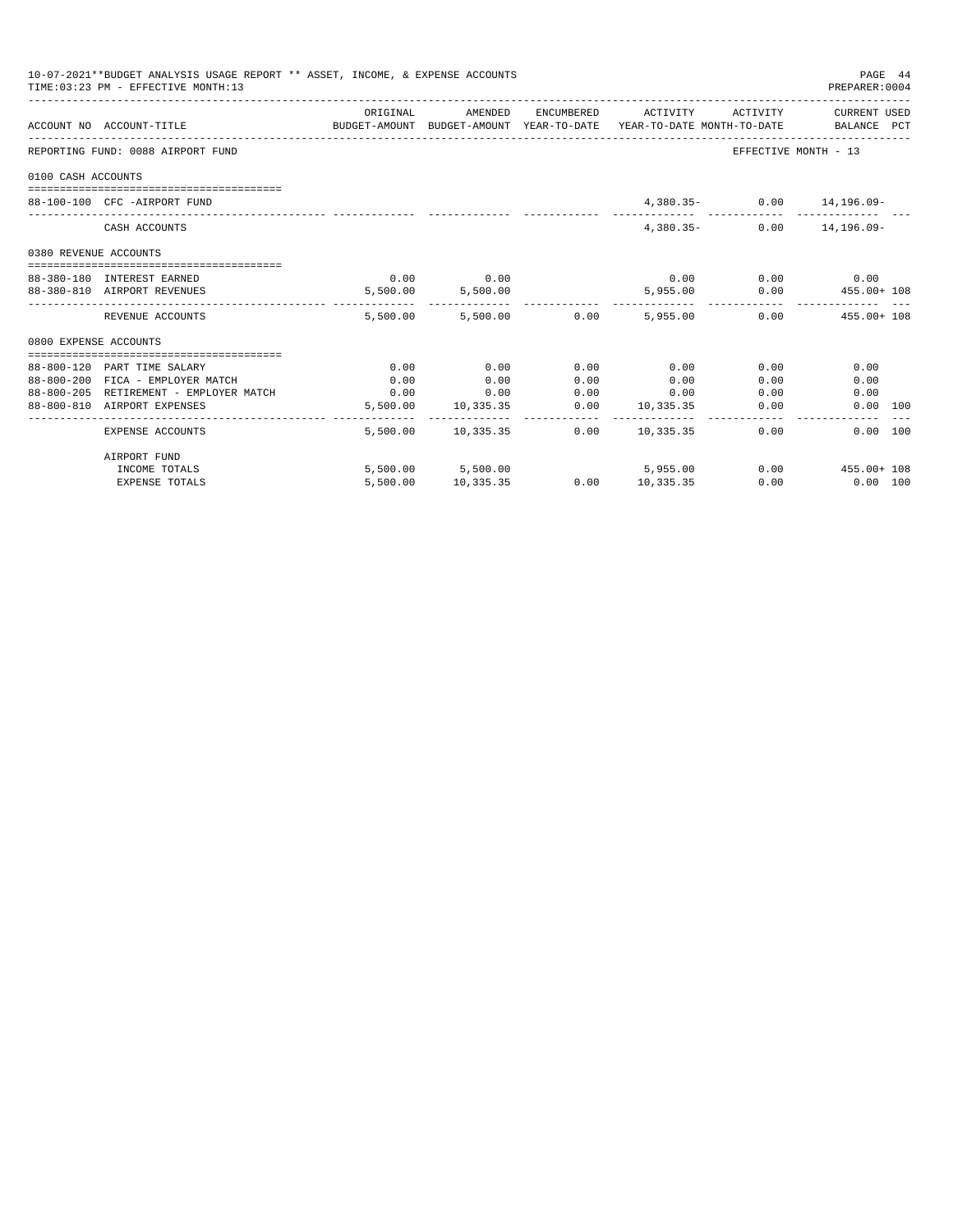10-07-2021**BUDGET ANALYSIS USAGE REPORT ** ASSET, INCOME, & EXPENSE ACCOUNTS

TIME:03:23 PM - EFFECTIVE MONTH:13

PREPARER:0004

| ACCOUNT NO | ACCOUNT-TITLE | ORIGINAL BUDGET-AMOUNT | AMENDED BUDGET-AMOUNT | ENCUMBERED YEAR-TO-DATE | ACTIVITY YEAR-TO-DATE | ACTIVITY MONTH-TO-DATE | CURRENT USED BALANCE | PCT |
|---|---|---|---|---|---|---|---|---|
| REPORTING FUND: 0088 AIRPORT FUND | | | | | | | EFFECTIVE MONTH - 13 | |
| 0100 CASH ACCOUNTS | | | | | | | | |
| 88-100-100 | CFC -AIRPORT FUND | | | | 4,380.35- | 0.00 | 14,196.09- | |
| | CASH ACCOUNTS | | | | 4,380.35- | 0.00 | 14,196.09- | |
| 0380 REVENUE ACCOUNTS | | | | | | | | |
| 88-380-180 | INTEREST EARNED | 0.00 | 0.00 | | 0.00 | 0.00 | 0.00 | |
| 88-380-810 | AIRPORT REVENUES | 5,500.00 | 5,500.00 | | 5,955.00 | 0.00 | 455.00+ | 108 |
| | REVENUE ACCOUNTS | 5,500.00 | 5,500.00 | 0.00 | 5,955.00 | 0.00 | 455.00+ | 108 |
| 0800 EXPENSE ACCOUNTS | | | | | | | | |
| 88-800-120 | PART TIME SALARY | 0.00 | 0.00 | 0.00 | 0.00 | 0.00 | 0.00 | |
| 88-800-200 | FICA - EMPLOYER MATCH | 0.00 | 0.00 | 0.00 | 0.00 | 0.00 | 0.00 | |
| 88-800-205 | RETIREMENT - EMPLOYER MATCH | 0.00 | 0.00 | 0.00 | 0.00 | 0.00 | 0.00 | |
| 88-800-810 | AIRPORT EXPENSES | 5,500.00 | 10,335.35 | 0.00 | 10,335.35 | 0.00 | 0.00 | 100 |
| | EXPENSE ACCOUNTS | 5,500.00 | 10,335.35 | 0.00 | 10,335.35 | 0.00 | 0.00 | 100 |
| | AIRPORT FUND | | | | | | | |
| | INCOME TOTALS | 5,500.00 | 5,500.00 | | 5,955.00 | 0.00 | 455.00+ | 108 |
| | EXPENSE TOTALS | 5,500.00 | 10,335.35 | 0.00 | 10,335.35 | 0.00 | 0.00 | 100 |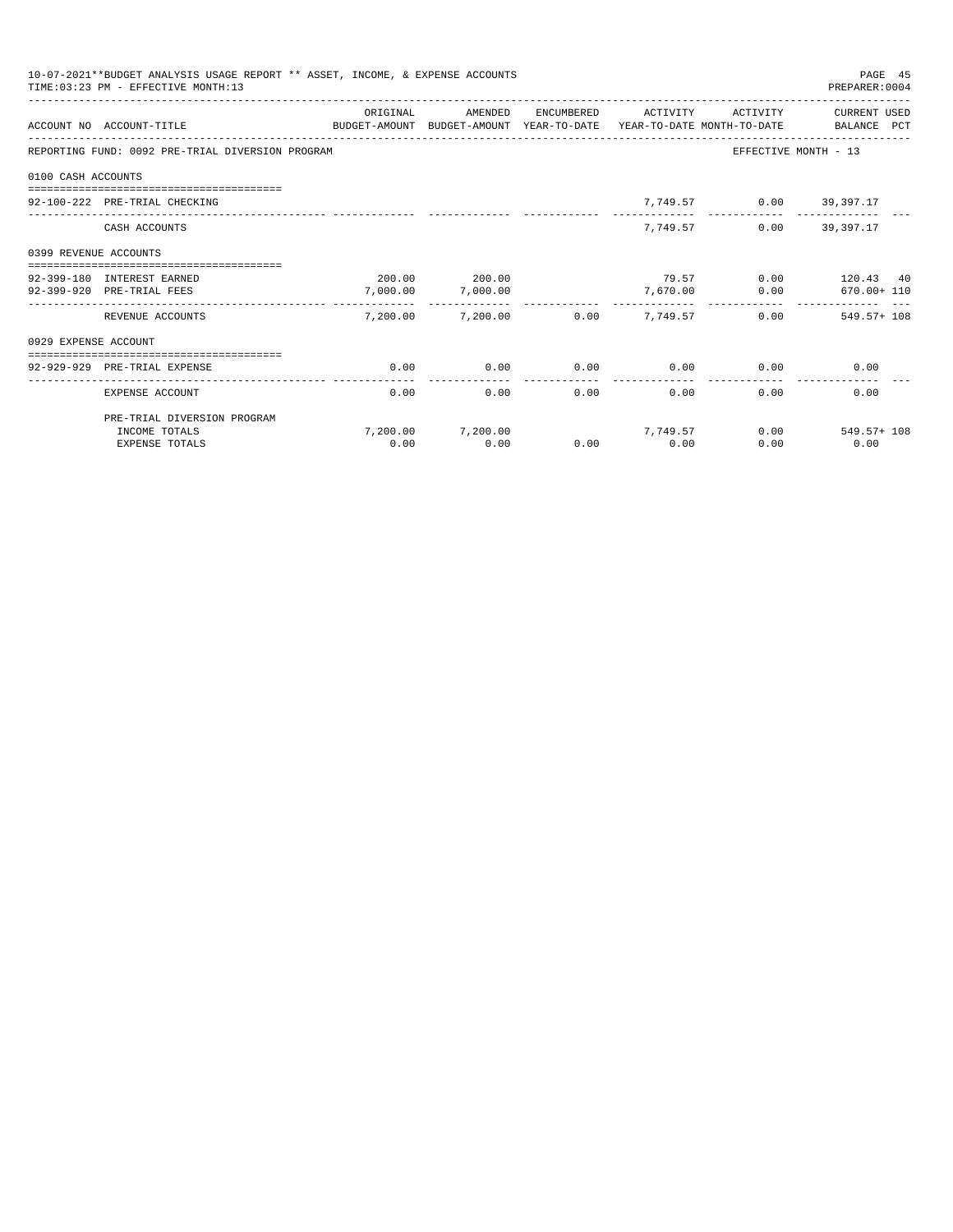10-07-2021**BUDGET ANALYSIS USAGE REPORT ** ASSET, INCOME, & EXPENSE ACCOUNTS
TIME:03:23 PM - EFFECTIVE MONTH:13
PREPARER:0004

| ACCOUNT NO | ACCOUNT-TITLE | ORIGINAL BUDGET-AMOUNT | AMENDED BUDGET-AMOUNT | ENCUMBERED YEAR-TO-DATE | ACTIVITY YEAR-TO-DATE | ACTIVITY MONTH-TO-DATE | CURRENT USED BALANCE | PCT |
|---|---|---|---|---|---|---|---|---|
| REPORTING FUND: 0092 PRE-TRIAL DIVERSION PROGRAM | | | | | | EFFECTIVE MONTH - 13 | | |
| 0100 CASH ACCOUNTS | | | | | | | | |
| 92-100-222 | PRE-TRIAL CHECKING | | | | 7,749.57 | 0.00 | 39,397.17 | |
| | CASH ACCOUNTS | | | | 7,749.57 | 0.00 | 39,397.17 | |
| 0399 REVENUE ACCOUNTS | | | | | | | | |
| 92-399-180 | INTEREST EARNED | 200.00 | 200.00 | | 79.57 | 0.00 | 120.43 | 40 |
| 92-399-920 | PRE-TRIAL FEES | 7,000.00 | 7,000.00 | | 7,670.00 | 0.00 | 670.00+ | 110 |
| | REVENUE ACCOUNTS | 7,200.00 | 7,200.00 | 0.00 | 7,749.57 | 0.00 | 549.57+ | 108 |
| 0929 EXPENSE ACCOUNT | | | | | | | | |
| 92-929-929 | PRE-TRIAL EXPENSE | 0.00 | 0.00 | 0.00 | 0.00 | 0.00 | 0.00 | |
| | EXPENSE ACCOUNT | 0.00 | 0.00 | 0.00 | 0.00 | 0.00 | 0.00 | |
| | PRE-TRIAL DIVERSION PROGRAM | | | | | | | |
| | INCOME TOTALS | 7,200.00 | 7,200.00 | | 7,749.57 | 0.00 | 549.57+ | 108 |
| | EXPENSE TOTALS | 0.00 | 0.00 | 0.00 | 0.00 | 0.00 | 0.00 | |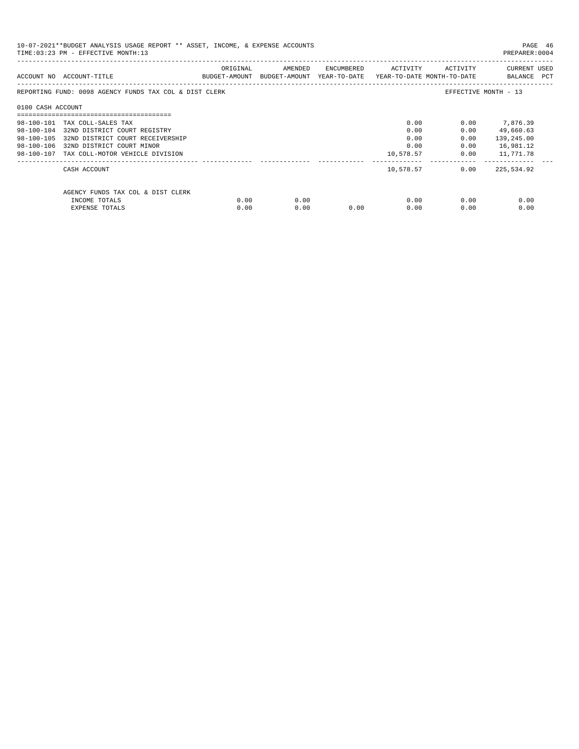10-07-2021**BUDGET ANALYSIS USAGE REPORT ** ASSET, INCOME, & EXPENSE ACCOUNTS

TIME:03:23 PM - EFFECTIVE MONTH:13

PREPARER:0004

| ACCOUNT NO | ACCOUNT-TITLE | ORIGINAL BUDGET-AMOUNT | AMENDED BUDGET-AMOUNT | ENCUMBERED YEAR-TO-DATE | ACTIVITY YEAR-TO-DATE | ACTIVITY MONTH-TO-DATE | CURRENT USED BALANCE PCT |
|---|---|---|---|---|---|---|---|
| REPORTING FUND: 0098 AGENCY FUNDS TAX COL & DIST CLERK | | | | | | | EFFECTIVE MONTH - 13 |
| 0100 CASH ACCOUNT | | | | | | | |
| 98-100-101 | TAX COLL-SALES TAX | | | | 0.00 | 0.00 | 7,876.39 |
| 98-100-104 | 32ND DISTRICT COURT REGISTRY | | | | 0.00 | 0.00 | 49,660.63 |
| 98-100-105 | 32ND DISTRICT COURT RECEIVERSHIP | | | | 0.00 | 0.00 | 139,245.00 |
| 98-100-106 | 32ND DISTRICT COURT MINOR | | | | 0.00 | 0.00 | 16,981.12 |
| 98-100-107 | TAX COLL-MOTOR VEHICLE DIVISION | | | | 10,578.57 | 0.00 | 11,771.78 |
| | CASH ACCOUNT | | | | 10,578.57 | 0.00 | 225,534.92 |
| | AGENCY FUNDS TAX COL & DIST CLERK | | | | | | |
| | INCOME TOTALS | 0.00 | 0.00 | | 0.00 | 0.00 | 0.00 |
| | EXPENSE TOTALS | 0.00 | 0.00 | 0.00 | 0.00 | 0.00 | 0.00 |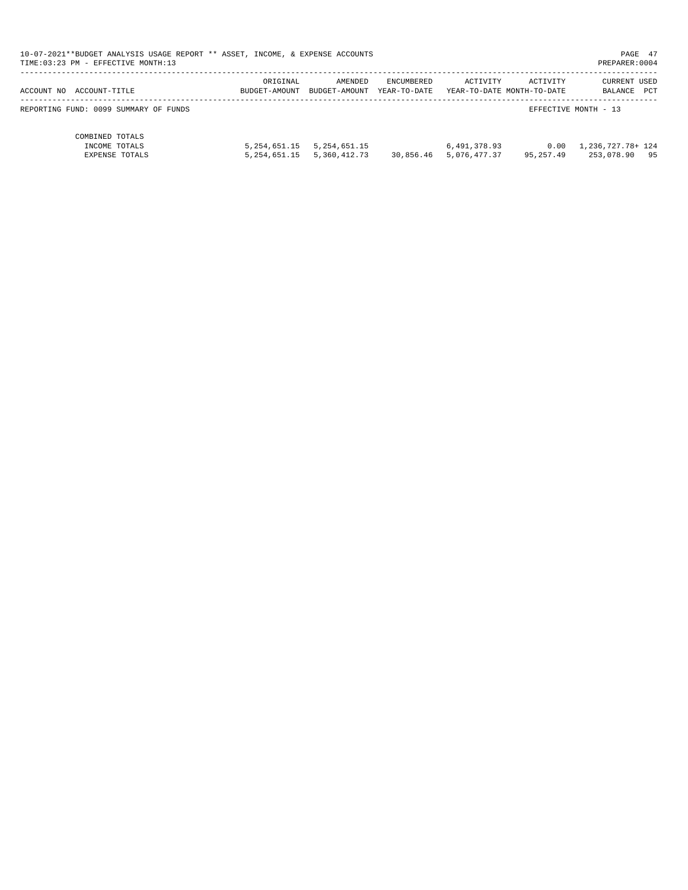10-07-2021**BUDGET ANALYSIS USAGE REPORT ** ASSET, INCOME, & EXPENSE ACCOUNTS
TIME:03:23 PM - EFFECTIVE MONTH:13
PREPARER:0004

| ACCOUNT NO ACCOUNT-TITLE | ORIGINAL BUDGET-AMOUNT | AMENDED BUDGET-AMOUNT | ENCUMBERED YEAR-TO-DATE | ACTIVITY YEAR-TO-DATE | ACTIVITY MONTH-TO-DATE | CURRENT BALANCE | USED PCT |
|---|---|---|---|---|---|---|---|
| REPORTING FUND: 0099 SUMMARY OF FUNDS | | | | | | EFFECTIVE MONTH - 13 | |
| COMBINED TOTALS | | | | | | | |
| INCOME TOTALS | 5,254,651.15 | 5,254,651.15 | | 6,491,378.93 | 0.00 | 1,236,727.78+ | 124 |
| EXPENSE TOTALS | 5,254,651.15 | 5,360,412.73 | 30,856.46 | 5,076,477.37 | 95,257.49 | 253,078.90 | 95 |